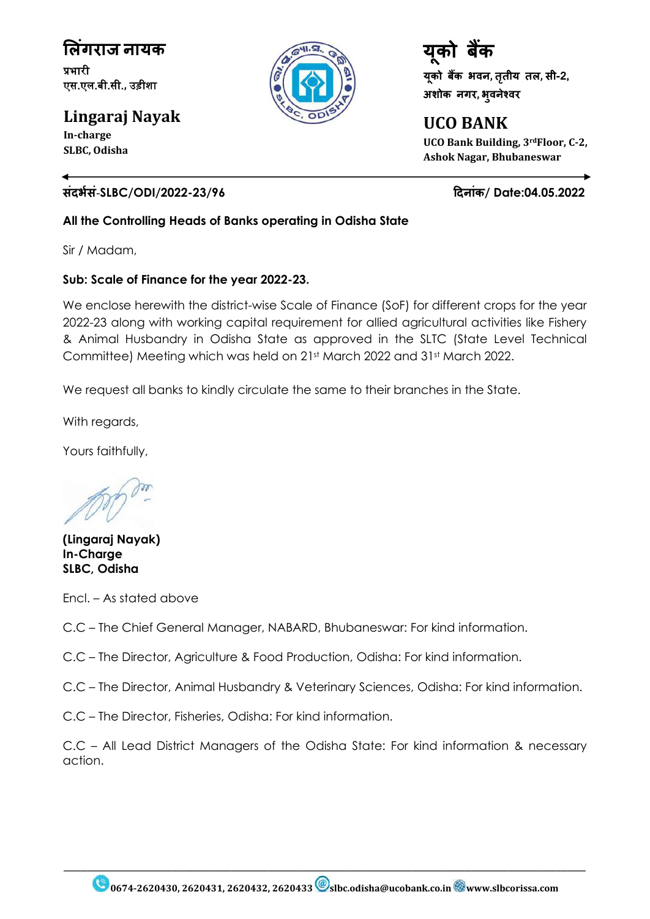**लिंगराज नायक**
**प्रभारी**
**एस.एल.बी.सी., उड़ीशा**

**Lingaraj Nayak**
**In-charge**
**SLBC, Odisha**

**यूको बैंक**
**यूको बैंक भवन, तृतीय तल, सी-2, अशोक नगर, भुवनेश्वर**

**UCO BANK**
**UCO Bank Building, 3rd Floor, C-2, Ashok Nagar, Bhubaneswar**

**संदर्भसं-SLBC/ODI/2022-23/96** **दिनांक/ Date:04.05.2022**

**All the Controlling Heads of Banks operating in Odisha State**

Sir / Madam,

**Sub: Scale of Finance for the year 2022-23.**

We enclose herewith the district-wise Scale of Finance (SoF) for different crops for the year 2022-23 along with working capital requirement for allied agricultural activities like Fishery & Animal Husbandry in Odisha State as approved in the SLTC (State Level Technical Committee) Meeting which was held on 21st March 2022 and 31st March 2022.

We request all banks to kindly circulate the same to their branches in the State.

With regards,

Yours faithfully,

**(Lingaraj Nayak)**
**In-Charge**
**SLBC, Odisha**

Encl. – As stated above

C.C – The Chief General Manager, NABARD, Bhubaneswar: For kind information.

C.C – The Director, Agriculture & Food Production, Odisha: For kind information.

C.C – The Director, Animal Husbandry & Veterinary Sciences, Odisha: For kind information.

C.C – The Director, Fisheries, Odisha: For kind information.

C.C – All Lead District Managers of the Odisha State: For kind information & necessary action.

0674-2620430, 2620431, 2620432, 2620433 slbc.odisha@ucobank.co.in www.slbcorissa.com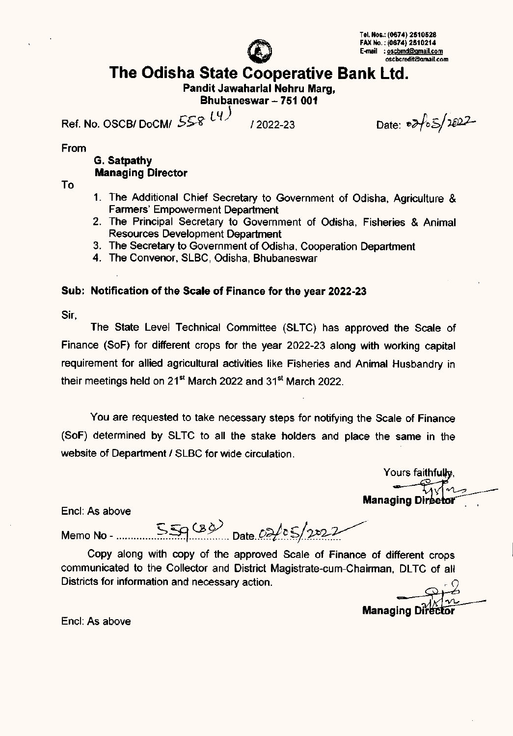Tel. Nos.: (0674) 2510528
FAX No. : (0674) 2510214
E-mail : oscbmd@gmail.com
oscbcredit@gmail.com

# The Odisha State Cooperative Bank Ltd.

**Pandit Jawaharlal Nehru Marg,**
**Bhubaneswar – 751 001**

Ref. No. OSCB/ DoCM/ 558 (4) / 2022-23 Date: 02/05/2022

From

**G. Satpathy**
**Managing Director**

To

1. The Additional Chief Secretary to Government of Odisha, Agriculture & Farmers' Empowerment Department
2. The Principal Secretary to Government of Odisha, Fisheries & Animal Resources Development Department
3. The Secretary to Government of Odisha, Cooperation Department
4. The Convenor, SLBC, Odisha, Bhubaneswar

**Sub: Notification of the Scale of Finance for the year 2022-23**

Sir,

The State Level Technical Committee (SLTC) has approved the Scale of Finance (SoF) for different crops for the year 2022-23 along with working capital requirement for allied agricultural activities like Fisheries and Animal Husbandry in their meetings held on 21st March 2022 and 31st March 2022.

You are requested to take necessary steps for notifying the Scale of Finance (SoF) determined by SLTC to all the stake holders and place the same in the website of Department / SLBC for wide circulation.

Yours faithfully,

**Managing Director**

Encl: As above

Memo No - 559 (30) Date 02/05/2022

Copy along with copy of the approved Scale of Finance of different crops communicated to the Collector and District Magistrate-cum-Chairman, DLTC of all Districts for information and necessary action.

**Managing Director**

Encl: As above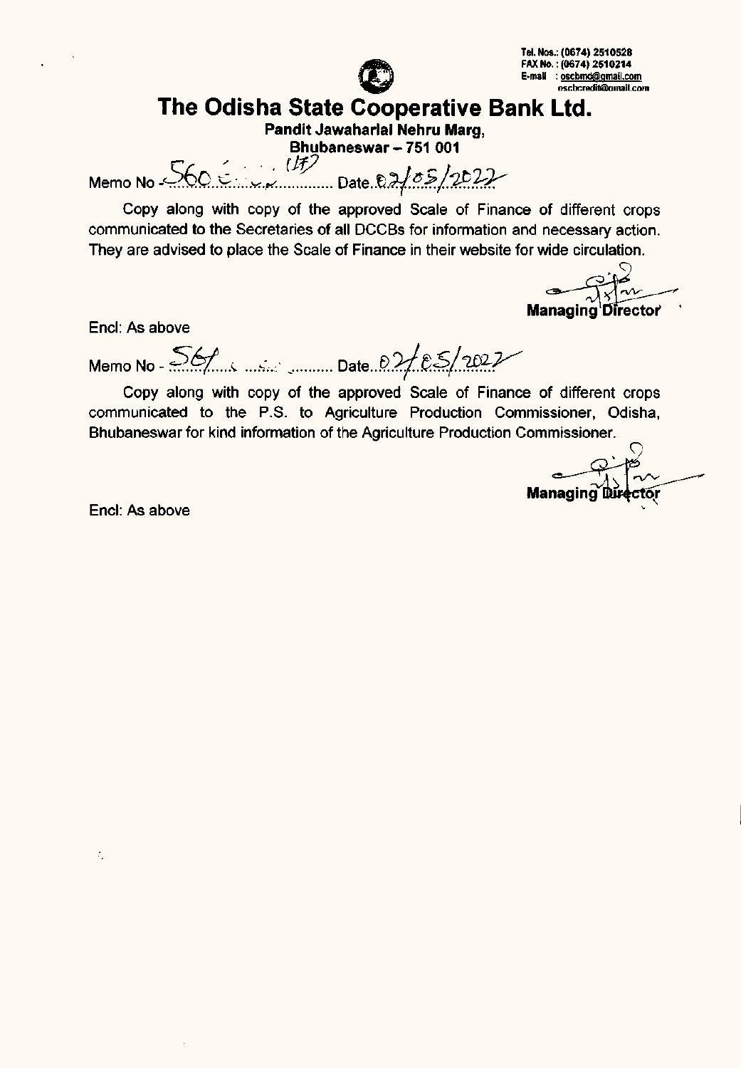Tel. Nos.: (0674) 2510528
FAX No. : (0674) 2510214
E-mail : oscbmd@gmail.com
oscbcredit@gmail.com

# The Odisha State Cooperative Bank Ltd.

**Pandit Jawaharlal Nehru Marg,**
**Bhubaneswar – 751 001**

Memo No - 560 (IF) Date 02/05/2022

Copy along with copy of the approved Scale of Finance of different crops communicated to the Secretaries of all DCCBs for information and necessary action. They are advised to place the Scale of Finance in their website for wide circulation.

**Managing Director**

Encl: As above

Memo No - 561 Date 02/05/2022

Copy along with copy of the approved Scale of Finance of different crops communicated to the P.S. to Agriculture Production Commissioner, Odisha, Bhubaneswar for kind information of the Agriculture Production Commissioner.

**Managing Director**

Encl: As above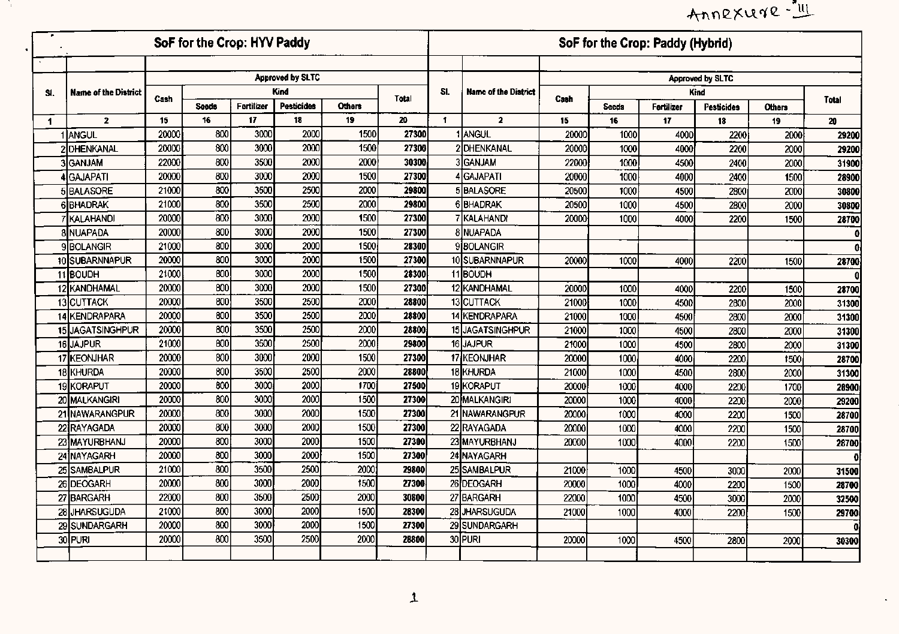Annexure - III

| SoF for the Crop: HYV Paddy | | | | | | | | SoF for the Crop: Paddy (Hybrid) | | | | | | | |
|---|---|---|---|---|---|---|---|---|---|---|---|---|---|---|---|
| Sl. | Name of the District | Approved by SLTC | | | | | | Sl. | Name of the District | Approved by SLTC | | | | | |
| | | Cash | Kind | | | | Total | | | Cash | Kind | | | | Total |
| | | | Seeds | Fertilizer | Pesticides | Others | | | | | Seeds | Fertilizer | Pesticides | Others | |
| 1 | 2 | 15 | 16 | 17 | 18 | 19 | 20 | 1 | 2 | 15 | 16 | 17 | 18 | 19 | 20 |
| 1 | ANGUL | 20000 | 800 | 3000 | 2000 | 1500 | 27300 | 1 | ANGUL | 20000 | 1000 | 4000 | 2200 | 2000 | 29200 |
| 2 | DHENKANAL | 20000 | 800 | 3000 | 2000 | 1500 | 27300 | 2 | DHENKANAL | 20000 | 1000 | 4000 | 2200 | 2000 | 29200 |
| 3 | GANJAM | 22000 | 800 | 3500 | 2000 | 2000 | 30300 | 3 | GANJAM | 22000 | 1000 | 4500 | 2400 | 2000 | 31900 |
| 4 | GAJAPATI | 20000 | 800 | 3000 | 2000 | 1500 | 27300 | 4 | GAJAPATI | 20000 | 1000 | 4000 | 2400 | 1500 | 28900 |
| 5 | BALASORE | 21000 | 800 | 3500 | 2500 | 2000 | 29800 | 5 | BALASORE | 20500 | 1000 | 4500 | 2800 | 2000 | 30800 |
| 6 | BHADRAK | 21000 | 800 | 3500 | 2500 | 2000 | 29800 | 6 | BHADRAK | 20500 | 1000 | 4500 | 2800 | 2000 | 30800 |
| 7 | KALAHANDI | 20000 | 800 | 3000 | 2000 | 1500 | 27300 | 7 | KALAHANDI | 20000 | 1000 | 4000 | 2200 | 1500 | 28700 |
| 8 | NUAPADA | 20000 | 800 | 3000 | 2000 | 1500 | 27300 | 8 | NUAPADA | | | | | | 0 |
| 9 | BOLANGIR | 21000 | 800 | 3000 | 2000 | 1500 | 28300 | 9 | BOLANGIR | | | | | | 0 |
| 10 | SUBARNNAPUR | 20000 | 800 | 3000 | 2000 | 1500 | 27300 | 10 | SUBARNNAPUR | 20000 | 1000 | 4000 | 2200 | 1500 | 28700 |
| 11 | BOUDH | 21000 | 800 | 3000 | 2000 | 1500 | 28300 | 11 | BOUDH | | | | | | 0 |
| 12 | KANDHAMAL | 20000 | 800 | 3000 | 2000 | 1500 | 27300 | 12 | KANDHAMAL | 20000 | 1000 | 4000 | 2200 | 1500 | 28700 |
| 13 | CUTTACK | 20000 | 800 | 3500 | 2500 | 2000 | 28800 | 13 | CUTTACK | 21000 | 1000 | 4500 | 2800 | 2000 | 31300 |
| 14 | KENDRAPARA | 20000 | 800 | 3500 | 2500 | 2000 | 28800 | 14 | KENDRAPARA | 21000 | 1000 | 4500 | 2800 | 2000 | 31300 |
| 15 | JAGATSINGHPUR | 20000 | 800 | 3500 | 2500 | 2000 | 28800 | 15 | JAGATSINGHPUR | 21000 | 1000 | 4500 | 2800 | 2000 | 31300 |
| 16 | JAJPUR | 21000 | 800 | 3500 | 2500 | 2000 | 29800 | 16 | JAJPUR | 21000 | 1000 | 4500 | 2800 | 2000 | 31300 |
| 17 | KEONJHAR | 20000 | 800 | 3000 | 2000 | 1500 | 27300 | 17 | KEONJHAR | 20000 | 1000 | 4000 | 2200 | 1500 | 28700 |
| 18 | KHURDA | 20000 | 800 | 3500 | 2500 | 2000 | 28800 | 18 | KHURDA | 21000 | 1000 | 4500 | 2800 | 2000 | 31300 |
| 19 | KORAPUT | 20000 | 800 | 3000 | 2000 | 1700 | 27500 | 19 | KORAPUT | 20000 | 1000 | 4000 | 2200 | 1700 | 28900 |
| 20 | MALKANGIRI | 20000 | 800 | 3000 | 2000 | 1500 | 27300 | 20 | MALKANGIRI | 20000 | 1000 | 4000 | 2200 | 2000 | 29200 |
| 21 | NAWARANGPUR | 20000 | 800 | 3000 | 2000 | 1500 | 27300 | 21 | NAWARANGPUR | 20000 | 1000 | 4000 | 2200 | 1500 | 28700 |
| 22 | RAYAGADA | 20000 | 800 | 3000 | 2000 | 1500 | 27300 | 22 | RAYAGADA | 20000 | 1000 | 4000 | 2200 | 1500 | 28700 |
| 23 | MAYURBHANJ | 20000 | 800 | 3000 | 2000 | 1500 | 27300 | 23 | MAYURBHANJ | 20000 | 1000 | 4000 | 2200 | 1500 | 28700 |
| 24 | NAYAGARH | 20000 | 800 | 3000 | 2000 | 1500 | 27300 | 24 | NAYAGARH | | | | | | 0 |
| 25 | SAMBALPUR | 21000 | 800 | 3500 | 2500 | 2000 | 29800 | 25 | SAMBALPUR | 21000 | 1000 | 4500 | 3000 | 2000 | 31500 |
| 26 | DEOGARH | 20000 | 800 | 3000 | 2000 | 1500 | 27300 | 26 | DEOGARH | 20000 | 1000 | 4000 | 2200 | 1500 | 28700 |
| 27 | BARGARH | 22000 | 800 | 3500 | 2500 | 2000 | 30800 | 27 | BARGARH | 22000 | 1000 | 4500 | 3000 | 2000 | 32500 |
| 28 | JHARSUGUDA | 21000 | 800 | 3000 | 2000 | 1500 | 28300 | 28 | JHARSUGUDA | 21000 | 1000 | 4000 | 2200 | 1500 | 29700 |
| 29 | SUNDARGARH | 20000 | 800 | 3000 | 2000 | 1500 | 27300 | 29 | SUNDARGARH | | | | | | 0 |
| 30 | PURI | 20000 | 800 | 3500 | 2500 | 2000 | 28800 | 30 | PURI | 20000 | 1000 | 4500 | 2800 | 2000 | 30300 |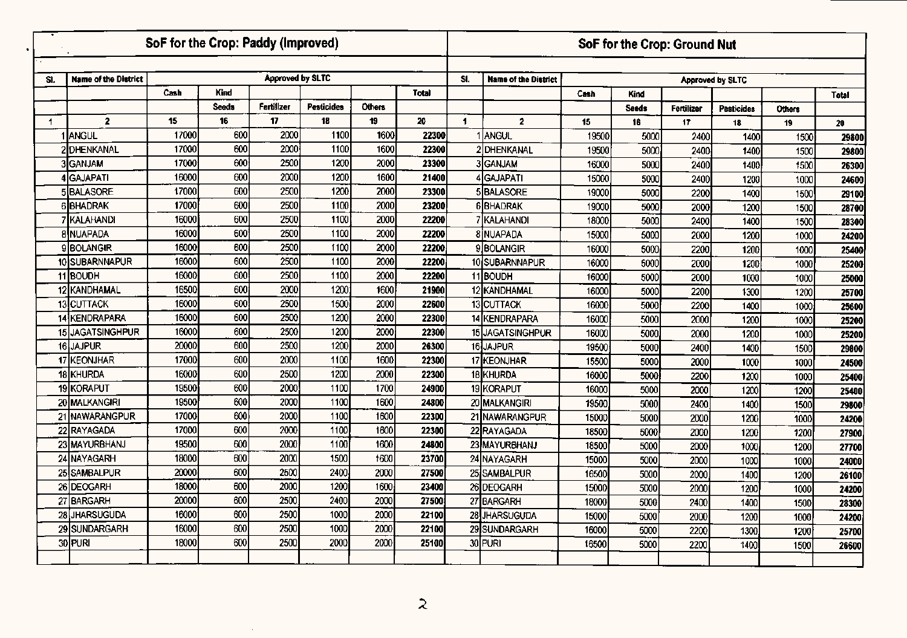## SoF for the Crop: Paddy (Improved)

| Sl. | Name of the District | Approved by SLTC | | | | | |
|---|---|---|---|---|---|---|---|
| | | Cash | Kind | | | | Total |
| | | | Seeds | Fertilizer | Pesticides | Others | |
| 1 | 2 | 15 | 16 | 17 | 18 | 19 | 20 |
| 1 | ANGUL | 17000 | 600 | 2000 | 1100 | 1600 | 22300 |
| 2 | DHENKANAL | 17000 | 600 | 2000 | 1100 | 1600 | 22300 |
| 3 | GANJAM | 17000 | 600 | 2500 | 1200 | 2000 | 23300 |
| 4 | GAJAPATI | 16000 | 600 | 2000 | 1200 | 1600 | 21400 |
| 5 | BALASORE | 17000 | 600 | 2500 | 1200 | 2000 | 23300 |
| 6 | BHADRAK | 17000 | 600 | 2500 | 1100 | 2000 | 23200 |
| 7 | KALAHANDI | 16000 | 600 | 2500 | 1100 | 2000 | 22200 |
| 8 | NUAPADA | 16000 | 600 | 2500 | 1100 | 2000 | 22200 |
| 9 | BOLANGIR | 16000 | 600 | 2500 | 1100 | 2000 | 22200 |
| 10 | SUBARNNAPUR | 16000 | 600 | 2500 | 1100 | 2000 | 22200 |
| 11 | BOUDH | 16000 | 600 | 2500 | 1100 | 2000 | 22200 |
| 12 | KANDHAMAL | 16500 | 600 | 2000 | 1200 | 1600 | 21900 |
| 13 | CUTTACK | 16000 | 600 | 2500 | 1500 | 2000 | 22600 |
| 14 | KENDRAPARA | 16000 | 600 | 2500 | 1200 | 2000 | 22300 |
| 15 | JAGATSINGHPUR | 16000 | 600 | 2500 | 1200 | 2000 | 22300 |
| 16 | JAJPUR | 20000 | 600 | 2500 | 1200 | 2000 | 26300 |
| 17 | KEONJHAR | 17000 | 600 | 2000 | 1100 | 1600 | 22300 |
| 18 | KHURDA | 16000 | 600 | 2500 | 1200 | 2000 | 22300 |
| 19 | KORAPUT | 19500 | 600 | 2000 | 1100 | 1700 | 24900 |
| 20 | MALKANGIRI | 19500 | 600 | 2000 | 1100 | 1600 | 24800 |
| 21 | NAWARANGPUR | 17000 | 600 | 2000 | 1100 | 1600 | 22300 |
| 22 | RAYAGADA | 17000 | 600 | 2000 | 1100 | 1600 | 22300 |
| 23 | MAYURBHANJ | 19500 | 600 | 2000 | 1100 | 1600 | 24800 |
| 24 | NAYAGARH | 18000 | 600 | 2000 | 1500 | 1600 | 23700 |
| 25 | SAMBALPUR | 20000 | 600 | 2500 | 2400 | 2000 | 27500 |
| 26 | DEOGARH | 18000 | 600 | 2000 | 1200 | 1600 | 23400 |
| 27 | BARGARH | 20000 | 600 | 2500 | 2400 | 2000 | 27500 |
| 28 | JHARSUGUDA | 16000 | 600 | 2500 | 1000 | 2000 | 22100 |
| 29 | SUNDARGARH | 16000 | 600 | 2500 | 1000 | 2000 | 22100 |
| 30 | PURI | 18000 | 600 | 2500 | 2000 | 2000 | 25100 |

## SoF for the Crop: Ground Nut

| Sl. | Name of the District | Approved by SLTC | | | | | |
|---|---|---|---|---|---|---|---|
| | | Cash | Kind | | | | Total |
| | | | Seeds | Fertilizer | Pesticides | Others | |
| 1 | 2 | 15 | 16 | 17 | 18 | 19 | 20 |
| 1 | ANGUL | 19500 | 5000 | 2400 | 1400 | 1500 | 29800 |
| 2 | DHENKANAL | 19500 | 5000 | 2400 | 1400 | 1500 | 29800 |
| 3 | GANJAM | 16000 | 5000 | 2400 | 1400 | 1500 | 26300 |
| 4 | GAJAPATI | 15000 | 5000 | 2400 | 1200 | 1000 | 24600 |
| 5 | BALASORE | 19000 | 5000 | 2200 | 1400 | 1500 | 29100 |
| 6 | BHADRAK | 19000 | 5000 | 2000 | 1200 | 1500 | 28700 |
| 7 | KALAHANDI | 18000 | 5000 | 2400 | 1400 | 1500 | 28300 |
| 8 | NUAPADA | 15000 | 5000 | 2000 | 1200 | 1000 | 24200 |
| 9 | BOLANGIR | 16000 | 5000 | 2200 | 1200 | 1000 | 25400 |
| 10 | SUBARNNAPUR | 16000 | 5000 | 2000 | 1200 | 1000 | 25200 |
| 11 | BOUDH | 16000 | 5000 | 2000 | 1000 | 1000 | 25000 |
| 12 | KANDHAMAL | 16000 | 5000 | 2200 | 1300 | 1200 | 25700 |
| 13 | CUTTACK | 16000 | 5000 | 2200 | 1400 | 1000 | 25600 |
| 14 | KENDRAPARA | 16000 | 5000 | 2000 | 1200 | 1000 | 25200 |
| 15 | JAGATSINGHPUR | 16000 | 5000 | 2000 | 1200 | 1000 | 25200 |
| 16 | JAJPUR | 19500 | 5000 | 2400 | 1400 | 1500 | 29800 |
| 17 | KEONJHAR | 15500 | 5000 | 2000 | 1000 | 1000 | 24500 |
| 18 | KHURDA | 16000 | 5000 | 2200 | 1200 | 1000 | 25400 |
| 19 | KORAPUT | 16000 | 5000 | 2000 | 1200 | 1200 | 25400 |
| 20 | MALKANGIRI | 19500 | 5000 | 2400 | 1400 | 1500 | 29800 |
| 21 | NAWARANGPUR | 15000 | 5000 | 2000 | 1200 | 1000 | 24200 |
| 22 | RAYAGADA | 18500 | 5000 | 2000 | 1200 | 1200 | 27900 |
| 23 | MAYURBHANJ | 18500 | 5000 | 2000 | 1000 | 1200 | 27700 |
| 24 | NAYAGARH | 15000 | 5000 | 2000 | 1000 | 1000 | 24000 |
| 25 | SAMBALPUR | 16500 | 5000 | 2000 | 1400 | 1200 | 26100 |
| 26 | DEOGARH | 15000 | 5000 | 2000 | 1200 | 1000 | 24200 |
| 27 | BARGARH | 18000 | 5000 | 2400 | 1400 | 1500 | 28300 |
| 28 | JHARSUGUDA | 15000 | 5000 | 2000 | 1200 | 1000 | 24200 |
| 29 | SUNDARGARH | 16000 | 5000 | 2200 | 1300 | 1200 | 25700 |
| 30 | PURI | 16500 | 5000 | 2200 | 1400 | 1500 | 26600 |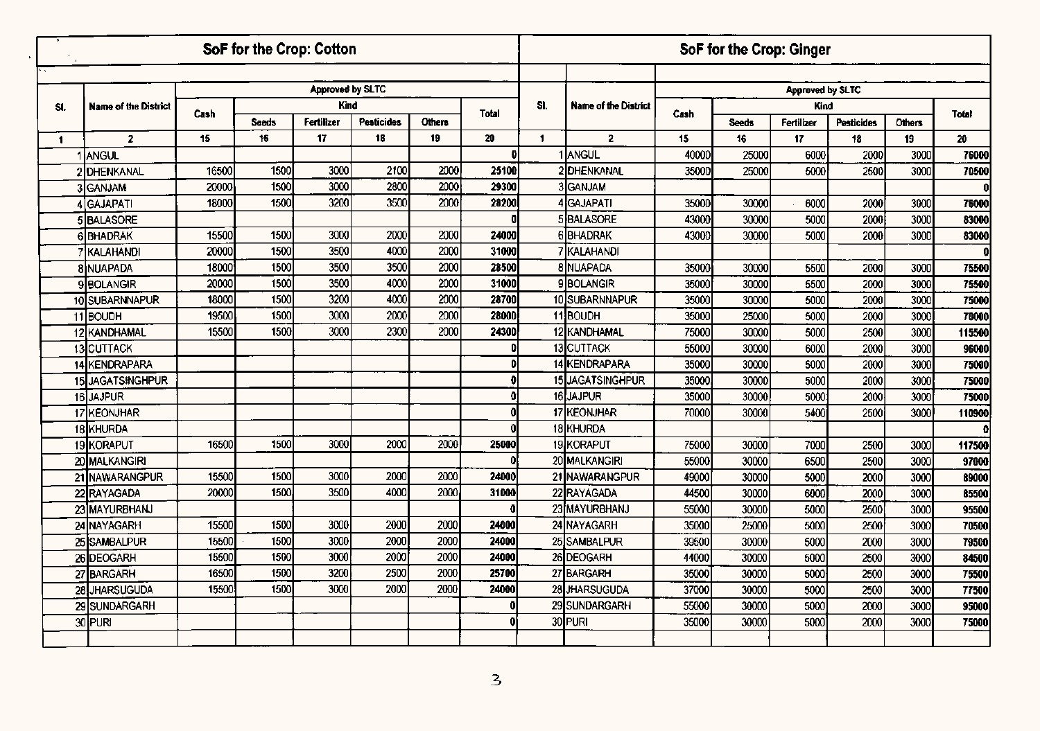## SoF for the Crop: Cotton

| Sl. | Name of the District | Approved by SLTC | | | | | |
|---|---|---|---|---|---|---|---|
| | | Cash | Kind | | | | Total |
| | | | Seeds | Fertilizer | Pesticides | Others | |
| 1 | 2 | 15 | 16 | 17 | 18 | 19 | 20 |
| 1 | ANGUL | | | | | | 0 |
| 2 | DHENKANAL | 16500 | 1500 | 3000 | 2100 | 2000 | 25100 |
| 3 | GANJAM | 20000 | 1500 | 3000 | 2800 | 2000 | 29300 |
| 4 | GAJAPATI | 18000 | 1500 | 3200 | 3500 | 2000 | 28200 |
| 5 | BALASORE | | | | | | 0 |
| 6 | BHADRAK | 15500 | 1500 | 3000 | 2000 | 2000 | 24000 |
| 7 | KALAHANDI | 20000 | 1500 | 3500 | 4000 | 2000 | 31000 |
| 8 | NUAPADA | 18000 | 1500 | 3500 | 3500 | 2000 | 28500 |
| 9 | BOLANGIR | 20000 | 1500 | 3500 | 4000 | 2000 | 31000 |
| 10 | SUBARNNAPUR | 18000 | 1500 | 3200 | 4000 | 2000 | 28700 |
| 11 | BOUDH | 19500 | 1500 | 3000 | 2000 | 2000 | 28000 |
| 12 | KANDHAMAL | 15500 | 1500 | 3000 | 2300 | 2000 | 24300 |
| 13 | CUTTACK | | | | | | 0 |
| 14 | KENDRAPARA | | | | | | 0 |
| 15 | JAGATSINGHPUR | | | | | | 0 |
| 16 | JAJPUR | | | | | | 0 |
| 17 | KEONJHAR | | | | | | 0 |
| 18 | KHURDA | | | | | | 0 |
| 19 | KORAPUT | 16500 | 1500 | 3000 | 2000 | 2000 | 25000 |
| 20 | MALKANGIRI | | | | | | 0 |
| 21 | NAWARANGPUR | 15500 | 1500 | 3000 | 2000 | 2000 | 24000 |
| 22 | RAYAGADA | 20000 | 1500 | 3500 | 4000 | 2000 | 31000 |
| 23 | MAYURBHANJ | | | | | | 0 |
| 24 | NAYAGARH | 15500 | 1500 | 3000 | 2000 | 2000 | 24000 |
| 25 | SAMBALPUR | 15500 | 1500 | 3000 | 2000 | 2000 | 24000 |
| 26 | DEOGARH | 15500 | 1500 | 3000 | 2000 | 2000 | 24000 |
| 27 | BARGARH | 16500 | 1500 | 3200 | 2500 | 2000 | 25700 |
| 28 | JHARSUGUDA | 15500 | 1500 | 3000 | 2000 | 2000 | 24000 |
| 29 | SUNDARGARH | | | | | | 0 |
| 30 | PURI | | | | | | 0 |

## SoF for the Crop: Ginger

| Sl. | Name of the District | Approved by SLTC | | | | | |
|---|---|---|---|---|---|---|---|
| | | Cash | Kind | | | | Total |
| | | | Seeds | Fertilizer | Pesticides | Others | |
| 1 | 2 | 15 | 16 | 17 | 18 | 19 | 20 |
| 1 | ANGUL | 40000 | 25000 | 6000 | 2000 | 3000 | 76000 |
| 2 | DHENKANAL | 35000 | 25000 | 5000 | 2500 | 3000 | 70500 |
| 3 | GANJAM | | | | | | 0 |
| 4 | GAJAPATI | 35000 | 30000 | 6000 | 2000 | 3000 | 76000 |
| 5 | BALASORE | 43000 | 30000 | 5000 | 2000 | 3000 | 83000 |
| 6 | BHADRAK | 43000 | 30000 | 5000 | 2000 | 3000 | 83000 |
| 7 | KALAHANDI | | | | | | 0 |
| 8 | NUAPADA | 35000 | 30000 | 5500 | 2000 | 3000 | 75500 |
| 9 | BOLANGIR | 35000 | 30000 | 5500 | 2000 | 3000 | 75500 |
| 10 | SUBARNNAPUR | 35000 | 30000 | 5000 | 2000 | 3000 | 75000 |
| 11 | BOUDH | 35000 | 25000 | 5000 | 2000 | 3000 | 70000 |
| 12 | KANDHAMAL | 75000 | 30000 | 5000 | 2500 | 3000 | 115500 |
| 13 | CUTTACK | 55000 | 30000 | 6000 | 2000 | 3000 | 96000 |
| 14 | KENDRAPARA | 35000 | 30000 | 5000 | 2000 | 3000 | 75000 |
| 15 | JAGATSINGHPUR | 35000 | 30000 | 5000 | 2000 | 3000 | 75000 |
| 16 | JAJPUR | 35000 | 30000 | 5000 | 2000 | 3000 | 75000 |
| 17 | KEONJHAR | 70000 | 30000 | 5400 | 2500 | 3000 | 110900 |
| 18 | KHURDA | | | | | | 0 |
| 19 | KORAPUT | 75000 | 30000 | 7000 | 2500 | 3000 | 117500 |
| 20 | MALKANGIRI | 55000 | 30000 | 6500 | 2500 | 3000 | 97000 |
| 21 | NAWARANGPUR | 49000 | 30000 | 5000 | 2000 | 3000 | 89000 |
| 22 | RAYAGADA | 44500 | 30000 | 6000 | 2000 | 3000 | 85500 |
| 23 | MAYURBHANJ | 55000 | 30000 | 5000 | 2500 | 3000 | 95500 |
| 24 | NAYAGARH | 35000 | 25000 | 5000 | 2500 | 3000 | 70500 |
| 25 | SAMBALPUR | 39500 | 30000 | 5000 | 2000 | 3000 | 79500 |
| 26 | DEOGARH | 44000 | 30000 | 5000 | 2500 | 3000 | 84500 |
| 27 | BARGARH | 35000 | 30000 | 5000 | 2500 | 3000 | 75500 |
| 28 | JHARSUGUDA | 37000 | 30000 | 5000 | 2500 | 3000 | 77500 |
| 29 | SUNDARGARH | 55000 | 30000 | 5000 | 2000 | 3000 | 95000 |
| 30 | PURI | 35000 | 30000 | 5000 | 2000 | 3000 | 75000 |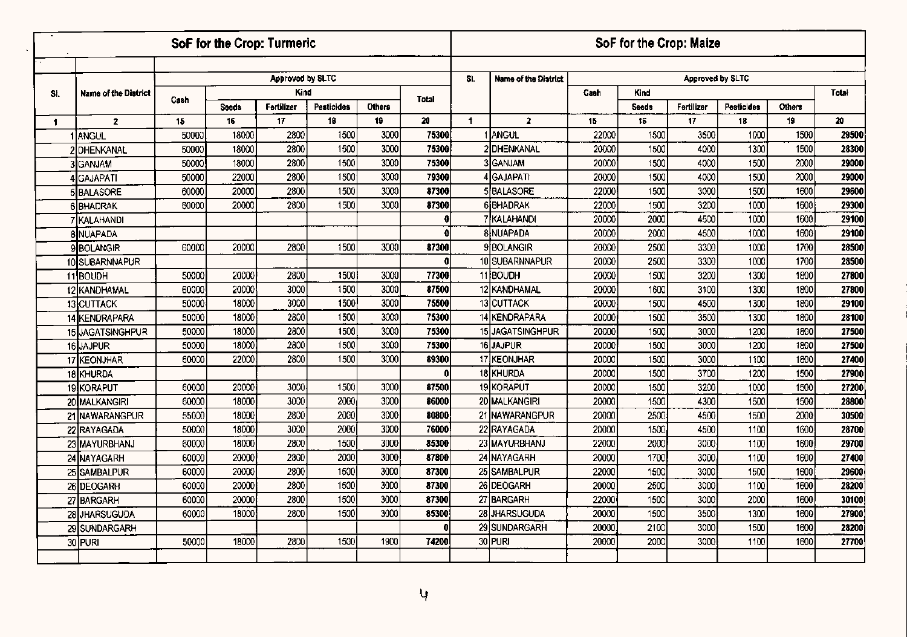## SoF for the Crop: Turmeric

| Sl. | Name of the District | Approved by SLTC | | | | | |
|---|---|---|---|---|---|---|---|
| | | Cash | Kind | | | | Total |
| | | | Seeds | Fertilizer | Pesticides | Others | |
| 1 | 2 | 15 | 16 | 17 | 18 | 19 | 20 |
| 1 | ANGUL | 50000 | 18000 | 2800 | 1500 | 3000 | 75300 |
| 2 | DHENKANAL | 50000 | 18000 | 2800 | 1500 | 3000 | 75300 |
| 3 | GANJAM | 50000 | 18000 | 2800 | 1500 | 3000 | 75300 |
| 4 | GAJAPATI | 50000 | 22000 | 2800 | 1500 | 3000 | 79300 |
| 5 | BALASORE | 60000 | 20000 | 2800 | 1500 | 3000 | 87300 |
| 6 | BHADRAK | 60000 | 20000 | 2800 | 1500 | 3000 | 87300 |
| 7 | KALAHANDI | | | | | | 0 |
| 8 | NUAPADA | | | | | | 0 |
| 9 | BOLANGIR | 60000 | 20000 | 2800 | 1500 | 3000 | 87300 |
| 10 | SUBARNNAPUR | | | | | | 0 |
| 11 | BOUDH | 50000 | 20000 | 2800 | 1500 | 3000 | 77300 |
| 12 | KANDHAMAL | 60000 | 20000 | 3000 | 1500 | 3000 | 87500 |
| 13 | CUTTACK | 50000 | 18000 | 3000 | 1500 | 3000 | 75500 |
| 14 | KENDRAPARA | 50000 | 18000 | 2800 | 1500 | 3000 | 75300 |
| 15 | JAGATSINGHPUR | 50000 | 18000 | 2800 | 1500 | 3000 | 75300 |
| 16 | JAJPUR | 50000 | 18000 | 2800 | 1500 | 3000 | 75300 |
| 17 | KEONJHAR | 60000 | 22000 | 2800 | 1500 | 3000 | 89300 |
| 18 | KHURDA | | | | | | 0 |
| 19 | KORAPUT | 60000 | 20000 | 3000 | 1500 | 3000 | 87500 |
| 20 | MALKANGIRI | 60000 | 18000 | 3000 | 2000 | 3000 | 86000 |
| 21 | NAWARANGPUR | 55000 | 18000 | 2800 | 2000 | 3000 | 80800 |
| 22 | RAYAGADA | 50000 | 18000 | 3000 | 2000 | 3000 | 76000 |
| 23 | MAYURBHANJ | 60000 | 18000 | 2800 | 1500 | 3000 | 85300 |
| 24 | NAYAGARH | 60000 | 20000 | 2800 | 2000 | 3000 | 87800 |
| 25 | SAMBALPUR | 60000 | 20000 | 2800 | 1500 | 3000 | 87300 |
| 26 | DEOGARH | 60000 | 20000 | 2800 | 1500 | 3000 | 87300 |
| 27 | BARGARH | 60000 | 20000 | 2800 | 1500 | 3000 | 87300 |
| 28 | JHARSUGUDA | 60000 | 18000 | 2800 | 1500 | 3000 | 85300 |
| 29 | SUNDARGARH | | | | | | 0 |
| 30 | PURI | 50000 | 18000 | 2800 | 1500 | 1900 | 74200 |

## SoF for the Crop: Maize

| Sl. | Name of the District | Approved by SLTC | | | | | |
|---|---|---|---|---|---|---|---|
| | | Cash | Kind | | | | Total |
| | | | Seeds | Fertilizer | Pesticides | Others | |
| 1 | 2 | 15 | 16 | 17 | 18 | 19 | 20 |
| 1 | ANGUL | 22000 | 1500 | 3500 | 1000 | 1500 | 29500 |
| 2 | DHENKANAL | 20000 | 1500 | 4000 | 1300 | 1500 | 28300 |
| 3 | GANJAM | 20000 | 1500 | 4000 | 1500 | 2000 | 29000 |
| 4 | GAJAPATI | 20000 | 1500 | 4000 | 1500 | 2000 | 29000 |
| 5 | BALASORE | 22000 | 1500 | 3000 | 1500 | 1600 | 29600 |
| 6 | BHADRAK | 22000 | 1500 | 3200 | 1000 | 1600 | 29300 |
| 7 | KALAHANDI | 20000 | 2000 | 4500 | 1000 | 1600 | 29100 |
| 8 | NUAPADA | 20000 | 2000 | 4500 | 1000 | 1600 | 29100 |
| 9 | BOLANGIR | 20000 | 2500 | 3300 | 1000 | 1700 | 28500 |
| 10 | SUBARNNAPUR | 20000 | 2500 | 3300 | 1000 | 1700 | 28500 |
| 11 | BOUDH | 20000 | 1500 | 3200 | 1300 | 1800 | 27800 |
| 12 | KANDHAMAL | 20000 | 1600 | 3100 | 1300 | 1800 | 27800 |
| 13 | CUTTACK | 20000 | 1500 | 4500 | 1300 | 1800 | 29100 |
| 14 | KENDRAPARA | 20000 | 1500 | 3500 | 1300 | 1800 | 28100 |
| 15 | JAGATSINGHPUR | 20000 | 1500 | 3000 | 1200 | 1800 | 27500 |
| 16 | JAJPUR | 20000 | 1500 | 3000 | 1200 | 1800 | 27500 |
| 17 | KEONJHAR | 20000 | 1500 | 3000 | 1100 | 1800 | 27400 |
| 18 | KHURDA | 20000 | 1500 | 3700 | 1200 | 1500 | 27900 |
| 19 | KORAPUT | 20000 | 1500 | 3200 | 1000 | 1500 | 27200 |
| 20 | MALKANGIRI | 20000 | 1500 | 4300 | 1500 | 1500 | 28800 |
| 21 | NAWARANGPUR | 20000 | 2500 | 4500 | 1500 | 2000 | 30500 |
| 22 | RAYAGADA | 20000 | 1500 | 4500 | 1100 | 1600 | 28700 |
| 23 | MAYURBHANJ | 22000 | 2000 | 3000 | 1100 | 1600 | 29700 |
| 24 | NAYAGARH | 20000 | 1700 | 3000 | 1100 | 1600 | 27400 |
| 25 | SAMBALPUR | 22000 | 1500 | 3000 | 1500 | 1600 | 29600 |
| 26 | DEOGARH | 20000 | 2500 | 3000 | 1100 | 1600 | 28200 |
| 27 | BARGARH | 22000 | 1500 | 3000 | 2000 | 1600 | 30100 |
| 28 | JHARSUGUDA | 20000 | 1500 | 3500 | 1300 | 1600 | 27900 |
| 29 | SUNDARGARH | 20000 | 2100 | 3000 | 1500 | 1600 | 28200 |
| 30 | PURI | 20000 | 2000 | 3000 | 1100 | 1600 | 27700 |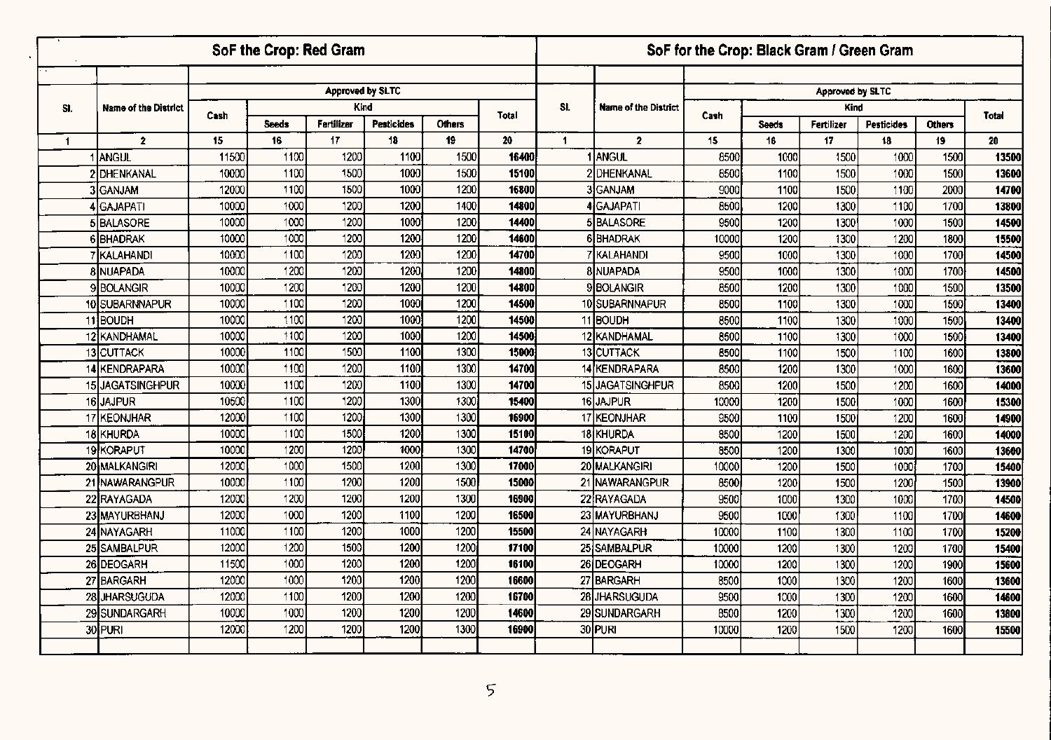## SoF the Crop: Red Gram

| Sl. | Name of the District | Approved by SLTC | | | | | |
|---|---|---|---|---|---|---|---|
| | | Cash | Kind | | | | Total |
| | | | Seeds | Fertilizer | Pesticides | Others | |
| 1 | 2 | 15 | 16 | 17 | 18 | 19 | 20 |
| 1 | ANGUL | 11500 | 1100 | 1200 | 1100 | 1500 | **16400** |
| 2 | DHENKANAL | 10000 | 1100 | 1500 | 1000 | 1500 | **15100** |
| 3 | GANJAM | 12000 | 1100 | 1500 | 1000 | 1200 | **16800** |
| 4 | GAJAPATI | 10000 | 1000 | 1200 | 1200 | 1400 | **14800** |
| 5 | BALASORE | 10000 | 1000 | 1200 | 1000 | 1200 | **14400** |
| 6 | BHADRAK | 10000 | 1000 | 1200 | 1200 | 1200 | **14600** |
| 7 | KALAHANDI | 10000 | 1100 | 1200 | 1200 | 1200 | **14700** |
| 8 | NUAPADA | 10000 | 1200 | 1200 | 1200 | 1200 | **14800** |
| 9 | BOLANGIR | 10000 | 1200 | 1200 | 1200 | 1200 | **14800** |
| 10 | SUBARNNAPUR | 10000 | 1100 | 1200 | 1000 | 1200 | **14500** |
| 11 | BOUDH | 10000 | 1100 | 1200 | 1000 | 1200 | **14500** |
| 12 | KANDHAMAL | 10000 | 1100 | 1200 | 1000 | 1200 | **14500** |
| 13 | CUTTACK | 10000 | 1100 | 1500 | 1100 | 1300 | **15000** |
| 14 | KENDRAPARA | 10000 | 1100 | 1200 | 1100 | 1300 | **14700** |
| 15 | JAGATSINGHPUR | 10000 | 1100 | 1200 | 1100 | 1300 | **14700** |
| 16 | JAJPUR | 10500 | 1100 | 1200 | 1300 | 1300 | **15400** |
| 17 | KEONJHAR | 12000 | 1100 | 1200 | 1300 | 1300 | **16900** |
| 18 | KHURDA | 10000 | 1100 | 1500 | 1200 | 1300 | **15100** |
| 19 | KORAPUT | 10000 | 1200 | 1200 | 1000 | 1300 | **14700** |
| 20 | MALKANGIRI | 12000 | 1000 | 1500 | 1200 | 1300 | **17000** |
| 21 | NAWARANGPUR | 10000 | 1100 | 1200 | 1200 | 1500 | **15000** |
| 22 | RAYAGADA | 12000 | 1200 | 1200 | 1200 | 1300 | **16900** |
| 23 | MAYURBHANJ | 12000 | 1000 | 1200 | 1100 | 1200 | **16500** |
| 24 | NAYAGARH | 11000 | 1100 | 1200 | 1000 | 1200 | **15500** |
| 25 | SAMBALPUR | 12000 | 1200 | 1500 | 1200 | 1200 | **17100** |
| 26 | DEOGARH | 11500 | 1000 | 1200 | 1200 | 1200 | **16100** |
| 27 | BARGARH | 12000 | 1000 | 1200 | 1200 | 1200 | **16600** |
| 28 | JHARSUGUDA | 12000 | 1100 | 1200 | 1200 | 1200 | **16700** |
| 29 | SUNDARGARH | 10000 | 1000 | 1200 | 1200 | 1200 | **14600** |
| 30 | PURI | 12000 | 1200 | 1200 | 1200 | 1300 | **16900** |

## SoF for the Crop: Black Gram / Green Gram

| Sl. | Name of the District | Approved by SLTC | | | | | |
|---|---|---|---|---|---|---|---|
| | | Cash | Kind | | | | Total |
| | | | Seeds | Fertilizer | Pesticides | Others | |
| 1 | 2 | 15 | 16 | 17 | 18 | 19 | 20 |
| 1 | ANGUL | 8500 | 1000 | 1500 | 1000 | 1500 | **13500** |
| 2 | DHENKANAL | 8500 | 1100 | 1500 | 1000 | 1500 | **13600** |
| 3 | GANJAM | 9000 | 1100 | 1500 | 1100 | 2000 | **14700** |
| 4 | GAJAPATI | 8500 | 1200 | 1300 | 1100 | 1700 | **13800** |
| 5 | BALASORE | 9500 | 1200 | 1300 | 1000 | 1500 | **14500** |
| 6 | BHADRAK | 10000 | 1200 | 1300 | 1200 | 1800 | **15500** |
| 7 | KALAHANDI | 9500 | 1000 | 1300 | 1000 | 1700 | **14500** |
| 8 | NUAPADA | 9500 | 1000 | 1300 | 1000 | 1700 | **14500** |
| 9 | BOLANGIR | 8500 | 1200 | 1300 | 1000 | 1500 | **13500** |
| 10 | SUBARNNAPUR | 8500 | 1100 | 1300 | 1000 | 1500 | **13400** |
| 11 | BOUDH | 8500 | 1100 | 1300 | 1000 | 1500 | **13400** |
| 12 | KANDHAMAL | 8500 | 1100 | 1300 | 1000 | 1500 | **13400** |
| 13 | CUTTACK | 8500 | 1100 | 1500 | 1100 | 1600 | **13800** |
| 14 | KENDRAPARA | 8500 | 1200 | 1300 | 1000 | 1600 | **13600** |
| 15 | JAGATSINGHPUR | 8500 | 1200 | 1500 | 1200 | 1600 | **14000** |
| 16 | JAJPUR | 10000 | 1200 | 1500 | 1000 | 1600 | **15300** |
| 17 | KEONJHAR | 9500 | 1100 | 1500 | 1200 | 1600 | **14900** |
| 18 | KHURDA | 8500 | 1200 | 1500 | 1200 | 1600 | **14000** |
| 19 | KORAPUT | 8500 | 1200 | 1300 | 1000 | 1600 | **13600** |
| 20 | MALKANGIRI | 10000 | 1200 | 1500 | 1000 | 1700 | **15400** |
| 21 | NAWARANGPUR | 8500 | 1200 | 1500 | 1200 | 1500 | **13900** |
| 22 | RAYAGADA | 9500 | 1000 | 1300 | 1000 | 1700 | **14500** |
| 23 | MAYURBHANJ | 9500 | 1000 | 1300 | 1100 | 1700 | **14600** |
| 24 | NAYAGARH | 10000 | 1100 | 1300 | 1100 | 1700 | **15200** |
| 25 | SAMBALPUR | 10000 | 1200 | 1300 | 1200 | 1700 | **15400** |
| 26 | DEOGARH | 10000 | 1200 | 1300 | 1200 | 1900 | **15600** |
| 27 | BARGARH | 8500 | 1000 | 1300 | 1200 | 1600 | **13600** |
| 28 | JHARSUGUDA | 9500 | 1000 | 1300 | 1200 | 1600 | **14600** |
| 29 | SUNDARGARH | 8500 | 1200 | 1300 | 1200 | 1600 | **13800** |
| 30 | PURI | 10000 | 1200 | 1500 | 1200 | 1600 | **15500** |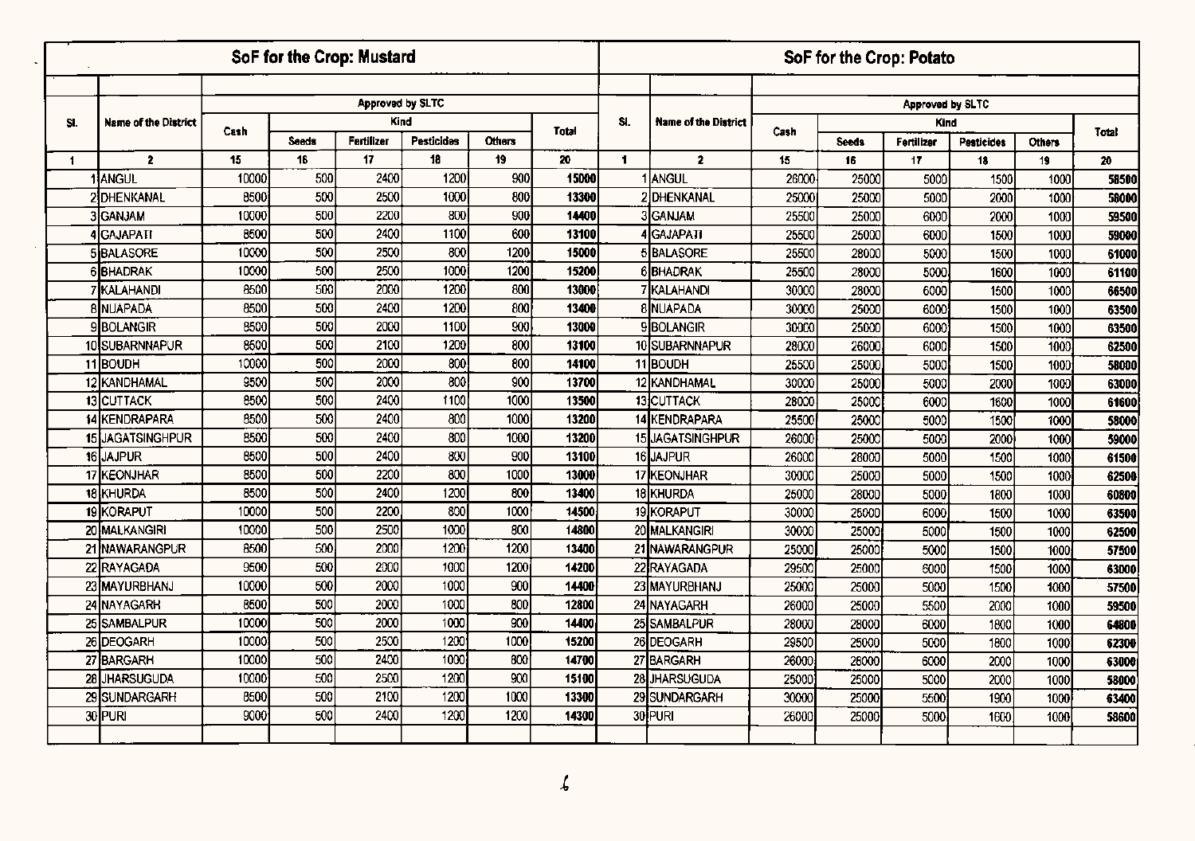## SoF for the Crop: Mustard

| Sl. | Name of the District | Approved by SLTC | | | | | |
|---|---|---|---|---|---|---|---|
| | | Cash | Kind | | | | Total |
| | | | Seeds | Fertilizer | Pesticides | Others | |
| 1 | 2 | 15 | 16 | 17 | 18 | 19 | 20 |
| 1 | ANGUL | 10000 | 500 | 2400 | 1200 | 900 | 15000 |
| 2 | DHENKANAL | 8500 | 500 | 2500 | 1000 | 800 | 13300 |
| 3 | GANJAM | 10000 | 500 | 2200 | 800 | 900 | 14400 |
| 4 | GAJAPATI | 8500 | 500 | 2400 | 1100 | 600 | 13100 |
| 5 | BALASORE | 10000 | 500 | 2500 | 800 | 1200 | 15000 |
| 6 | BHADRAK | 10000 | 500 | 2500 | 1000 | 1200 | 15200 |
| 7 | KALAHANDI | 8500 | 500 | 2000 | 1200 | 800 | 13000 |
| 8 | NUAPADA | 8500 | 500 | 2400 | 1200 | 800 | 13400 |
| 9 | BOLANGIR | 8500 | 500 | 2000 | 1100 | 900 | 13000 |
| 10 | SUBARNNAPUR | 8500 | 500 | 2100 | 1200 | 800 | 13100 |
| 11 | BOUDH | 10000 | 500 | 2000 | 800 | 800 | 14100 |
| 12 | KANDHAMAL | 9500 | 500 | 2000 | 800 | 900 | 13700 |
| 13 | CUTTACK | 8500 | 500 | 2400 | 1100 | 1000 | 13500 |
| 14 | KENDRAPARA | 8500 | 500 | 2400 | 800 | 1000 | 13200 |
| 15 | JAGATSINGHPUR | 8500 | 500 | 2400 | 800 | 1000 | 13200 |
| 16 | JAJPUR | 8500 | 500 | 2400 | 800 | 900 | 13100 |
| 17 | KEONJHAR | 8500 | 500 | 2200 | 800 | 1000 | 13000 |
| 18 | KHURDA | 8500 | 500 | 2400 | 1200 | 800 | 13400 |
| 19 | KORAPUT | 10000 | 500 | 2200 | 800 | 1000 | 14500 |
| 20 | MALKANGIRI | 10000 | 500 | 2500 | 1000 | 800 | 14800 |
| 21 | NAWARANGPUR | 8500 | 500 | 2000 | 1200 | 1200 | 13400 |
| 22 | RAYAGADA | 9500 | 500 | 2000 | 1000 | 1200 | 14200 |
| 23 | MAYURBHANJ | 10000 | 500 | 2000 | 1000 | 900 | 14400 |
| 24 | NAYAGARH | 8500 | 500 | 2000 | 1000 | 800 | 12800 |
| 25 | SAMBALPUR | 10000 | 500 | 2000 | 1000 | 900 | 14400 |
| 26 | DEOGARH | 10000 | 500 | 2500 | 1200 | 1000 | 15200 |
| 27 | BARGARH | 10000 | 500 | 2400 | 1000 | 800 | 14700 |
| 28 | JHARSUGUDA | 10000 | 500 | 2500 | 1200 | 900 | 15100 |
| 29 | SUNDARGARH | 8500 | 500 | 2100 | 1200 | 1000 | 13300 |
| 30 | PURI | 9000 | 500 | 2400 | 1200 | 1200 | 14300 |

## SoF for the Crop: Potato

| Sl. | Name of the District | Approved by SLTC | | | | | |
|---|---|---|---|---|---|---|---|
| | | Cash | Kind | | | | Total |
| | | | Seeds | Fertilizer | Pesticides | Others | |
| 1 | 2 | 15 | 16 | 17 | 18 | 19 | 20 |
| 1 | ANGUL | 26000 | 25000 | 5000 | 1500 | 1000 | 58500 |
| 2 | DHENKANAL | 25000 | 25000 | 5000 | 2000 | 1000 | 58000 |
| 3 | GANJAM | 25500 | 25000 | 6000 | 2000 | 1000 | 59500 |
| 4 | GAJAPATI | 25500 | 25000 | 6000 | 1500 | 1000 | 59000 |
| 5 | BALASORE | 25500 | 28000 | 5000 | 1500 | 1000 | 61000 |
| 6 | BHADRAK | 25500 | 28000 | 5000 | 1600 | 1000 | 61100 |
| 7 | KALAHANDI | 30000 | 28000 | 6000 | 1500 | 1000 | 66500 |
| 8 | NUAPADA | 30000 | 25000 | 6000 | 1500 | 1000 | 63500 |
| 9 | BOLANGIR | 30000 | 25000 | 6000 | 1500 | 1000 | 63500 |
| 10 | SUBARNNAPUR | 28000 | 26000 | 6000 | 1500 | 1000 | 62500 |
| 11 | BOUDH | 25500 | 25000 | 5000 | 1500 | 1000 | 58000 |
| 12 | KANDHAMAL | 30000 | 25000 | 5000 | 2000 | 1000 | 63000 |
| 13 | CUTTACK | 28000 | 25000 | 6000 | 1600 | 1000 | 61600 |
| 14 | KENDRAPARA | 25500 | 25000 | 5000 | 1500 | 1000 | 58000 |
| 15 | JAGATSINGHPUR | 26000 | 25000 | 5000 | 2000 | 1000 | 59000 |
| 16 | JAJPUR | 26000 | 28000 | 5000 | 1500 | 1000 | 61500 |
| 17 | KEONJHAR | 30000 | 25000 | 5000 | 1500 | 1000 | 62500 |
| 18 | KHURDA | 25000 | 28000 | 5000 | 1800 | 1000 | 60800 |
| 19 | KORAPUT | 30000 | 26000 | 6000 | 1500 | 1000 | 63500 |
| 20 | MALKANGIRI | 30000 | 25000 | 5000 | 1500 | 1000 | 62500 |
| 21 | NAWARANGPUR | 25000 | 25000 | 5000 | 1500 | 1000 | 57500 |
| 22 | RAYAGADA | 29500 | 25000 | 6000 | 1500 | 1000 | 63000 |
| 23 | MAYURBHANJ | 25000 | 25000 | 5000 | 1500 | 1000 | 57500 |
| 24 | NAYAGARH | 26000 | 25000 | 5500 | 2000 | 1000 | 59500 |
| 25 | SAMBALPUR | 28000 | 28000 | 6000 | 1800 | 1000 | 64800 |
| 26 | DEOGARH | 29500 | 25000 | 5000 | 1800 | 1000 | 62300 |
| 27 | BARGARH | 26000 | 28000 | 6000 | 2000 | 1000 | 63000 |
| 28 | JHARSUGUDA | 25000 | 25000 | 5000 | 2000 | 1000 | 58000 |
| 29 | SUNDARGARH | 30000 | 25000 | 5500 | 1900 | 1000 | 63400 |
| 30 | PURI | 26000 | 25000 | 5000 | 1600 | 1000 | 58600 |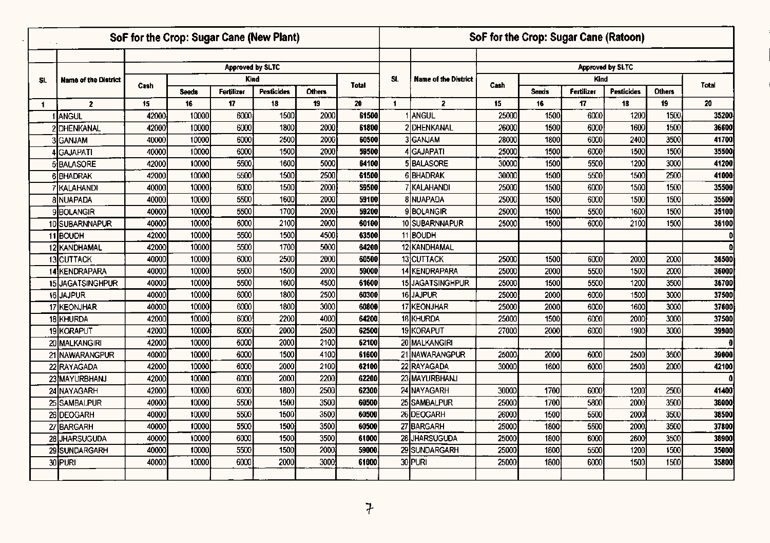## SoF for the Crop: Sugar Cane (New Plant)

| Sl. | Name of the District | Approved by SLTC | | | | | |
|---|---|---|---|---|---|---|---|
| | | Cash | Kind | | | | Total |
| | | | Seeds | Fertilizer | Pesticides | Others | |
| 1 | 2 | 15 | 16 | 17 | 18 | 19 | 20 |
| 1 | ANGUL | 42000 | 10000 | 6000 | 1500 | 2000 | 61500 |
| 2 | DHENKANAL | 42000 | 10000 | 6000 | 1800 | 2000 | 61800 |
| 3 | GANJAM | 40000 | 10000 | 6000 | 2500 | 2000 | 60500 |
| 4 | GAJAPATI | 40000 | 10000 | 6000 | 1500 | 2000 | 59500 |
| 5 | BALASORE | 42000 | 10000 | 5500 | 1600 | 5000 | 64100 |
| 6 | BHADRAK | 42000 | 10000 | 5500 | 1500 | 2500 | 61500 |
| 7 | KALAHANDI | 40000 | 10000 | 6000 | 1500 | 2000 | 59500 |
| 8 | NUAPADA | 40000 | 10000 | 5500 | 1600 | 2000 | 59100 |
| 9 | BOLANGIR | 40000 | 10000 | 5500 | 1700 | 2000 | 59200 |
| 10 | SUBARNNAPUR | 40000 | 10000 | 6000 | 2100 | 2000 | 60100 |
| 11 | BOUDH | 42000 | 10000 | 5500 | 1500 | 4500 | 63500 |
| 12 | KANDHAMAL | 42000 | 10000 | 5500 | 1700 | 5000 | 64200 |
| 13 | CUTTACK | 40000 | 10000 | 6000 | 2500 | 2000 | 60500 |
| 14 | KENDRAPARA | 40000 | 10000 | 5500 | 1500 | 2000 | 59000 |
| 15 | JAGATSINGHPUR | 40000 | 10000 | 5500 | 1600 | 4500 | 61600 |
| 16 | JAJPUR | 40000 | 10000 | 6000 | 1800 | 2500 | 60300 |
| 17 | KEONJHAR | 40000 | 10000 | 6000 | 1800 | 3000 | 60800 |
| 18 | KHURDA | 42000 | 10000 | 6000 | 2200 | 4000 | 64200 |
| 19 | KORAPUT | 42000 | 10000 | 6000 | 2000 | 2500 | 62500 |
| 20 | MALKANGIRI | 42000 | 10000 | 6000 | 2000 | 2100 | 62100 |
| 21 | NAWARANGPUR | 40000 | 10000 | 6000 | 1500 | 4100 | 61600 |
| 22 | RAYAGADA | 42000 | 10000 | 6000 | 2000 | 2100 | 62100 |
| 23 | MAYURBHANJ | 42000 | 10000 | 6000 | 2000 | 2200 | 62200 |
| 24 | NAYAGARH | 42000 | 10000 | 6000 | 1800 | 2500 | 62300 |
| 25 | SAMBALPUR | 40000 | 10000 | 5500 | 1500 | 3500 | 60500 |
| 26 | DEOGARH | 40000 | 10000 | 5500 | 1500 | 3500 | 60500 |
| 27 | BARGARH | 40000 | 10000 | 5500 | 1500 | 3500 | 60500 |
| 28 | JHARSUGUDA | 40000 | 10000 | 6000 | 1500 | 3500 | 61000 |
| 29 | SUNDARGARH | 40000 | 10000 | 5500 | 1500 | 2000 | 59000 |
| 30 | PURI | 40000 | 10000 | 6000 | 2000 | 3000 | 61000 |

## SoF for the Crop: Sugar Cane (Ratoon)

| Sl. | Name of the District | Approved by SLTC | | | | | |
|---|---|---|---|---|---|---|---|
| | | Cash | Kind | | | | Total |
| | | | Seeds | Fertilizer | Pesticides | Others | |
| 1 | 2 | 15 | 16 | 17 | 18 | 19 | 20 |
| 1 | ANGUL | 25000 | 1500 | 6000 | 1200 | 1500 | 35200 |
| 2 | DHENKANAL | 26000 | 1500 | 6000 | 1600 | 1500 | 36600 |
| 3 | GANJAM | 28000 | 1800 | 6000 | 2400 | 3500 | 41700 |
| 4 | GAJAPATI | 25000 | 1500 | 6000 | 1500 | 1500 | 35500 |
| 5 | BALASORE | 30000 | 1500 | 5500 | 1200 | 3000 | 41200 |
| 6 | BHADRAK | 30000 | 1500 | 5500 | 1500 | 2500 | 41000 |
| 7 | KALAHANDI | 25000 | 1500 | 6000 | 1500 | 1500 | 35500 |
| 8 | NUAPADA | 25000 | 1500 | 6000 | 1500 | 1500 | 35500 |
| 9 | BOLANGIR | 25000 | 1500 | 5500 | 1600 | 1500 | 35100 |
| 10 | SUBARNNAPUR | 25000 | 1500 | 6000 | 2100 | 1500 | 36100 |
| 11 | BOUDH | | | | | | 0 |
| 12 | KANDHAMAL | | | | | | 0 |
| 13 | CUTTACK | 25000 | 1500 | 6000 | 2000 | 2000 | 36500 |
| 14 | KENDRAPARA | 25000 | 2000 | 5500 | 1500 | 2000 | 36000 |
| 15 | JAGATSINGHPUR | 25000 | 1500 | 5500 | 1200 | 3500 | 36700 |
| 16 | JAJPUR | 25000 | 2000 | 6000 | 1500 | 3000 | 37500 |
| 17 | KEONJHAR | 25000 | 2000 | 6000 | 1600 | 3000 | 37600 |
| 18 | KHURDA | 25000 | 1500 | 6000 | 2000 | 3000 | 37500 |
| 19 | KORAPUT | 27000 | 2000 | 6000 | 1900 | 3000 | 39900 |
| 20 | MALKANGIRI | | | | | | 0 |
| 21 | NAWARANGPUR | 25000 | 2000 | 6000 | 2500 | 3500 | 39000 |
| 22 | RAYAGADA | 30000 | 1600 | 6000 | 2500 | 2000 | 42100 |
| 23 | MAYURBHANJ | | | | | | 0 |
| 24 | NAYAGARH | 30000 | 1700 | 6000 | 1200 | 2500 | 41400 |
| 25 | SAMBALPUR | 25000 | 1700 | 5800 | 2000 | 3500 | 38000 |
| 26 | DEOGARH | 26000 | 1500 | 5500 | 2000 | 3500 | 38500 |
| 27 | BARGARH | 25000 | 1800 | 5500 | 2000 | 3500 | 37800 |
| 28 | JHARSUGUDA | 25000 | 1800 | 6000 | 2600 | 3500 | 38900 |
| 29 | SUNDARGARH | 25000 | 1800 | 5500 | 1200 | 1500 | 35000 |
| 30 | PURI | 25000 | 1800 | 6000 | 1500 | 1500 | 35800 |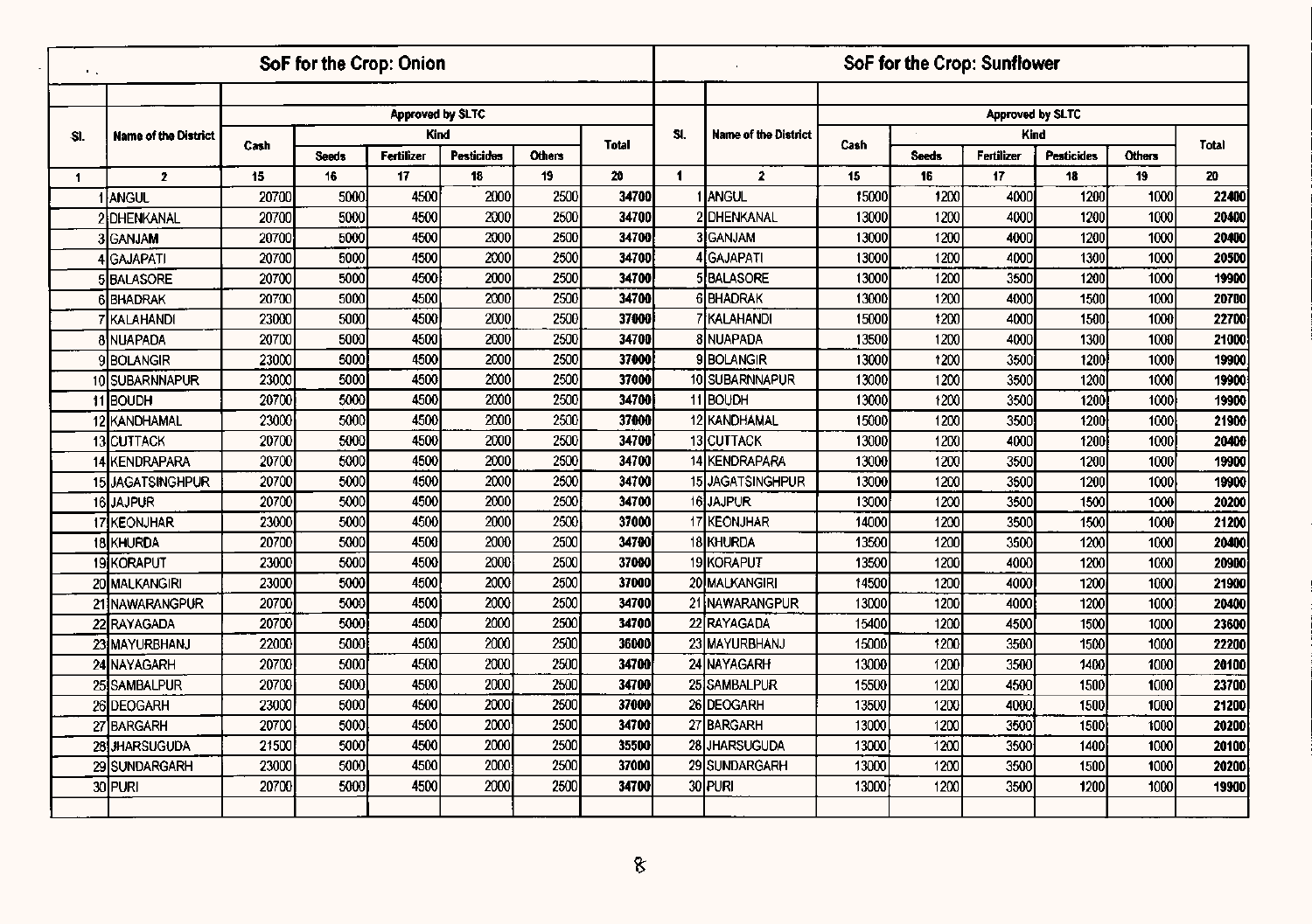## SoF for the Crop: Onion

| Sl. | Name of the District | Approved by SLTC | | | | | |
|---|---|---|---|---|---|---|---|
| | | Cash | Kind | | | | Total |
| | | | Seeds | Fertilizer | Pesticides | Others | |
| 1 | 2 | 15 | 16 | 17 | 18 | 19 | 20 |
| 1 | ANGUL | 20700 | 5000 | 4500 | 2000 | 2500 | **34700** |
| 2 | DHENKANAL | 20700 | 5000 | 4500 | 2000 | 2500 | **34700** |
| 3 | GANJAM | 20700 | 5000 | 4500 | 2000 | 2500 | **34700** |
| 4 | GAJAPATI | 20700 | 5000 | 4500 | 2000 | 2500 | **34700** |
| 5 | BALASORE | 20700 | 5000 | 4500 | 2000 | 2500 | **34700** |
| 6 | BHADRAK | 20700 | 5000 | 4500 | 2000 | 2500 | **34700** |
| 7 | KALAHANDI | 23000 | 5000 | 4500 | 2000 | 2500 | **37000** |
| 8 | NUAPADA | 20700 | 5000 | 4500 | 2000 | 2500 | **34700** |
| 9 | BOLANGIR | 23000 | 5000 | 4500 | 2000 | 2500 | **37000** |
| 10 | SUBARNNAPUR | 23000 | 5000 | 4500 | 2000 | 2500 | **37000** |
| 11 | BOUDH | 20700 | 5000 | 4500 | 2000 | 2500 | **34700** |
| 12 | KANDHAMAL | 23000 | 5000 | 4500 | 2000 | 2500 | **37000** |
| 13 | CUTTACK | 20700 | 5000 | 4500 | 2000 | 2500 | **34700** |
| 14 | KENDRAPARA | 20700 | 5000 | 4500 | 2000 | 2500 | **34700** |
| 15 | JAGATSINGHPUR | 20700 | 5000 | 4500 | 2000 | 2500 | **34700** |
| 16 | JAJPUR | 20700 | 5000 | 4500 | 2000 | 2500 | **34700** |
| 17 | KEONJHAR | 23000 | 5000 | 4500 | 2000 | 2500 | **37000** |
| 18 | KHURDA | 20700 | 5000 | 4500 | 2000 | 2500 | **34700** |
| 19 | KORAPUT | 23000 | 5000 | 4500 | 2000 | 2500 | **37000** |
| 20 | MALKANGIRI | 23000 | 5000 | 4500 | 2000 | 2500 | **37000** |
| 21 | NAWARANGPUR | 20700 | 5000 | 4500 | 2000 | 2500 | **34700** |
| 22 | RAYAGADA | 20700 | 5000 | 4500 | 2000 | 2500 | **34700** |
| 23 | MAYURBHANJ | 22000 | 5000 | 4500 | 2000 | 2500 | **36000** |
| 24 | NAYAGARH | 20700 | 5000 | 4500 | 2000 | 2500 | **34700** |
| 25 | SAMBALPUR | 20700 | 5000 | 4500 | 2000 | 2500 | **34700** |
| 26 | DEOGARH | 23000 | 5000 | 4500 | 2000 | 2500 | **37000** |
| 27 | BARGARH | 20700 | 5000 | 4500 | 2000 | 2500 | **34700** |
| 28 | JHARSUGUDA | 21500 | 5000 | 4500 | 2000 | 2500 | **35500** |
| 29 | SUNDARGARH | 23000 | 5000 | 4500 | 2000 | 2500 | **37000** |
| 30 | PURI | 20700 | 5000 | 4500 | 2000 | 2500 | **34700** |

## SoF for the Crop: Sunflower

| Sl. | Name of the District | Approved by SLTC | | | | | |
|---|---|---|---|---|---|---|---|
| | | Cash | Kind | | | | Total |
| | | | Seeds | Fertilizer | Pesticides | Others | |
| 1 | 2 | 15 | 16 | 17 | 18 | 19 | 20 |
| 1 | ANGUL | 15000 | 1200 | 4000 | 1200 | 1000 | **22400** |
| 2 | DHENKANAL | 13000 | 1200 | 4000 | 1200 | 1000 | **20400** |
| 3 | GANJAM | 13000 | 1200 | 4000 | 1200 | 1000 | **20400** |
| 4 | GAJAPATI | 13000 | 1200 | 4000 | 1300 | 1000 | **20500** |
| 5 | BALASORE | 13000 | 1200 | 3500 | 1200 | 1000 | **19900** |
| 6 | BHADRAK | 13000 | 1200 | 4000 | 1500 | 1000 | **20700** |
| 7 | KALAHANDI | 15000 | 1200 | 4000 | 1500 | 1000 | **22700** |
| 8 | NUAPADA | 13500 | 1200 | 4000 | 1300 | 1000 | **21000** |
| 9 | BOLANGIR | 13000 | 1200 | 3500 | 1200 | 1000 | **19900** |
| 10 | SUBARNNAPUR | 13000 | 1200 | 3500 | 1200 | 1000 | **19900** |
| 11 | BOUDH | 13000 | 1200 | 3500 | 1200 | 1000 | **19900** |
| 12 | KANDHAMAL | 15000 | 1200 | 3500 | 1200 | 1000 | **21900** |
| 13 | CUTTACK | 13000 | 1200 | 4000 | 1200 | 1000 | **20400** |
| 14 | KENDRAPARA | 13000 | 1200 | 3500 | 1200 | 1000 | **19900** |
| 15 | JAGATSINGHPUR | 13000 | 1200 | 3500 | 1200 | 1000 | **19900** |
| 16 | JAJPUR | 13000 | 1200 | 3500 | 1500 | 1000 | **20200** |
| 17 | KEONJHAR | 14000 | 1200 | 3500 | 1500 | 1000 | **21200** |
| 18 | KHURDA | 13500 | 1200 | 3500 | 1200 | 1000 | **20400** |
| 19 | KORAPUT | 13500 | 1200 | 4000 | 1200 | 1000 | **20900** |
| 20 | MALKANGIRI | 14500 | 1200 | 4000 | 1200 | 1000 | **21900** |
| 21 | NAWARANGPUR | 13000 | 1200 | 4000 | 1200 | 1000 | **20400** |
| 22 | RAYAGADA | 15400 | 1200 | 4500 | 1500 | 1000 | **23600** |
| 23 | MAYURBHANJ | 15000 | 1200 | 3500 | 1500 | 1000 | **22200** |
| 24 | NAYAGARH | 13000 | 1200 | 3500 | 1400 | 1000 | **20100** |
| 25 | SAMBALPUR | 15500 | 1200 | 4500 | 1500 | 1000 | **23700** |
| 26 | DEOGARH | 13500 | 1200 | 4000 | 1500 | 1000 | **21200** |
| 27 | BARGARH | 13000 | 1200 | 3500 | 1500 | 1000 | **20200** |
| 28 | JHARSUGUDA | 13000 | 1200 | 3500 | 1400 | 1000 | **20100** |
| 29 | SUNDARGARH | 13000 | 1200 | 3500 | 1500 | 1000 | **20200** |
| 30 | PURI | 13000 | 1200 | 3500 | 1200 | 1000 | **19900** |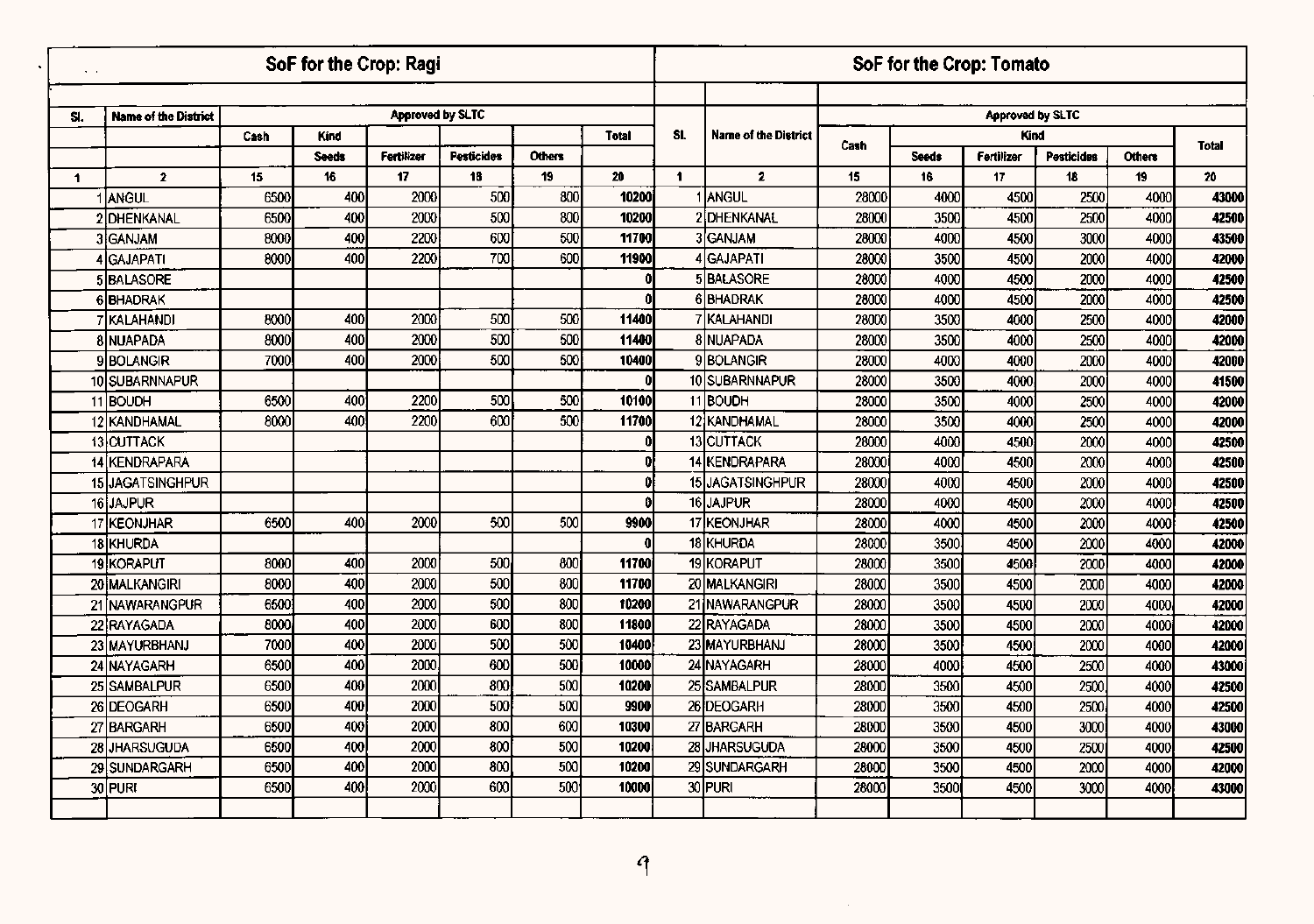## SoF for the Crop: Ragi

| Sl. | Name of the District | Approved by SLTC | | | | | |
|---|---|---|---|---|---|---|---|
| | | Cash | Kind | | | | Total |
| | | | Seeds | Fertilizer | Pesticides | Others | |
| 1 | 2 | 15 | 16 | 17 | 18 | 19 | 20 |
| 1 | ANGUL | 6500 | 400 | 2000 | 500 | 800 | 10200 |
| 2 | DHENKANAL | 6500 | 400 | 2000 | 500 | 800 | 10200 |
| 3 | GANJAM | 8000 | 400 | 2200 | 600 | 500 | 11700 |
| 4 | GAJAPATI | 8000 | 400 | 2200 | 700 | 600 | 11900 |
| 5 | BALASORE | | | | | | 0 |
| 6 | BHADRAK | | | | | | 0 |
| 7 | KALAHANDI | 8000 | 400 | 2000 | 500 | 500 | 11400 |
| 8 | NUAPADA | 8000 | 400 | 2000 | 500 | 500 | 11400 |
| 9 | BOLANGIR | 7000 | 400 | 2000 | 500 | 500 | 10400 |
| 10 | SUBARNNAPUR | | | | | | 0 |
| 11 | BOUDH | 6500 | 400 | 2200 | 500 | 500 | 10100 |
| 12 | KANDHAMAL | 8000 | 400 | 2200 | 600 | 500 | 11700 |
| 13 | CUTTACK | | | | | | 0 |
| 14 | KENDRAPARA | | | | | | 0 |
| 15 | JAGATSINGHPUR | | | | | | 0 |
| 16 | JAJPUR | | | | | | 0 |
| 17 | KEONJHAR | 6500 | 400 | 2000 | 500 | 500 | 9900 |
| 18 | KHURDA | | | | | | 0 |
| 19 | KORAPUT | 8000 | 400 | 2000 | 500 | 800 | 11700 |
| 20 | MALKANGIRI | 8000 | 400 | 2000 | 500 | 800 | 11700 |
| 21 | NAWARANGPUR | 6500 | 400 | 2000 | 500 | 800 | 10200 |
| 22 | RAYAGADA | 8000 | 400 | 2000 | 600 | 800 | 11800 |
| 23 | MAYURBHANJ | 7000 | 400 | 2000 | 500 | 500 | 10400 |
| 24 | NAYAGARH | 6500 | 400 | 2000 | 600 | 500 | 10000 |
| 25 | SAMBALPUR | 6500 | 400 | 2000 | 800 | 500 | 10200 |
| 26 | DEOGARH | 6500 | 400 | 2000 | 500 | 500 | 9900 |
| 27 | BARGARH | 6500 | 400 | 2000 | 800 | 600 | 10300 |
| 28 | JHARSUGUDA | 6500 | 400 | 2000 | 800 | 500 | 10200 |
| 29 | SUNDARGARH | 6500 | 400 | 2000 | 800 | 500 | 10200 |
| 30 | PURI | 6500 | 400 | 2000 | 600 | 500 | 10000 |

## SoF for the Crop: Tomato

| Sl. | Name of the District | Approved by SLTC | | | | | |
|---|---|---|---|---|---|---|---|
| | | Cash | Kind | | | | Total |
| | | | Seeds | Fertilizer | Pesticides | Others | |
| 1 | 2 | 15 | 16 | 17 | 18 | 19 | 20 |
| 1 | ANGUL | 28000 | 4000 | 4500 | 2500 | 4000 | 43000 |
| 2 | DHENKANAL | 28000 | 3500 | 4500 | 2500 | 4000 | 42500 |
| 3 | GANJAM | 28000 | 4000 | 4500 | 3000 | 4000 | 43500 |
| 4 | GAJAPATI | 28000 | 3500 | 4500 | 2000 | 4000 | 42000 |
| 5 | BALASORE | 28000 | 4000 | 4500 | 2000 | 4000 | 42500 |
| 6 | BHADRAK | 28000 | 4000 | 4500 | 2000 | 4000 | 42500 |
| 7 | KALAHANDI | 28000 | 3500 | 4000 | 2500 | 4000 | 42000 |
| 8 | NUAPADA | 28000 | 3500 | 4000 | 2500 | 4000 | 42000 |
| 9 | BOLANGIR | 28000 | 4000 | 4000 | 2000 | 4000 | 42000 |
| 10 | SUBARNNAPUR | 28000 | 3500 | 4000 | 2000 | 4000 | 41500 |
| 11 | BOUDH | 28000 | 3500 | 4000 | 2500 | 4000 | 42000 |
| 12 | KANDHAMAL | 28000 | 3500 | 4000 | 2500 | 4000 | 42000 |
| 13 | CUTTACK | 28000 | 4000 | 4500 | 2000 | 4000 | 42500 |
| 14 | KENDRAPARA | 28000 | 4000 | 4500 | 2000 | 4000 | 42500 |
| 15 | JAGATSINGHPUR | 28000 | 4000 | 4500 | 2000 | 4000 | 42500 |
| 16 | JAJPUR | 28000 | 4000 | 4500 | 2000 | 4000 | 42500 |
| 17 | KEONJHAR | 28000 | 4000 | 4500 | 2000 | 4000 | 42500 |
| 18 | KHURDA | 28000 | 3500 | 4500 | 2000 | 4000 | 42000 |
| 19 | KORAPUT | 28000 | 3500 | 4500 | 2000 | 4000 | 42000 |
| 20 | MALKANGIRI | 28000 | 3500 | 4500 | 2000 | 4000 | 42000 |
| 21 | NAWARANGPUR | 28000 | 3500 | 4500 | 2000 | 4000 | 42000 |
| 22 | RAYAGADA | 28000 | 3500 | 4500 | 2000 | 4000 | 42000 |
| 23 | MAYURBHANJ | 28000 | 3500 | 4500 | 2000 | 4000 | 42000 |
| 24 | NAYAGARH | 28000 | 4000 | 4500 | 2500 | 4000 | 43000 |
| 25 | SAMBALPUR | 28000 | 3500 | 4500 | 2500 | 4000 | 42500 |
| 26 | DEOGARH | 28000 | 3500 | 4500 | 2500 | 4000 | 42500 |
| 27 | BARGARH | 28000 | 3500 | 4500 | 3000 | 4000 | 43000 |
| 28 | JHARSUGUDA | 28000 | 3500 | 4500 | 2500 | 4000 | 42500 |
| 29 | SUNDARGARH | 28000 | 3500 | 4500 | 2000 | 4000 | 42000 |
| 30 | PURI | 28000 | 3500 | 4500 | 3000 | 4000 | 43000 |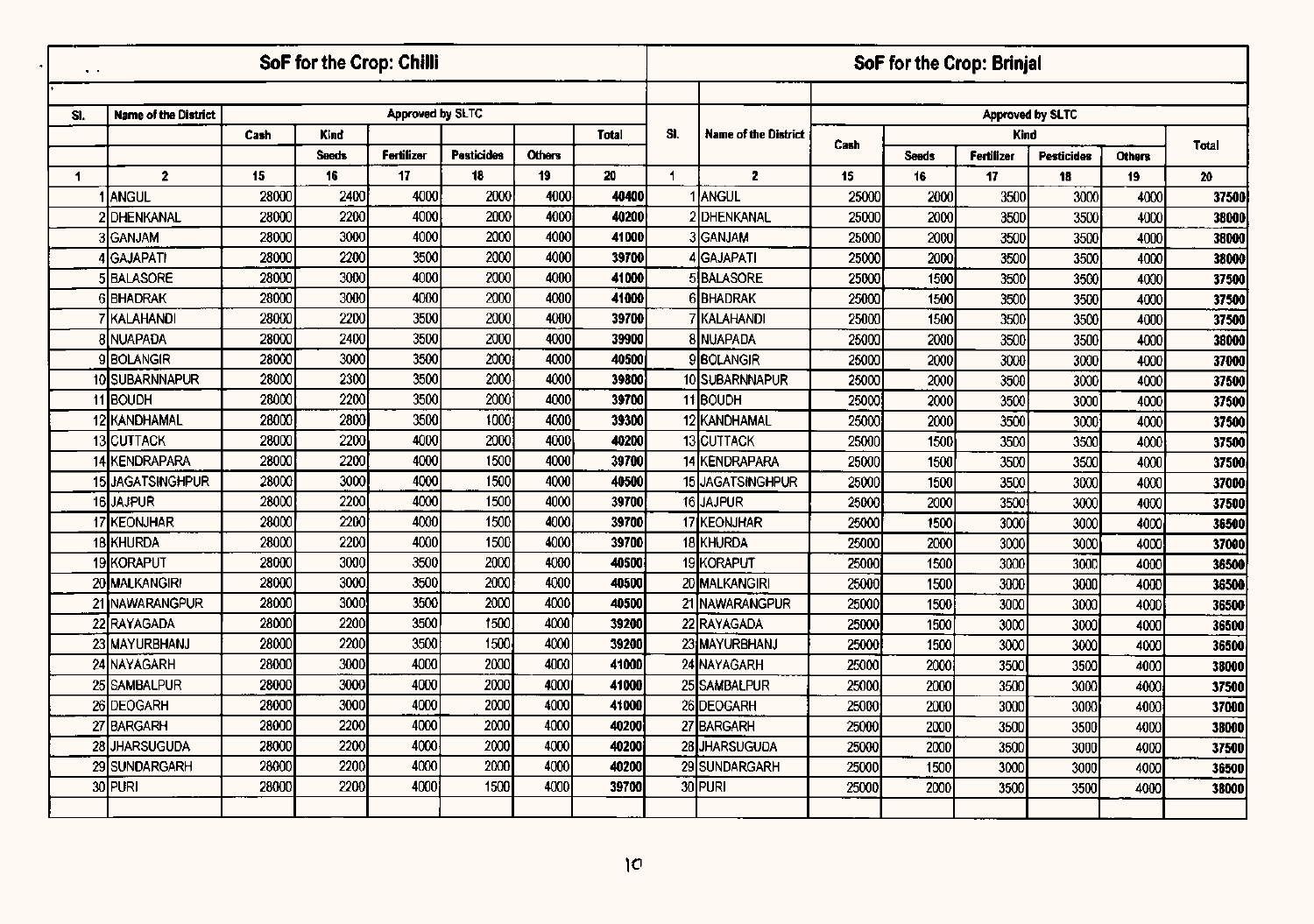## SoF for the Crop: Chilli

| Sl. | Name of the District | Approved by SLTC | | | | | |
|---|---|---|---|---|---|---|---|
| | | Cash | Kind | | | | Total |
| | | | Seeds | Fertilizer | Pesticides | Others | |
| 1 | 2 | 15 | 16 | 17 | 18 | 19 | 20 |
| 1 | ANGUL | 28000 | 2400 | 4000 | 2000 | 4000 | 40400 |
| 2 | DHENKANAL | 28000 | 2200 | 4000 | 2000 | 4000 | 40200 |
| 3 | GANJAM | 28000 | 3000 | 4000 | 2000 | 4000 | 41000 |
| 4 | GAJAPATI | 28000 | 2200 | 3500 | 2000 | 4000 | 39700 |
| 5 | BALASORE | 28000 | 3000 | 4000 | 2000 | 4000 | 41000 |
| 6 | BHADRAK | 28000 | 3000 | 4000 | 2000 | 4000 | 41000 |
| 7 | KALAHANDI | 28000 | 2200 | 3500 | 2000 | 4000 | 39700 |
| 8 | NUAPADA | 28000 | 2400 | 3500 | 2000 | 4000 | 39900 |
| 9 | BOLANGIR | 28000 | 3000 | 3500 | 2000 | 4000 | 40500 |
| 10 | SUBARNNAPUR | 28000 | 2300 | 3500 | 2000 | 4000 | 39800 |
| 11 | BOUDH | 28000 | 2200 | 3500 | 2000 | 4000 | 39700 |
| 12 | KANDHAMAL | 28000 | 2800 | 3500 | 1000 | 4000 | 39300 |
| 13 | CUTTACK | 28000 | 2200 | 4000 | 2000 | 4000 | 40200 |
| 14 | KENDRAPARA | 28000 | 2200 | 4000 | 1500 | 4000 | 39700 |
| 15 | JAGATSINGHPUR | 28000 | 3000 | 4000 | 1500 | 4000 | 40500 |
| 16 | JAJPUR | 28000 | 2200 | 4000 | 1500 | 4000 | 39700 |
| 17 | KEONJHAR | 28000 | 2200 | 4000 | 1500 | 4000 | 39700 |
| 18 | KHURDA | 28000 | 2200 | 4000 | 1500 | 4000 | 39700 |
| 19 | KORAPUT | 28000 | 3000 | 3500 | 2000 | 4000 | 40500 |
| 20 | MALKANGIRI | 28000 | 3000 | 3500 | 2000 | 4000 | 40500 |
| 21 | NAWARANGPUR | 28000 | 3000 | 3500 | 2000 | 4000 | 40500 |
| 22 | RAYAGADA | 28000 | 2200 | 3500 | 1500 | 4000 | 39200 |
| 23 | MAYURBHANJ | 28000 | 2200 | 3500 | 1500 | 4000 | 39200 |
| 24 | NAYAGARH | 28000 | 3000 | 4000 | 2000 | 4000 | 41000 |
| 25 | SAMBALPUR | 28000 | 3000 | 4000 | 2000 | 4000 | 41000 |
| 26 | DEOGARH | 28000 | 3000 | 4000 | 2000 | 4000 | 41000 |
| 27 | BARGARH | 28000 | 2200 | 4000 | 2000 | 4000 | 40200 |
| 28 | JHARSUGUDA | 28000 | 2200 | 4000 | 2000 | 4000 | 40200 |
| 29 | SUNDARGARH | 28000 | 2200 | 4000 | 2000 | 4000 | 40200 |
| 30 | PURI | 28000 | 2200 | 4000 | 1500 | 4000 | 39700 |

## SoF for the Crop: Brinjal

| Sl. | Name of the District | Approved by SLTC | | | | | |
|---|---|---|---|---|---|---|---|
| | | Cash | Kind | | | | Total |
| | | | Seeds | Fertilizer | Pesticides | Others | |
| 1 | 2 | 15 | 16 | 17 | 18 | 19 | 20 |
| 1 | ANGUL | 25000 | 2000 | 3500 | 3000 | 4000 | 37500 |
| 2 | DHENKANAL | 25000 | 2000 | 3500 | 3500 | 4000 | 38000 |
| 3 | GANJAM | 25000 | 2000 | 3500 | 3500 | 4000 | 38000 |
| 4 | GAJAPATI | 25000 | 2000 | 3500 | 3500 | 4000 | 38000 |
| 5 | BALASORE | 25000 | 1500 | 3500 | 3500 | 4000 | 37500 |
| 6 | BHADRAK | 25000 | 1500 | 3500 | 3500 | 4000 | 37500 |
| 7 | KALAHANDI | 25000 | 1500 | 3500 | 3500 | 4000 | 37500 |
| 8 | NUAPADA | 25000 | 2000 | 3500 | 3500 | 4000 | 38000 |
| 9 | BOLANGIR | 25000 | 2000 | 3000 | 3000 | 4000 | 37000 |
| 10 | SUBARNNAPUR | 25000 | 2000 | 3500 | 3000 | 4000 | 37500 |
| 11 | BOUDH | 25000 | 2000 | 3500 | 3000 | 4000 | 37500 |
| 12 | KANDHAMAL | 25000 | 2000 | 3500 | 3000 | 4000 | 37500 |
| 13 | CUTTACK | 25000 | 1500 | 3500 | 3500 | 4000 | 37500 |
| 14 | KENDRAPARA | 25000 | 1500 | 3500 | 3500 | 4000 | 37500 |
| 15 | JAGATSINGHPUR | 25000 | 1500 | 3500 | 3000 | 4000 | 37000 |
| 16 | JAJPUR | 25000 | 2000 | 3500 | 3000 | 4000 | 37500 |
| 17 | KEONJHAR | 25000 | 1500 | 3000 | 3000 | 4000 | 36500 |
| 18 | KHURDA | 25000 | 2000 | 3000 | 3000 | 4000 | 37000 |
| 19 | KORAPUT | 25000 | 1500 | 3000 | 3000 | 4000 | 36500 |
| 20 | MALKANGIRI | 25000 | 1500 | 3000 | 3000 | 4000 | 36500 |
| 21 | NAWARANGPUR | 25000 | 1500 | 3000 | 3000 | 4000 | 36500 |
| 22 | RAYAGADA | 25000 | 1500 | 3000 | 3000 | 4000 | 36500 |
| 23 | MAYURBHANJ | 25000 | 1500 | 3000 | 3000 | 4000 | 36500 |
| 24 | NAYAGARH | 25000 | 2000 | 3500 | 3500 | 4000 | 38000 |
| 25 | SAMBALPUR | 25000 | 2000 | 3500 | 3000 | 4000 | 37500 |
| 26 | DEOGARH | 25000 | 2000 | 3000 | 3000 | 4000 | 37000 |
| 27 | BARGARH | 25000 | 2000 | 3500 | 3500 | 4000 | 38000 |
| 28 | JHARSUGUDA | 25000 | 2000 | 3500 | 3000 | 4000 | 37500 |
| 29 | SUNDARGARH | 25000 | 1500 | 3000 | 3000 | 4000 | 36500 |
| 30 | PURI | 25000 | 2000 | 3500 | 3500 | 4000 | 38000 |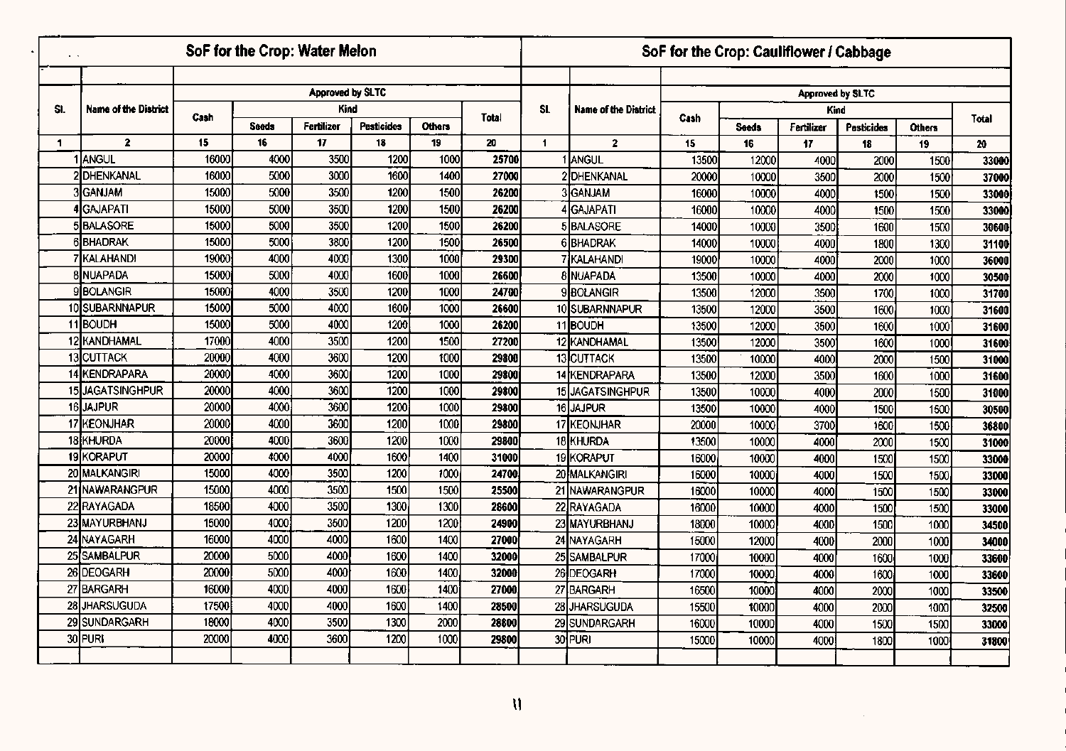## SoF for the Crop: Water Melon

| Sl. | Name of the District | Approved by SLTC | | | | | |
|---|---|---|---|---|---|---|---|
| | | Cash | Kind | | | | Total |
| | | | Seeds | Fertilizer | Pesticides | Others | |
| 1 | 2 | 15 | 16 | 17 | 18 | 19 | 20 |
| 1 | ANGUL | 16000 | 4000 | 3500 | 1200 | 1000 | 25700 |
| 2 | DHENKANAL | 16000 | 5000 | 3000 | 1600 | 1400 | 27000 |
| 3 | GANJAM | 15000 | 5000 | 3500 | 1200 | 1500 | 26200 |
| 4 | GAJAPATI | 15000 | 5000 | 3500 | 1200 | 1500 | 26200 |
| 5 | BALASORE | 15000 | 5000 | 3500 | 1200 | 1500 | 26200 |
| 6 | BHADRAK | 15000 | 5000 | 3800 | 1200 | 1500 | 26500 |
| 7 | KALAHANDI | 19000 | 4000 | 4000 | 1300 | 1000 | 29300 |
| 8 | NUAPADA | 15000 | 5000 | 4000 | 1600 | 1000 | 26600 |
| 9 | BOLANGIR | 15000 | 4000 | 3500 | 1200 | 1000 | 24700 |
| 10 | SUBARNNAPUR | 15000 | 5000 | 4000 | 1600 | 1000 | 26600 |
| 11 | BOUDH | 15000 | 5000 | 4000 | 1200 | 1000 | 26200 |
| 12 | KANDHAMAL | 17000 | 4000 | 3500 | 1200 | 1500 | 27200 |
| 13 | CUTTACK | 20000 | 4000 | 3600 | 1200 | 1000 | 29800 |
| 14 | KENDRAPARA | 20000 | 4000 | 3600 | 1200 | 1000 | 29800 |
| 15 | JAGATSINGHPUR | 20000 | 4000 | 3600 | 1200 | 1000 | 29800 |
| 16 | JAJPUR | 20000 | 4000 | 3600 | 1200 | 1000 | 29800 |
| 17 | KEONJHAR | 20000 | 4000 | 3600 | 1200 | 1000 | 29800 |
| 18 | KHURDA | 20000 | 4000 | 3600 | 1200 | 1000 | 29800 |
| 19 | KORAPUT | 20000 | 4000 | 4000 | 1600 | 1400 | 31000 |
| 20 | MALKANGIRI | 15000 | 4000 | 3500 | 1200 | 1000 | 24700 |
| 21 | NAWARANGPUR | 15000 | 4000 | 3500 | 1500 | 1500 | 25500 |
| 22 | RAYAGADA | 18500 | 4000 | 3500 | 1300 | 1300 | 28600 |
| 23 | MAYURBHANJ | 15000 | 4000 | 3500 | 1200 | 1200 | 24900 |
| 24 | NAYAGARH | 16000 | 4000 | 4000 | 1600 | 1400 | 27000 |
| 25 | SAMBALPUR | 20000 | 5000 | 4000 | 1600 | 1400 | 32000 |
| 26 | DEOGARH | 20000 | 5000 | 4000 | 1600 | 1400 | 32000 |
| 27 | BARGARH | 16000 | 4000 | 4000 | 1600 | 1400 | 27000 |
| 28 | JHARSUGUDA | 17500 | 4000 | 4000 | 1600 | 1400 | 28500 |
| 29 | SUNDARGARH | 18000 | 4000 | 3500 | 1300 | 2000 | 28800 |
| 30 | PURI | 20000 | 4000 | 3600 | 1200 | 1000 | 29800 |

## SoF for the Crop: Cauliflower / Cabbage

| Sl. | Name of the District | Approved by SLTC | | | | | |
|---|---|---|---|---|---|---|---|
| | | Cash | Kind | | | | Total |
| | | | Seeds | Fertilizer | Pesticides | Others | |
| 1 | 2 | 15 | 16 | 17 | 18 | 19 | 20 |
| 1 | ANGUL | 13500 | 12000 | 4000 | 2000 | 1500 | 33000 |
| 2 | DHENKANAL | 20000 | 10000 | 3500 | 2000 | 1500 | 37000 |
| 3 | GANJAM | 16000 | 10000 | 4000 | 1500 | 1500 | 33000 |
| 4 | GAJAPATI | 16000 | 10000 | 4000 | 1500 | 1500 | 33000 |
| 5 | BALASORE | 14000 | 10000 | 3500 | 1600 | 1500 | 30600 |
| 6 | BHADRAK | 14000 | 10000 | 4000 | 1800 | 1300 | 31100 |
| 7 | KALAHANDI | 19000 | 10000 | 4000 | 2000 | 1000 | 36000 |
| 8 | NUAPADA | 13500 | 10000 | 4000 | 2000 | 1000 | 30500 |
| 9 | BOLANGIR | 13500 | 12000 | 3500 | 1700 | 1000 | 31700 |
| 10 | SUBARNNAPUR | 13500 | 12000 | 3500 | 1600 | 1000 | 31600 |
| 11 | BOUDH | 13500 | 12000 | 3500 | 1600 | 1000 | 31600 |
| 12 | KANDHAMAL | 13500 | 12000 | 3500 | 1600 | 1000 | 31600 |
| 13 | CUTTACK | 13500 | 10000 | 4000 | 2000 | 1500 | 31000 |
| 14 | KENDRAPARA | 13500 | 12000 | 3500 | 1600 | 1000 | 31600 |
| 15 | JAGATSINGHPUR | 13500 | 10000 | 4000 | 2000 | 1500 | 31000 |
| 16 | JAJPUR | 13500 | 10000 | 4000 | 1500 | 1500 | 30500 |
| 17 | KEONJHAR | 20000 | 10000 | 3700 | 1600 | 1500 | 36800 |
| 18 | KHURDA | 13500 | 10000 | 4000 | 2000 | 1500 | 31000 |
| 19 | KORAPUT | 16000 | 10000 | 4000 | 1500 | 1500 | 33000 |
| 20 | MALKANGIRI | 16000 | 10000 | 4000 | 1500 | 1500 | 33000 |
| 21 | NAWARANGPUR | 16000 | 10000 | 4000 | 1500 | 1500 | 33000 |
| 22 | RAYAGADA | 16000 | 10000 | 4000 | 1500 | 1500 | 33000 |
| 23 | MAYURBHANJ | 18000 | 10000 | 4000 | 1500 | 1000 | 34500 |
| 24 | NAYAGARH | 15000 | 12000 | 4000 | 2000 | 1000 | 34000 |
| 25 | SAMBALPUR | 17000 | 10000 | 4000 | 1600 | 1000 | 33600 |
| 26 | DEOGARH | 17000 | 10000 | 4000 | 1600 | 1000 | 33600 |
| 27 | BARGARH | 16500 | 10000 | 4000 | 2000 | 1000 | 33500 |
| 28 | JHARSUGUDA | 15500 | 10000 | 4000 | 2000 | 1000 | 32500 |
| 29 | SUNDARGARH | 16000 | 10000 | 4000 | 1500 | 1500 | 33000 |
| 30 | PURI | 15000 | 10000 | 4000 | 1800 | 1000 | 31800 |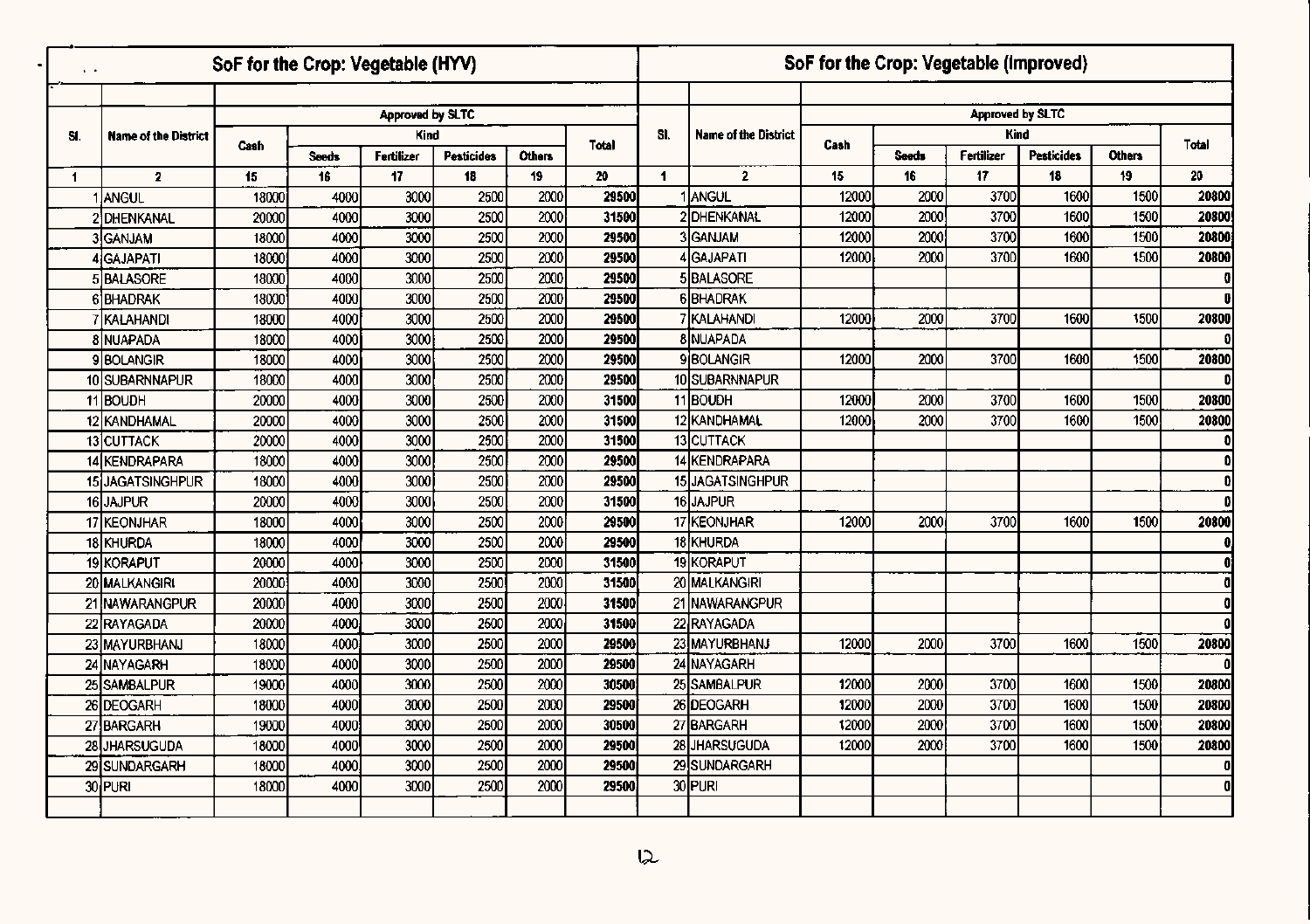## SoF for the Crop: Vegetable (HYV)

| Sl. | Name of the District | Approved by SLTC | | | | | |
|---|---|---|---|---|---|---|---|
| | | Cash | Kind | | | | Total |
| | | | Seeds | Fertilizer | Pesticides | Others | |
| 1 | 2 | 15 | 16 | 17 | 18 | 19 | 20 |
| 1 | ANGUL | 18000 | 4000 | 3000 | 2500 | 2000 | 29500 |
| 2 | DHENKANAL | 20000 | 4000 | 3000 | 2500 | 2000 | 31500 |
| 3 | GANJAM | 18000 | 4000 | 3000 | 2500 | 2000 | 29500 |
| 4 | GAJAPATI | 18000 | 4000 | 3000 | 2500 | 2000 | 29500 |
| 5 | BALASORE | 18000 | 4000 | 3000 | 2500 | 2000 | 29500 |
| 6 | BHADRAK | 18000 | 4000 | 3000 | 2500 | 2000 | 29500 |
| 7 | KALAHANDI | 18000 | 4000 | 3000 | 2500 | 2000 | 29500 |
| 8 | NUAPADA | 18000 | 4000 | 3000 | 2500 | 2000 | 29500 |
| 9 | BOLANGIR | 18000 | 4000 | 3000 | 2500 | 2000 | 29500 |
| 10 | SUBARNNAPUR | 18000 | 4000 | 3000 | 2500 | 2000 | 29500 |
| 11 | BOUDH | 20000 | 4000 | 3000 | 2500 | 2000 | 31500 |
| 12 | KANDHAMAL | 20000 | 4000 | 3000 | 2500 | 2000 | 31500 |
| 13 | CUTTACK | 20000 | 4000 | 3000 | 2500 | 2000 | 31500 |
| 14 | KENDRAPARA | 18000 | 4000 | 3000 | 2500 | 2000 | 29500 |
| 15 | JAGATSINGHPUR | 18000 | 4000 | 3000 | 2500 | 2000 | 29500 |
| 16 | JAJPUR | 20000 | 4000 | 3000 | 2500 | 2000 | 31500 |
| 17 | KEONJHAR | 18000 | 4000 | 3000 | 2500 | 2000 | 29500 |
| 18 | KHURDA | 18000 | 4000 | 3000 | 2500 | 2000 | 29500 |
| 19 | KORAPUT | 20000 | 4000 | 3000 | 2500 | 2000 | 31500 |
| 20 | MALKANGIRI | 20000 | 4000 | 3000 | 2500 | 2000 | 31500 |
| 21 | NAWARANGPUR | 20000 | 4000 | 3000 | 2500 | 2000 | 31500 |
| 22 | RAYAGADA | 20000 | 4000 | 3000 | 2500 | 2000 | 31500 |
| 23 | MAYURBHANJ | 18000 | 4000 | 3000 | 2500 | 2000 | 29500 |
| 24 | NAYAGARH | 18000 | 4000 | 3000 | 2500 | 2000 | 29500 |
| 25 | SAMBALPUR | 19000 | 4000 | 3000 | 2500 | 2000 | 30500 |
| 26 | DEOGARH | 18000 | 4000 | 3000 | 2500 | 2000 | 29500 |
| 27 | BARGARH | 19000 | 4000 | 3000 | 2500 | 2000 | 30500 |
| 28 | JHARSUGUDA | 18000 | 4000 | 3000 | 2500 | 2000 | 29500 |
| 29 | SUNDARGARH | 18000 | 4000 | 3000 | 2500 | 2000 | 29500 |
| 30 | PURI | 18000 | 4000 | 3000 | 2500 | 2000 | 29500 |

## SoF for the Crop: Vegetable (Improved)

| Sl. | Name of the District | Approved by SLTC | | | | | |
|---|---|---|---|---|---|---|---|
| | | Cash | Kind | | | | Total |
| | | | Seeds | Fertilizer | Pesticides | Others | |
| 1 | 2 | 15 | 16 | 17 | 18 | 19 | 20 |
| 1 | ANGUL | 12000 | 2000 | 3700 | 1600 | 1500 | 20800 |
| 2 | DHENKANAL | 12000 | 2000 | 3700 | 1600 | 1500 | 20800 |
| 3 | GANJAM | 12000 | 2000 | 3700 | 1600 | 1500 | 20800 |
| 4 | GAJAPATI | 12000 | 2000 | 3700 | 1600 | 1500 | 20800 |
| 5 | BALASORE | | | | | | 0 |
| 6 | BHADRAK | | | | | | 0 |
| 7 | KALAHANDI | 12000 | 2000 | 3700 | 1600 | 1500 | 20800 |
| 8 | NUAPADA | | | | | | 0 |
| 9 | BOLANGIR | 12000 | 2000 | 3700 | 1600 | 1500 | 20800 |
| 10 | SUBARNNAPUR | | | | | | 0 |
| 11 | BOUDH | 12000 | 2000 | 3700 | 1600 | 1500 | 20800 |
| 12 | KANDHAMAL | 12000 | 2000 | 3700 | 1600 | 1500 | 20800 |
| 13 | CUTTACK | | | | | | 0 |
| 14 | KENDRAPARA | | | | | | 0 |
| 15 | JAGATSINGHPUR | | | | | | 0 |
| 16 | JAJPUR | | | | | | 0 |
| 17 | KEONJHAR | 12000 | 2000 | 3700 | 1600 | 1500 | 20800 |
| 18 | KHURDA | | | | | | 0 |
| 19 | KORAPUT | | | | | | 0 |
| 20 | MALKANGIRI | | | | | | 0 |
| 21 | NAWARANGPUR | | | | | | 0 |
| 22 | RAYAGADA | | | | | | 0 |
| 23 | MAYURBHANJ | 12000 | 2000 | 3700 | 1600 | 1500 | 20800 |
| 24 | NAYAGARH | | | | | | 0 |
| 25 | SAMBALPUR | 12000 | 2000 | 3700 | 1600 | 1500 | 20800 |
| 26 | DEOGARH | 12000 | 2000 | 3700 | 1600 | 1500 | 20800 |
| 27 | BARGARH | 12000 | 2000 | 3700 | 1600 | 1500 | 20800 |
| 28 | JHARSUGUDA | 12000 | 2000 | 3700 | 1600 | 1500 | 20800 |
| 29 | SUNDARGARH | | | | | | 0 |
| 30 | PURI | | | | | | 0 |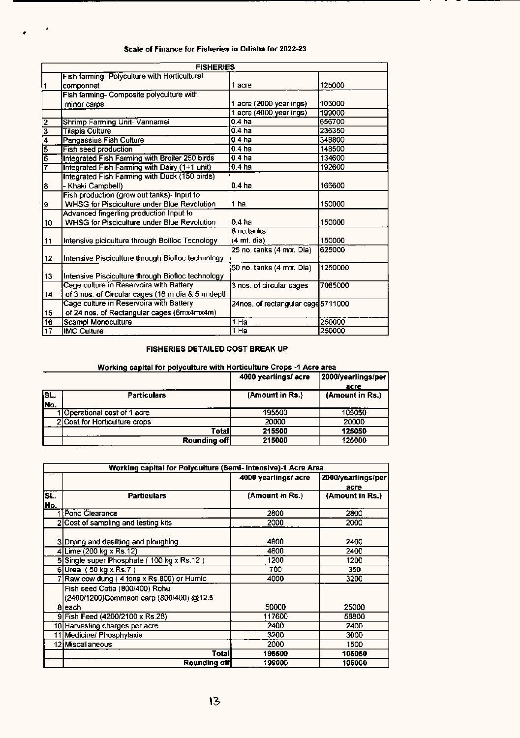## Scale of Finance for Fisheries in Odisha for 2022-23

| FISHERIES | | | |
|---|---|---|---|
| 1 | Fish farming- Polyculture with Horticultural componnet | 1 acre | 125000 |
| | Fish farming- Composite polyculture with minor carps | 1 acre (2000 yearlings) | 105000 |
| | | 1 acre (4000 yearlings) | 199000 |
| 2 | Shrimp Farming Unit- Vannamei | 0.4 ha | 656700 |
| 3 | Tilapia Culture | 0.4 ha | 236350 |
| 4 | Pangassius Fish Culture | 0.4 ha | 348800 |
| 5 | Fish seed production | 0.4 ha | 148500 |
| 6 | Integrated Fish Farming with Broiler 250 birds | 0.4 ha | 134600 |
| 7 | Integrated Fish Farming with Dairy (1+1 unit) | 0.4 ha | 192600 |
| 8 | Integrated Fish Farming with Duck (150 birds) - Khaki Campbell) | 0.4 ha | 166600 |
| 9 | Fish production (grow out tanks)- Input to WHSG for Pisciculture under Blue Revolution | 1 ha | 150000 |
| 10 | Advanced fingerling production Input to WHSG for Pisciculture under Blue Revolution | 0.4 ha | 150000 |
| 11 | Intensive piciculture through Boifloc Tecnology | 6 no.tanks (4 mt. dia) | 150000 |
| 12 | Intensive Pisciculture through Biofloc technology | 25 no. tanks (4 mtr. Dia) | 625000 |
| 13 | Intensive Pisciculture through Biofloc technology | 50 no. tanks (4 mtr. Dia) | 1250000 |
| 14 | Cage culture in Reservoira with Battery of 3 nos. of Circular cages (16 m dia & 5 m depth | 3 nos. of circular cages | 7085000 |
| 15 | Cage culture in Reservoira with Battery of 24 nos. of Rectangular cages (6mx4mx4m) | 24nos. of rectangular cage | 5711000 |
| 16 | Scampi Monoculture | 1 Ha | 250000 |
| 17 | IMC Culture | 1 Ha | 250000 |

## FISHERIES DETAILED COST BREAK UP

### Working capital for polyculture with Horticulture Crops -1 Acre area

| | | 4000 yearlings/ acre | 2000/yearlings/per acre |
|---|---|---|---|
| SL. No. | Particulars | (Amount in Rs.) | (Amount in Rs.) |
| 1 | Operational cost of 1 acre | 195500 | 105050 |
| 2 | Cost for Horticulture crops | 20000 | 20000 |
| | **Total** | **215500** | **125050** |
| | **Rounding off** | **215000** | **125000** |

| Working capital for Polyculture (Semi- Intensive)-1 Acre Area | | | |
|---|---|---|---|
| | | 4000 yearlings/ acre | 2000/yearlings/per acre |
| SL. No. | Particulars | (Amount in Rs.) | (Amount in Rs.) |
| 1 | Pond Clearance | 2800 | 2800 |
| 2 | Cost of sampling and testing kits | 2000 | 2000 |
| 3 | Drying and desilting and ploughing | 4800 | 2400 |
| 4 | Lime (200 kg x Rs.12) | 4800 | 2400 |
| 5 | Single super Phosphate ( 100 kg x Rs.12 ) | 1200 | 1200 |
| 6 | Urea ( 50 kg x Rs.7 ) | 700 | 350 |
| 7 | Raw cow dung ( 4 tons x Rs.800) or Humic | 4000 | 3200 |
| 8 | Fish seed Catla (800/400) Rohu (2400/1200)Commaon carp (800/400) @12.5 each | 50000 | 25000 |
| 9 | Fish Feed (4200/2100 x Rs.28) | 117600 | 58800 |
| 10 | Harvesting charges per acre | 2400 | 2400 |
| 11 | Medicine/ Phosphylaxis | 3200 | 3000 |
| 12 | Miscellaneous | 2000 | 1500 |
| | **Total** | **195500** | **105050** |
| | **Rounding off** | **199000** | **105000** |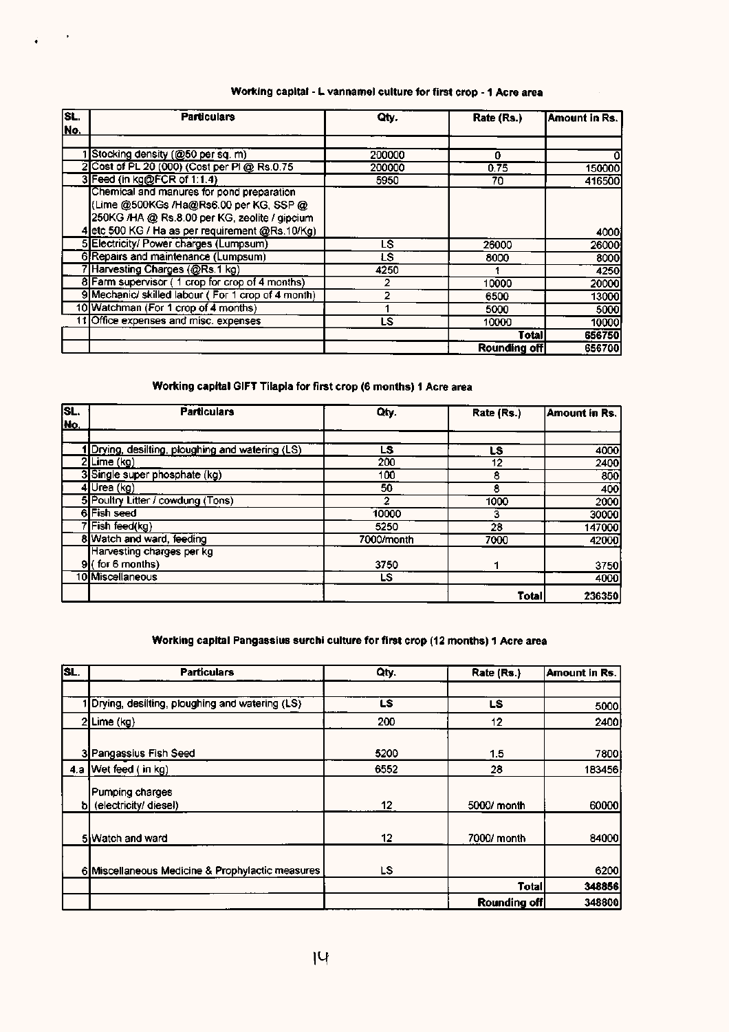**Working capital - L vannamei culture for first crop - 1 Acre area**

| SL. No. | Particulars | Qty. | Rate (Rs.) | Amount in Rs. |
|---|---|---|---|---|
| | | | | |
| 1 | Stocking density (@50 per sq. m) | 200000 | 0 | 0 |
| 2 | Cost of PL 20 (000) (Cost per Pl @ Rs.0.75 | 200000 | 0.75 | 150000 |
| 3 | Feed (in kg@FCR of 1:1.4) | 5950 | 70 | 416500 |
| 4 | Chemical and manures for pond preparation (Lime @500KGs /Ha@Rs6.00 per KG, SSP @ 250KG /HA @ Rs.8.00 per KG, zeolite / gipcium etc 500 KG / Ha as per requirement @Rs.10/Kg) | | | 4000 |
| 5 | Electricity/ Power charges (Lumpsum) | LS | 26000 | 26000 |
| 6 | Repairs and maintenance (Lumpsum) | LS | 8000 | 8000 |
| 7 | Harvesting Charges (@Rs.1 kg) | 4250 | 1 | 4250 |
| 8 | Farm supervisor ( 1 crop for crop of 4 months) | 2 | 10000 | 20000 |
| 9 | Mechanic/ skilled labour ( For 1 crop of 4 month) | 2 | 6500 | 13000 |
| 10 | Watchman (For 1 crop of 4 months) | 1 | 5000 | 5000 |
| 11 | Office expenses and misc. expenses | LS | 10000 | 10000 |
| | | | **Total** | **656750** |
| | | | **Rounding off** | **656700** |

**Working capital GIFT Tilapia for first crop (6 months) 1 Acre area**

| SL. No. | Particulars | Qty. | Rate (Rs.) | Amount in Rs. |
|---|---|---|---|---|
| | | | | |
| 1 | Drying, desilting, ploughing and watering (LS) | LS | LS | 4000 |
| 2 | Lime (kg) | 200 | 12 | 2400 |
| 3 | Single super phosphate (kg) | 100 | 8 | 800 |
| 4 | Urea (kg) | 50 | 8 | 400 |
| 5 | Poultry Litter / cowdung (Tons) | 2 | 1000 | 2000 |
| 6 | Fish seed | 10000 | 3 | 30000 |
| 7 | Fish feed(kg) | 5250 | 28 | 147000 |
| 8 | Watch and ward, feeding | 7000/month | 7000 | 42000 |
| 9 | Harvesting charges per kg ( for 6 months) | 3750 | 1 | 3750 |
| 10 | Miscellaneous | LS | | 4000 |
| | | | **Total** | **236350** |

**Working capital Pangassius surchi culture for first crop (12 months) 1 Acre area**

| SL. | Particulars | Qty. | Rate (Rs.) | Amount in Rs. |
|---|---|---|---|---|
| | | | | |
| 1 | Drying, desilting, ploughing and watering (LS) | LS | LS | 5000 |
| 2 | Lime (kg) | 200 | 12 | 2400 |
| 3 | Pangassius Fish Seed | 5200 | 1.5 | 7800 |
| 4.a | Wet feed ( in kg) | 6552 | 28 | 183456 |
| b | Pumping charges (electricity/ diesel) | 12 | 5000/ month | 60000 |
| 5 | Watch and ward | 12 | 7000/ month | 84000 |
| 6 | Miscellaneous Medicine & Prophylactic measures | LS | | 6200 |
| | | | **Total** | **348856** |
| | | | **Rounding off** | **348800** |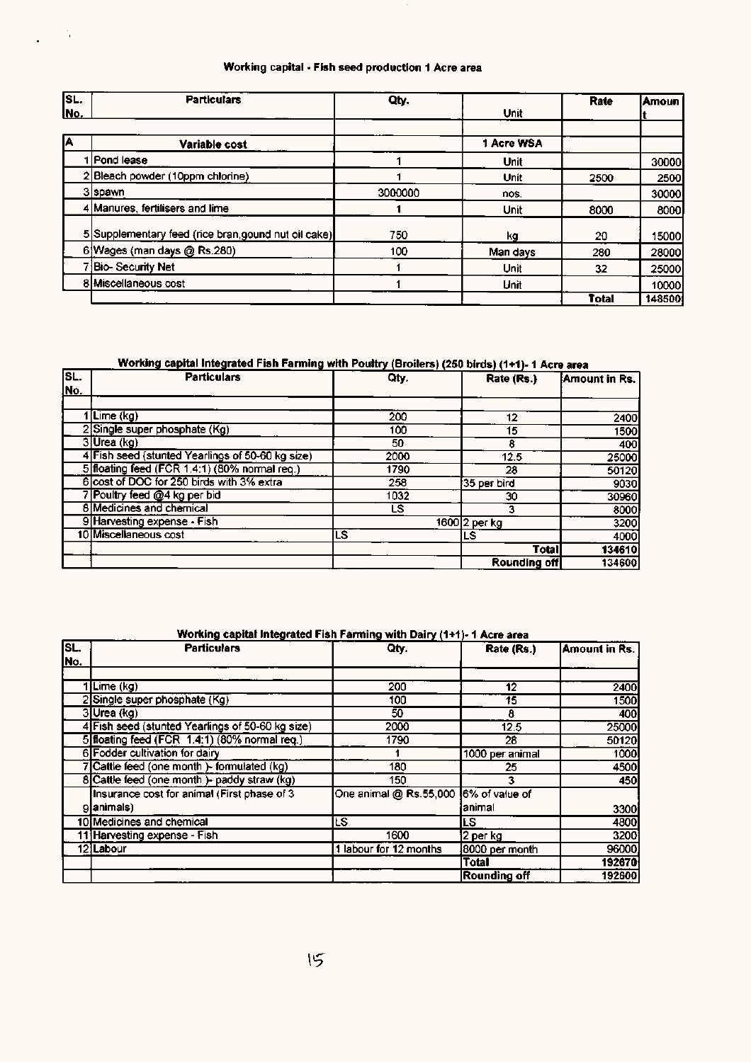### Working capital - Fish seed production 1 Acre area

| SL. No. | Particulars | Qty. | Unit | Rate | Amount |
|---|---|---|---|---|---|
| | | | | | |
| A | **Variable cost** | | 1 Acre WSA | | |
| 1 | Pond lease | 1 | Unit | | 30000 |
| 2 | Bleach powder (10ppm chlorine) | 1 | Unit | 2500 | 2500 |
| 3 | spawn | 3000000 | nos. | | 30000 |
| 4 | Manures, fertilisers and lime | 1 | Unit | 8000 | 8000 |
| 5 | Supplementary feed (rice bran,gound nut oil cake) | 750 | kg | 20 | 15000 |
| 6 | Wages (man days @ Rs.280) | 100 | Man days | 280 | 28000 |
| 7 | Bio- Security Net | 1 | Unit | 32 | 25000 |
| 8 | Miscellaneous cost | 1 | Unit | | 10000 |
| | | | | **Total** | 148500 |

### Working capital Integrated Fish Farming with Poultry (Broilers) (250 birds) (1+1)- 1 Acre area

| SL. No. | Particulars | Qty. | Rate (Rs.) | Amount in Rs. |
|---|---|---|---|---|
| | | | | |
| 1 | Lime (kg) | 200 | 12 | 2400 |
| 2 | Single super phosphate (Kg) | 100 | 15 | 1500 |
| 3 | Urea (kg) | 50 | 8 | 400 |
| 4 | Fish seed (stunted Yearlings of 50-60 kg size) | 2000 | 12.5 | 25000 |
| 5 | floating feed (FCR 1.4:1) (80% normal req.) | 1790 | 28 | 50120 |
| 6 | cost of DOC for 250 birds with 3% extra | 258 | 35 per bird | 9030 |
| 7 | Poultry feed @4 kg per bid | 1032 | 30 | 30960 |
| 8 | Medicines and chemical | LS | 3 | 8000 |
| 9 | Harvesting expense - Fish | 1600 | 2 per kg | 3200 |
| 10 | Miscellaneous cost | LS | LS | 4000 |
| | | | **Total** | 134610 |
| | | | **Rounding off** | 134600 |

### Working capital Integrated Fish Farming with Dairy (1+1)- 1 Acre area

| SL. No. | Particulars | Qty. | Rate (Rs.) | Amount in Rs. |
|---|---|---|---|---|
| | | | | |
| 1 | Lime (kg) | 200 | 12 | 2400 |
| 2 | Single super phosphate (Kg) | 100 | 15 | 1500 |
| 3 | Urea (kg) | 50 | 8 | 400 |
| 4 | Fish seed (stunted Yearlings of 50-60 kg size) | 2000 | 12.5 | 25000 |
| 5 | floating feed (FCR 1.4:1) (80% normal req.) | 1790 | 28 | 50120 |
| 6 | Fodder cultivation for dairy | 1 | 1000 per animal | 1000 |
| 7 | Cattle feed (one month )- formulated (kg) | 180 | 25 | 4500 |
| 8 | Cattle feed (one month )- paddy straw (kg) | 150 | 3 | 450 |
| 9 | Insurance cost for animal (First phase of 3 animals) | One animal @ Rs.55,000 | 6% of value of animal | 3300 |
| 10 | Medicines and chemical | LS | LS | 4800 |
| 11 | Harvesting expense - Fish | 1600 | 2 per kg | 3200 |
| 12 | Labour | 1 labour for 12 months | 8000 per month | 96000 |
| | | | **Total** | 192670 |
| | | | **Rounding off** | 192600 |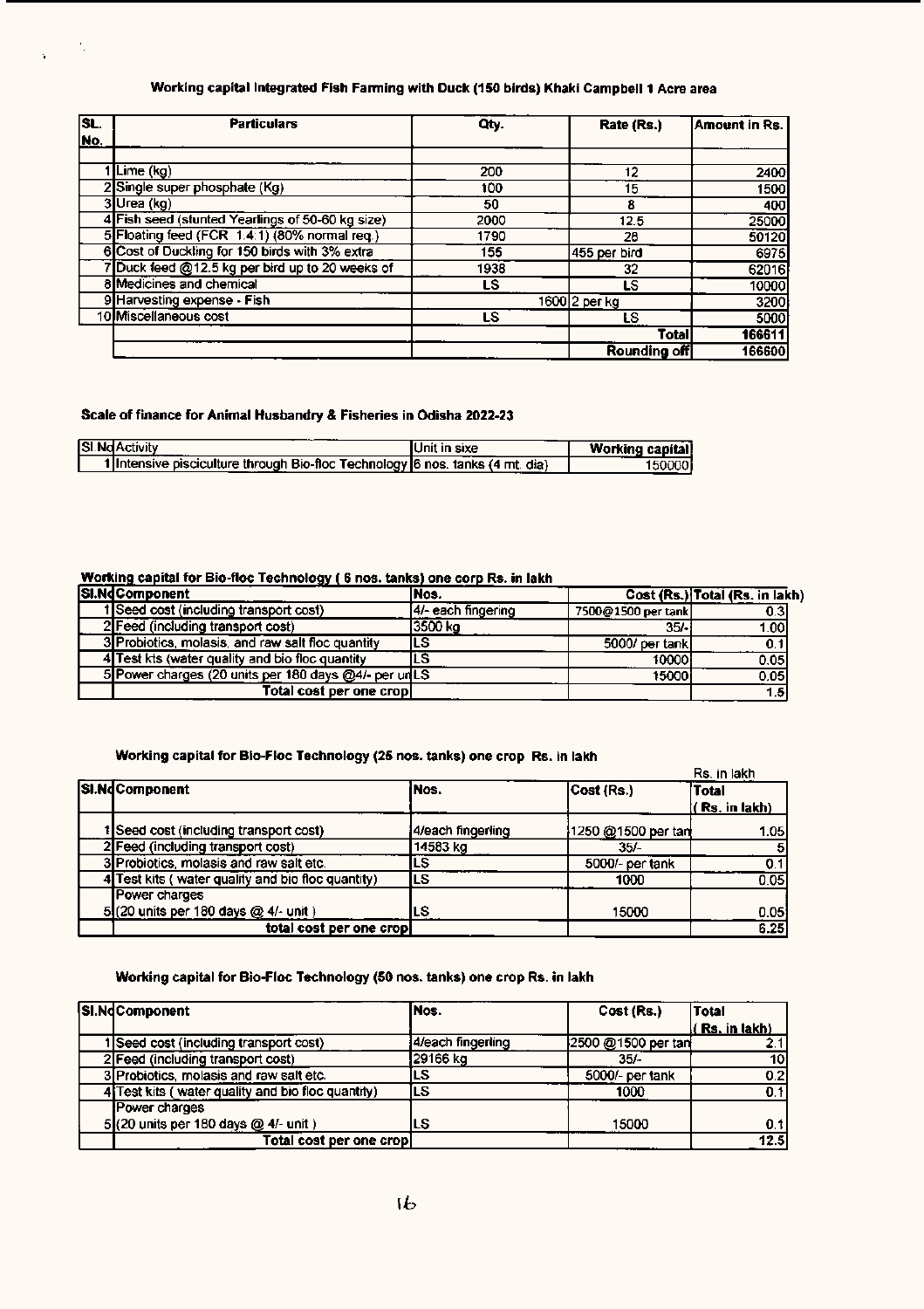### Working capital Integrated Fish Farming with Duck (150 birds) Khaki Campbell 1 Acre area

| SL. No. | Particulars | Qty. | Rate (Rs.) | Amount in Rs. |
|---|---|---|---|---|
| 1 | Lime (kg) | 200 | 12 | 2400 |
| 2 | Single super phosphate (Kg) | 100 | 15 | 1500 |
| 3 | Urea (kg) | 50 | 8 | 400 |
| 4 | Fish seed (stunted Yearlings of 50-60 kg size) | 2000 | 12.5 | 25000 |
| 5 | Floating feed (FCR 1.4:1) (80% normal req.) | 1790 | 28 | 50120 |
| 6 | Cost of Duckling for 150 birds with 3% extra | 155 | 455 per bird | 6975 |
| 7 | Duck feed @12.5 kg per bird up to 20 weeks of | 1938 | 32 | 62016 |
| 8 | Medicines and chemical | LS | LS | 10000 |
| 9 | Harvesting expense - Fish | 1600 | 2 per kg | 3200 |
| 10 | Miscellaneous cost | LS | LS | 5000 |
| | | | **Total** | **166611** |
| | | | **Rounding off** | **166600** |

### Scale of finance for Animal Husbandry & Fisheries in Odisha 2022-23

| Sl.No | Activity | Unit in sixe | Working capital |
|---|---|---|---|
| 1 | Intensive pisciculture through Bio-floc Technology | 6 nos. tanks (4 mt. dia) | 150000 |

### Working capital for Bio-floc Technology ( 6 nos. tanks) one corp Rs. in lakh

| Sl.No | Component | Nos. | Cost (Rs.) | Total (Rs. in lakh) |
|---|---|---|---|---|
| 1 | Seed cost (including transport cost) | 4/- each fingering | 7500@1500 per tank | 0.3 |
| 2 | Feed (including transport cost) | 3500 kg | 35/- | 1.00 |
| 3 | Probiotics, molasis, and raw salt floc quantity | LS | 5000/ per tank | 0.1 |
| 4 | Test kts (water quality and bio floc quantity | LS | 10000 | 0.05 |
| 5 | Power charges (20 units per 180 days @4/- per un | LS | 15000 | 0.05 |
| | **Total cost per one crop** | | | 1.5 |

### Working capital for Bio-Floc Technology (25 nos. tanks) one crop Rs. in lakh

Rs. in lakh

| Sl.No | Component | Nos. | Cost (Rs.) | Total ( Rs. in lakh) |
|---|---|---|---|---|
| 1 | Seed cost (including transport cost) | 4/each fingerling | 1250 @1500 per tan | 1.05 |
| 2 | Feed (including transport cost) | 14583 kg | 35/- | 5 |
| 3 | Probiotics, molasis and raw salt etc. | LS | 5000/- per tank | 0.1 |
| 4 | Test kits ( water quality and bio floc quantity) | LS | 1000 | 0.05 |
| 5 | Power charges (20 units per 180 days @ 4/- unit ) | LS | 15000 | 0.05 |
| | **total cost per one crop** | | | 6.25 |

### Working capital for Bio-Floc Technology (50 nos. tanks) one crop Rs. in lakh

| Sl.No | Component | Nos. | Cost (Rs.) | Total ( Rs. in lakh) |
|---|---|---|---|---|
| 1 | Seed cost (including transport cost) | 4/each fingerling | 2500 @1500 per tan | 2.1 |
| 2 | Feed (including transport cost) | 29166 kg | 35/- | 10 |
| 3 | Probiotics, molasis and raw salt etc. | LS | 5000/- per tank | 0.2 |
| 4 | Test kits ( water quality and bio floc quantity) | LS | 1000 | 0.1 |
| 5 | Power charges (20 units per 180 days @ 4/- unit ) | LS | 15000 | 0.1 |
| | **Total cost per one crop** | | | 12.5 |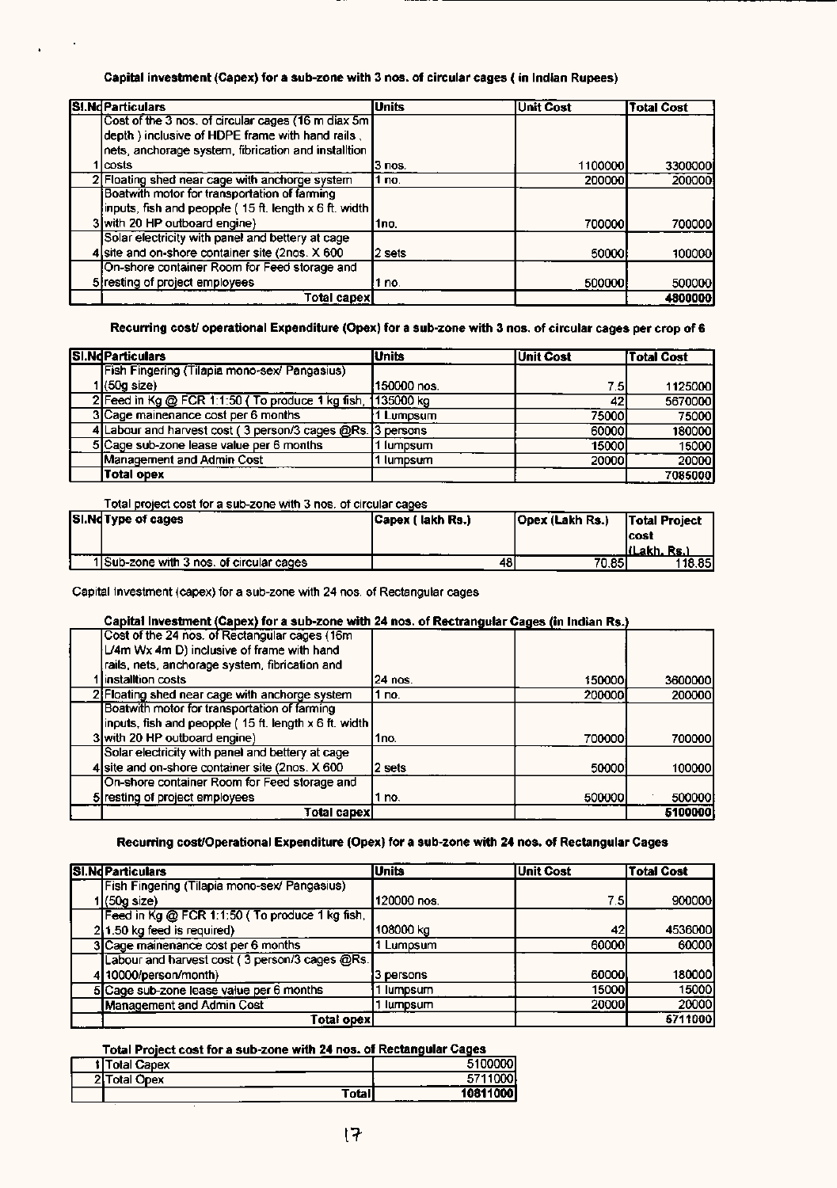**Capital investment (Capex) for a sub-zone with 3 nos. of circular cages ( in Indian Rupees)**

| Sl.No | Particulars | Units | Unit Cost | Total Cost |
|---|---|---|---|---|
| 1 | Cost of the 3 nos. of circular cages (16 m diax 5m depth ) inclusive of HDPE frame with hand rails , nets, anchorage system, fibrication and installtion costs | 3 nos. | 1100000 | 3300000 |
| 2 | Floating shed near cage with anchorge system | 1 no. | 200000 | 200000 |
| 3 | Boatwith motor for transportation of farming inputs, fish and peopple ( 15 ft. length x 6 ft. width with 20 HP outboard engine) | 1no. | 700000 | 700000 |
| 4 | Solar electricity with panel and bettery at cage site and on-shore container site (2nos. X 600 | 2 sets | 50000 | 100000 |
| 5 | On-shore container Room for Feed storage and resting of project employees | 1 no. | 500000 | 500000 |
| | Total capex | | | 4800000 |

**Recurring cost/ operational Expenditure (Opex) for a sub-zone with 3 nos. of circular cages per crop of 6**

| Sl.No | Particulars | Units | Unit Cost | Total Cost |
|---|---|---|---|---|
| 1 | Fish Fingering (Tilapia mono-sex/ Pangasius) (50g size) | 150000 nos. | 7.5 | 1125000 |
| 2 | Feed in Kg @ FCR 1:1.50 ( To produce 1 kg fish, | 135000 kg | 42 | 5670000 |
| 3 | Cage mainenance cost per 6 months | 1 Lumpsum | 75000 | 75000 |
| 4 | Labour and harvest cost ( 3 person/3 cages @Rs. | 3 persons | 60000 | 180000 |
| 5 | Cage sub-zone lease value per 6 months | 1 lumpsum | 15000 | 15000 |
| | Management and Admin Cost | 1 lumpsum | 20000 | 20000 |
| | **Total opex** | | | 7085000 |

Total project cost for a sub-zone with 3 nos. of circular cages

| Sl.No | Type of cages | Capex ( lakh Rs.) | Opex (Lakh Rs.) | Total Project cost (Lakh. Rs.) |
|---|---|---|---|---|
| 1 | Sub-zone with 3 nos. of circular cages | 48 | 70.85 | 118.85 |

Capital investment (capex) for a sub-zone with 24 nos. of Rectangular cages

**Capital Investment (Capex) for a sub-zone with 24 nos. of Rectrangular Cages (in Indian Rs.)**

| Sl.No | Particulars | Units | Unit Cost | Total Cost |
|---|---|---|---|---|
| 1 | Cost of the 24 nos. of Rectangular cages (15m L/4m Wx 4m D) inclusive of frame with hand rails, nets, anchorage system, fibrication and installtion costs | 24 nos. | 150000 | 3600000 |
| 2 | Floating shed near cage with anchorge system | 1 no. | 200000 | 200000 |
| 3 | Boatwith motor for transportation of farming inputs, fish and peopple ( 15 ft. length x 6 ft. width with 20 HP outboard engine) | 1no. | 700000 | 700000 |
| 4 | Solar electricity with panel and bettery at cage site and on-shore container site (2nos. X 600 | 2 sets | 50000 | 100000 |
| 5 | On-shore container Room for Feed storage and resting of project employees | 1 no. | 500000 | 500000 |
| | Total capex | | | 5100000 |

**Recurring cost/Operational Expenditure (Opex) for a sub-zone with 24 nos. of Rectangular Cages**

| Sl.No | Particulars | Units | Unit Cost | Total Cost |
|---|---|---|---|---|
| 1 | Fish Fingering (Tilapia mono-sex/ Pangasius) (50g size) | 120000 nos. | 7.5 | 900000 |
| 2 | Feed in Kg @ FCR 1:1.50 ( To produce 1 kg fish, 1.50 kg feed is required) | 108000 kg | 42 | 4536000 |
| 3 | Cage mainenance cost per 6 months | 1 Lumpsum | 60000 | 60000 |
| 4 | Labour and harvest cost ( 3 person/3 cages @Rs. 10000/person/month) | 3 persons | 60000 | 180000 |
| 5 | Cage sub-zone lease value per 6 months | 1 lumpsum | 15000 | 15000 |
| | Management and Admin Cost | 1 lumpsum | 20000 | 20000 |
| | Total opex | | | 5711000 |

**Total Project cost for a sub-zone with 24 nos. of Rectangular Cages**

| Sl.No | Particulars | Amount |
|---|---|---|
| 1 | Total Capex | 5100000 |
| 2 | Total Opex | 5711000 |
| | Total | 10811000 |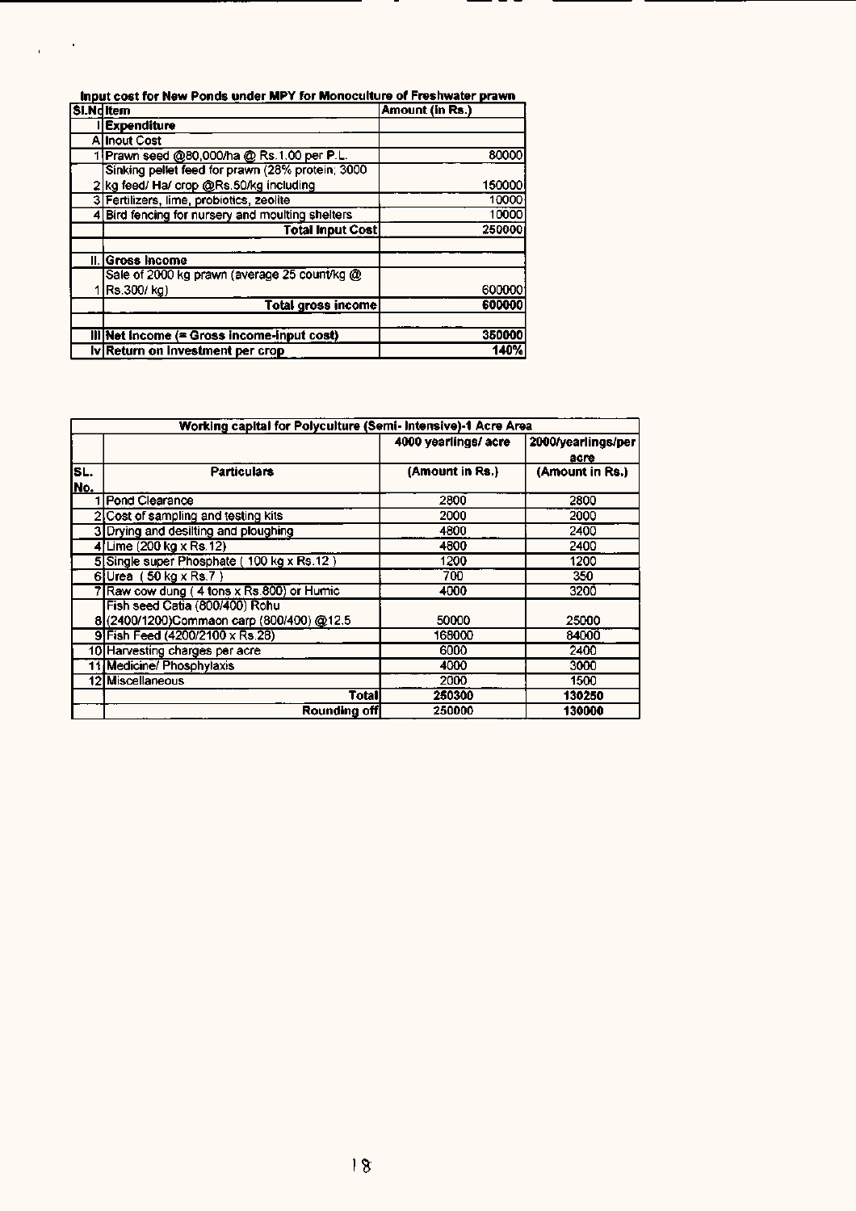**Input cost for New Ponds under MPY for Monoculture of Freshwater prawn**

| Sl.No | Item | Amount (in Rs.) |
|---|---|---|
| I | **Expenditure** | |
| A | **Inout Cost** | |
| 1 | Prawn seed @80,000/ha @ Rs.1.00 per P.L. | 80000 |
| 2 | Sinking pellet feed for prawn (28% protein, 3000 kg feed/ Ha/ crop @Rs.50/kg including | 150000 |
| 3 | Fertilizers, lime, probiotics, zeolite | 10000 |
| 4 | Bird fencing for nursery and moulting shelters | 10000 |
| | **Total Input Cost** | 250000 |
| | | |
| II. | **Gross Income** | |
| 1 | Sale of 2000 kg prawn (average 25 count/kg @ Rs.300/ kg) | 600000 |
| | **Total gross income** | **600000** |
| | | |
| III | **Net Income (= Gross income-input cost)** | **350000** |
| Iv | **Return on Investment per crop** | **140%** |

| **Working capital for Polyculture (Semi- Intensive)-1 Acre Area** | | | |
|---|---|---|---|
| | | **4000 yearlings/ acre** | **2000/yearlings/per acre** |
| **SL. No.** | **Particulars** | **(Amount in Rs.)** | **(Amount in Rs.)** |
| 1 | Pond Clearance | 2800 | 2800 |
| 2 | Cost of sampling and testing kits | 2000 | 2000 |
| 3 | Drying and desilting and ploughing | 4800 | 2400 |
| 4 | Lime (200 kg x Rs.12) | 4800 | 2400 |
| 5 | Single super Phosphate ( 100 kg x Rs.12 ) | 1200 | 1200 |
| 6 | Urea ( 50 kg x Rs.7 ) | 700 | 350 |
| 7 | Raw cow dung ( 4 tons x Rs 800) or Humic | 4000 | 3200 |
| 8 | Fish seed Catia (800/400) Rohu (2400/1200)Commaon carp (800/400) @12.5 | 50000 | 25000 |
| 9 | Fish Feed (4200/2100 x Rs.28) | 168000 | 84000 |
| 10 | Harvesting charges per acre | 6000 | 2400 |
| 11 | Medicine/ Phosphylaxis | 4000 | 3000 |
| 12 | Miscellaneous | 2000 | 1500 |
| | **Total** | **250300** | **130250** |
| | **Rounding off** | **250000** | **130000** |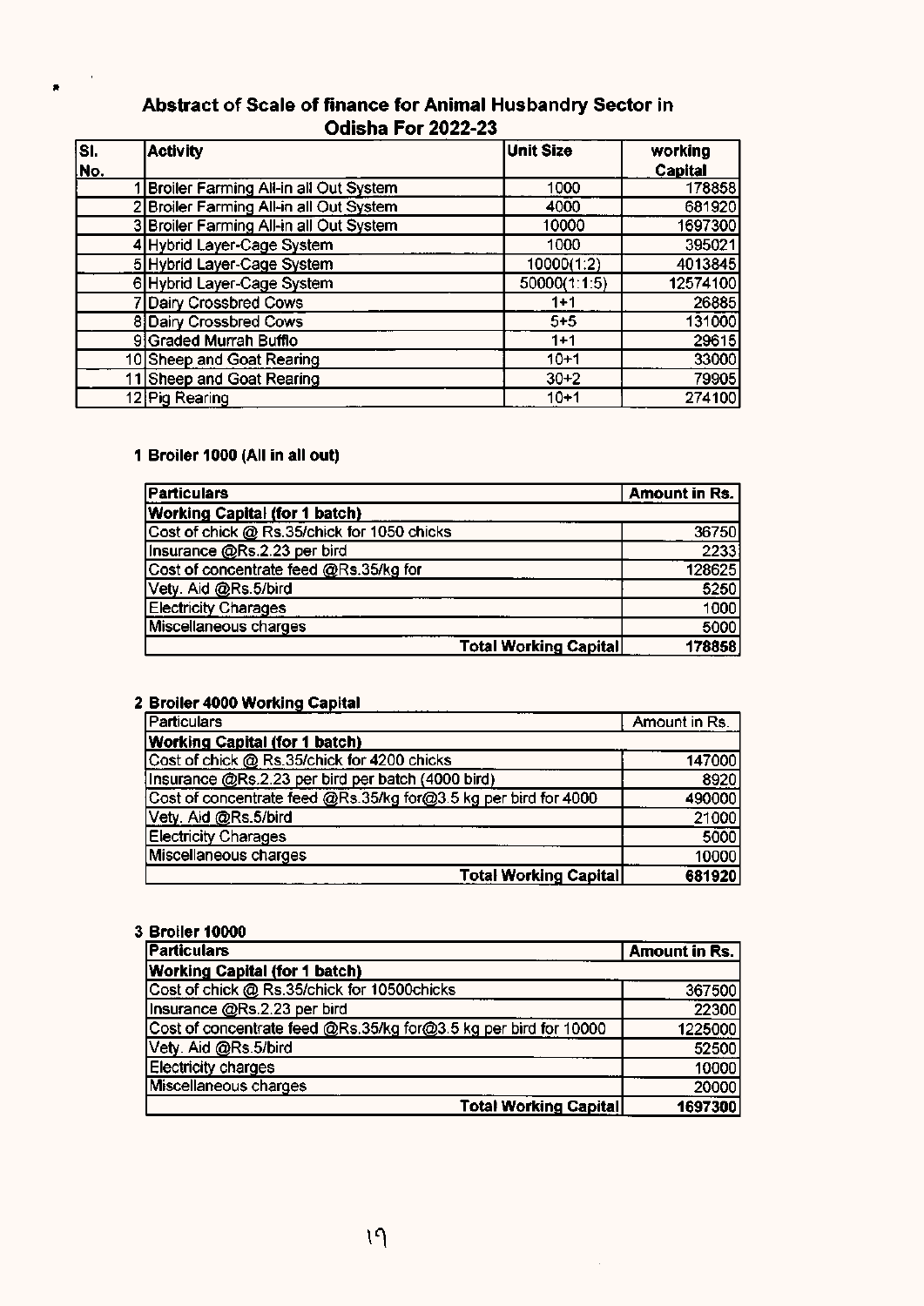## Abstract of Scale of finance for Animal Husbandry Sector in Odisha For 2022-23

| Sl. No. | Activity | Unit Size | working Capital |
|---|---|---|---|
| 1 | Broiler Farming All-in all Out System | 1000 | 178858 |
| 2 | Broiler Farming All-in all Out System | 4000 | 681920 |
| 3 | Broiler Farming All-in all Out System | 10000 | 1697300 |
| 4 | Hybrid Layer-Cage System | 1000 | 395021 |
| 5 | Hybrid Layer-Cage System | 10000(1:2) | 4013845 |
| 6 | Hybrid Layer-Cage System | 50000(1:1:5) | 12574100 |
| 7 | Dairy Crossbred Cows | 1+1 | 26885 |
| 8 | Dairy Crossbred Cows | 5+5 | 131000 |
| 9 | Graded Murrah Bufflo | 1+1 | 29615 |
| 10 | Sheep and Goat Rearing | 10+1 | 33000 |
| 11 | Sheep and Goat Rearing | 30+2 | 79905 |
| 12 | Pig Rearing | 10+1 | 274100 |

### 1 Broiler 1000 (All in all out)

| Particulars | Amount in Rs. |
|---|---|
| **Working Capital (for 1 batch)** | |
| Cost of chick @ Rs.35/chick for 1050 chicks | 36750 |
| Insurance @Rs.2.23 per bird | 2233 |
| Cost of concentrate feed @Rs.35/kg for | 128625 |
| Vety. Aid @Rs.5/bird | 5250 |
| Electricity Charages | 1000 |
| Miscellaneous charges | 5000 |
| **Total Working Capital** | **178858** |

### 2 Broiler 4000 Working Capital

| Particulars | Amount in Rs. |
|---|---|
| **Working Capital (for 1 batch)** | |
| Cost of chick @ Rs.35/chick for 4200 chicks | 147000 |
| Insurance @Rs.2.23 per bird per batch (4000 bird) | 8920 |
| Cost of concentrate feed @Rs.35/kg for@3.5 kg per bird for 4000 | 490000 |
| Vety. Aid @Rs.5/bird | 21000 |
| Electricity Charages | 5000 |
| Miscellaneous charges | 10000 |
| **Total Working Capital** | **681920** |

### 3 Broiler 10000

| Particulars | Amount in Rs. |
|---|---|
| **Working Capital (for 1 batch)** | |
| Cost of chick @ Rs.35/chick for 10500chicks | 367500 |
| Insurance @Rs.2.23 per bird | 22300 |
| Cost of concentrate feed @Rs.35/kg for@3.5 kg per bird for 10000 | 1225000 |
| Vety. Aid @Rs.5/bird | 52500 |
| Electricity charges | 10000 |
| Miscellaneous charges | 20000 |
| **Total Working Capital** | **1697300** |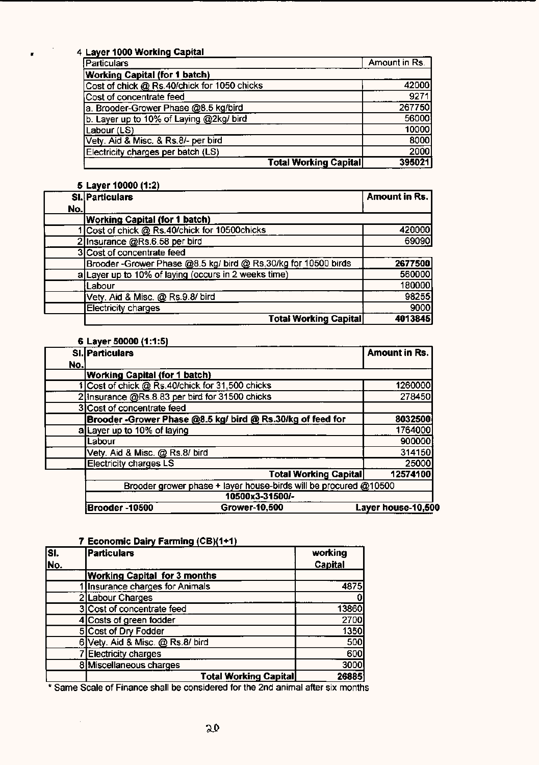4 **Layer 1000 Working Capital**

| Particulars | Amount in Rs. |
|---|---|
| **Working Capital (for 1 batch)** | |
| Cost of chick @ Rs.40/chick for 1050 chicks | 42000 |
| Cost of concentrate feed | 9271 |
| a. Brooder-Grower Phase @8.5 kg/bird | 267750 |
| b. Layer up to 10% of Laying @2kg/ bird | 56000 |
| Labour (LS) | 10000 |
| Vety. Aid & Misc. & Rs.8/- per bird | 8000 |
| Electricity charges per batch (LS) | 2000 |
| **Total Working Capital** | **395021** |

5 **Layer 10000 (1:2)**

| Sl. No. | Particulars | Amount in Rs. |
|---|---|---|
| | **Working Capital (for 1 batch)** | |
| 1 | Cost of chick @ Rs.40/chick for 10500chicks | 420000 |
| 2 | Insurance @Rs.6.58 per bird | 69090 |
| 3 | Cost of concentrate feed | |
| | Brooder -Grower Phase @8.5 kg/ bird @ Rs.30/kg for 10500 birds | **2677500** |
| a | Layer up to 10% of laying (occurs in 2 weeks time) | 560000 |
| | Labour | 180000 |
| | Vety. Aid & Misc. @ Rs.9.8/ bird | 98255 |
| | Electricity charges | 9000 |
| | **Total Working Capital** | **4013845** |

6 **Layer 50000 (1:1:5)**

| Sl. No. | Particulars | Amount in Rs. |
|---|---|---|
| | **Working Capital (for 1 batch)** | |
| 1 | Cost of chick @ Rs.40/chick for 31,500 chicks | 1260000 |
| 2 | Insurance @Rs.8.83 per bird for 31500 chicks | 278450 |
| 3 | Cost of concentrate feed | |
| | **Brooder -Grower Phase @8.5 kg/ bird @ Rs.30/kg of feed for** | **8032500** |
| a | Layer up to 10% of laying | 1764000 |
| | Labour | 900000 |
| | Vety. Aid & Misc. @ Rs.8/ bird | 314150 |
| | Electricity charges LS | 25000 |
| | **Total Working Capital** | **12574100** |
| | Brooder grower phase + layer house-birds will be procured @10500 | |
| | **10500x3-31500/-** | |
| | **Brooder -10500 Grower-10,500** | **Layer house-10,500** |

7 **Economic Dairy Farming (CB)(1+1)**

| Sl. No. | Particulars | working Capital |
|---|---|---|
| | **Working Capital for 3 months** | |
| 1 | Insurance charges for Animals | 4875 |
| 2 | Labour Charges | 0 |
| 3 | Cost of concentrate feed | 13860 |
| 4 | Costs of green fodder | 2700 |
| 5 | Cost of Dry Fodder | 1350 |
| 6 | Vety. Aid & Misc. @ Rs.8/ bird | 500 |
| 7 | Electricity charges | 600 |
| 8 | Miscellaneous charges | 3000 |
| | **Total Working Capital** | **26885** |

* Same Scale of Finance shall be considered for the 2nd animal after six months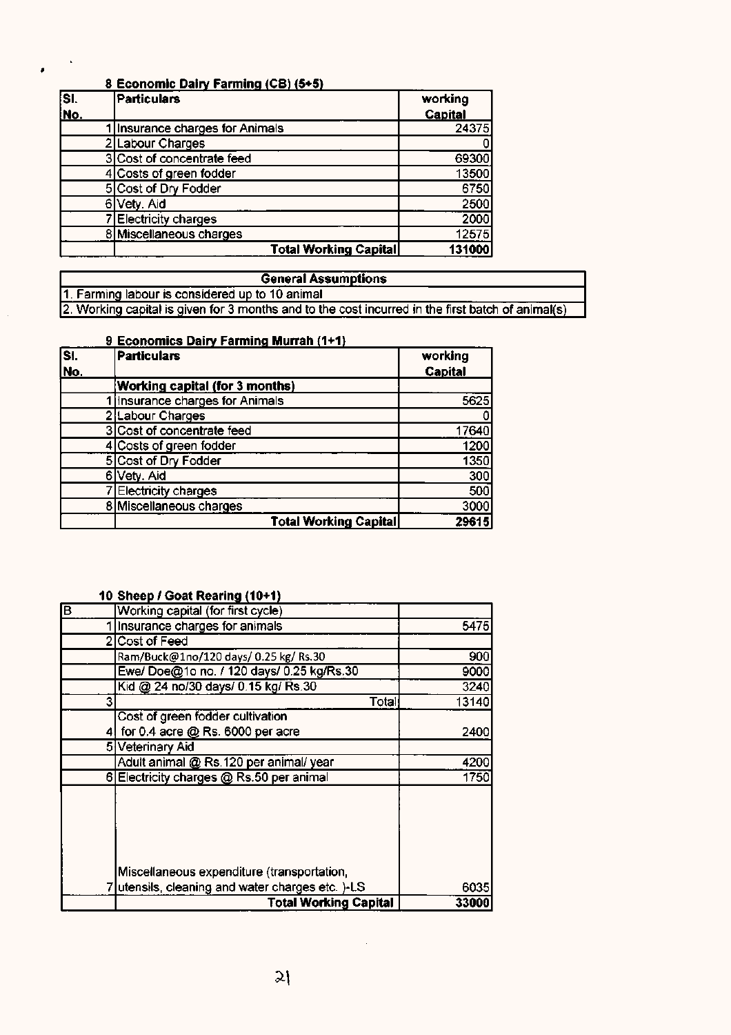### 8 Economic Dairy Farming (CB) (5+5)

| Sl. No. | Particulars | working Capital |
|---|---|---|
| 1 | Insurance charges for Animals | 24375 |
| 2 | Labour Charges | 0 |
| 3 | Cost of concentrate feed | 69300 |
| 4 | Costs of green fodder | 13500 |
| 5 | Cost of Dry Fodder | 6750 |
| 6 | Vety. Aid | 2500 |
| 7 | Electricity charges | 2000 |
| 8 | Miscellaneous charges | 12575 |
| | **Total Working Capital** | **131000** |

| General Assumptions |
|---|
| 1. Farming labour is considered up to 10 animal |
| 2. Working capital is given for 3 months and to the cost incurred in the first batch of animal(s) |

### 9 Economics Dairy Farming Murrah (1+1)

| Sl. No. | Particulars | working Capital |
|---|---|---|
| | **Working capital (for 3 months)** | |
| 1 | Insurance charges for Animals | 5625 |
| 2 | Labour Charges | 0 |
| 3 | Cost of concentrate feed | 17640 |
| 4 | Costs of green fodder | 1200 |
| 5 | Cost of Dry Fodder | 1350 |
| 6 | Vety. Aid | 300 |
| 7 | Electricity charges | 500 |
| 8 | Miscellaneous charges | 3000 |
| | **Total Working Capital** | **29615** |

### 10 Sheep / Goat Rearing (10+1)

| B | Working capital (for first cycle) | |
|---|---|---|
| 1 | Insurance charges for animals | 5475 |
| 2 | Cost of Feed | |
| | Ram/Buck@1no/120 days/ 0.25 kg/ Rs.30 | 900 |
| | Ewe/ Doe@1o no. / 120 days/ 0.25 kg/Rs.30 | 9000 |
| | Kid @ 24 no/30 days/ 0.15 kg/ Rs.30 | 3240 |
| 3 | Total | 13140 |
| | Cost of green fodder cultivation | |
| 4 | for 0.4 acre @ Rs. 6000 per acre | 2400 |
| 5 | Veterinary Aid | |
| | Adult animal @ Rs.120 per animal/ year | 4200 |
| 6 | Electricity charges @ Rs.50 per animal | 1750 |
| 7 | Miscellaneous expenditure (transportation, utensils, cleaning and water charges etc. )-LS | 6035 |
| | **Total Working Capital** | **33000** |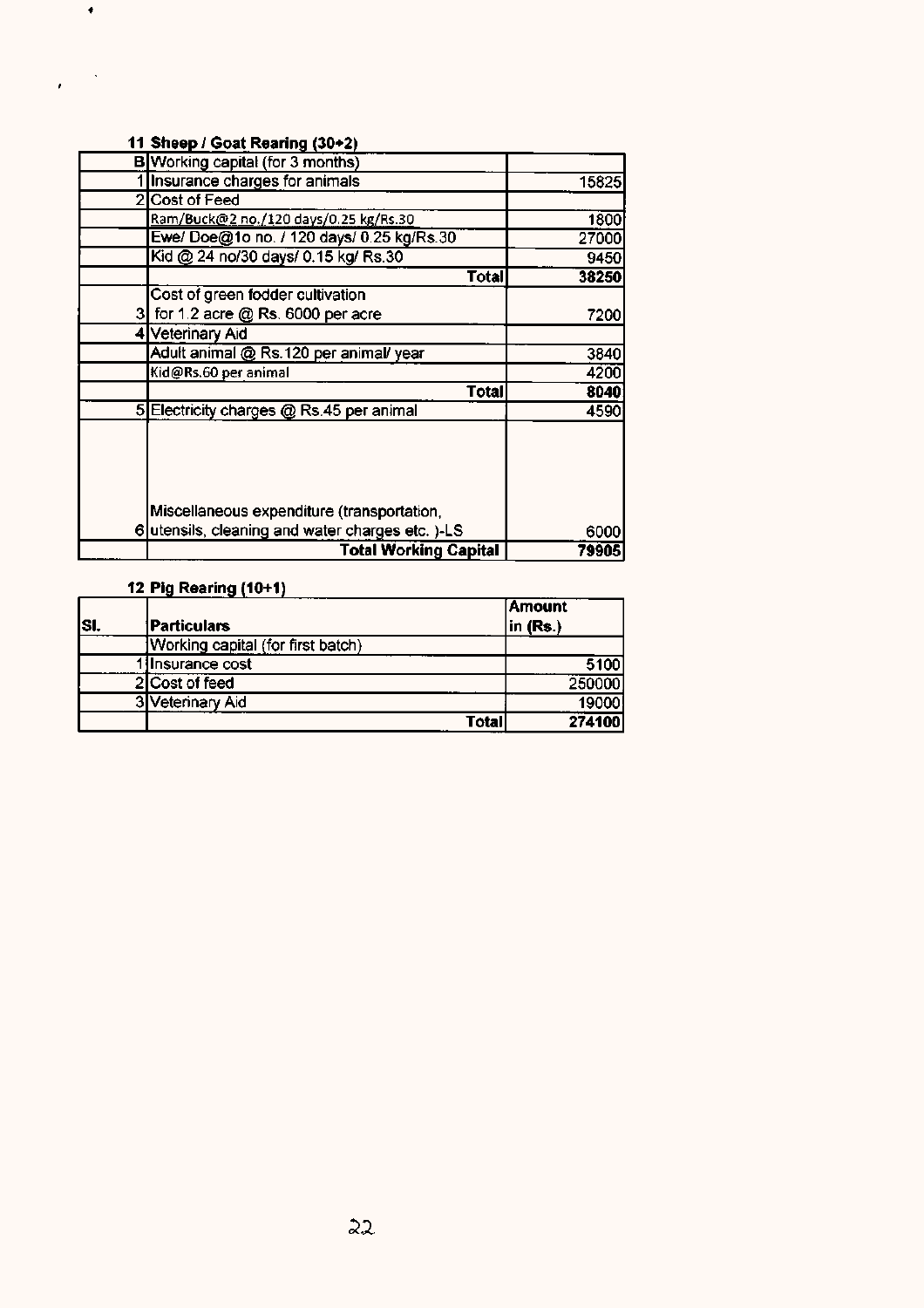### 11 Sheep / Goat Rearing (30+2)

| | | |
|---|---|---|
| B | Working capital (for 3 months) | |
| 1 | Insurance charges for animals | 15825 |
| 2 | Cost of Feed | |
| | Ram/Buck@2 no./120 days/0.25 kg/Rs.30 | 1800 |
| | Ewe/ Doe@1o no. / 120 days/ 0.25 kg/Rs.30 | 27000 |
| | Kid @ 24 no/30 days/ 0.15 kg/ Rs.30 | 9450 |
| | **Total** | **38250** |
| 3 | Cost of green fodder cultivation for 1.2 acre @ Rs. 6000 per acre | 7200 |
| 4 | Veterinary Aid | |
| | Adult animal @ Rs.120 per animal/ year | 3840 |
| | Kid@Rs.60 per animal | 4200 |
| | **Total** | **8040** |
| 5 | Electricity charges @ Rs.45 per animal | 4590 |
| 6 | Miscellaneous expenditure (transportation, utensils, cleaning and water charges etc. )-LS | 6000 |
| | **Total Working Capital** | **79905** |

### 12 Pig Rearing (10+1)

| Sl. | Particulars | Amount in (Rs.) |
|---|---|---|
| | Working capital (for first batch) | |
| 1 | Insurance cost | 5100 |
| 2 | Cost of feed | 250000 |
| 3 | Veterinary Aid | 19000 |
| | **Total** | **274100** |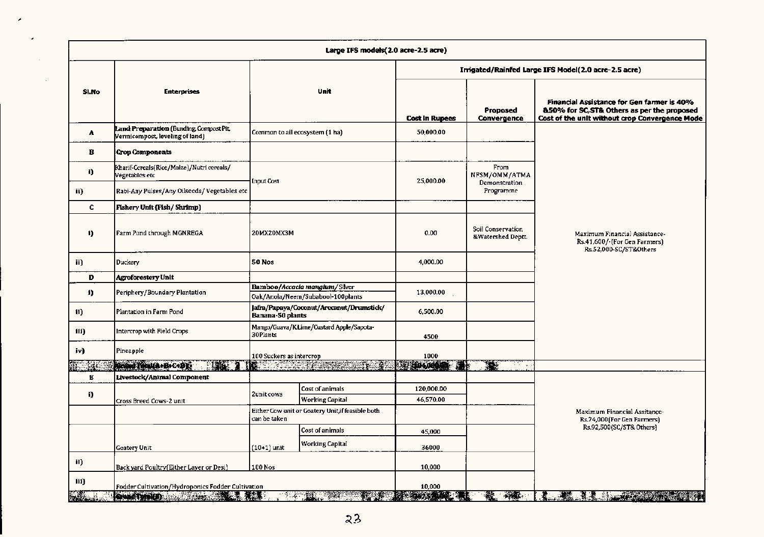| Large IFS models(2.0 acre-2.5 acre) | | | | | | |
|---|---|---|---|---|---|---|
| Sl.No | Enterprises | Unit | | Irrigated/Rainfed Large IFS Model(2.0 acre-2.5 acre) | | |
| | | | | Cost in Rupees | Proposed Convergence | Financial Assistance for Gen farmer is 40% &50% for SC,ST& Others as per the proposed Cost of the unit without crop Convergence Mode |
| A | Land Preparation (Bunding, Compost Pit, Vermicompost, leveling of land) | Common to all ecosystem (1 ha) | | 50,000.00 | | |
| B | Crop Components | | | | | Maximum Financial Assistance-Rs.41,600/-(For Gen Farmers) Rs.52,000-SC/ST&Others |
| i) | Kharif-Cereals(Rice/Maize)/Nutri cereals/ Vegetables etc | Input Cost | | 25,000.00 | From NFSM/OMM/ATMA Demonstration Programme | |
| ii) | Rabi-Any Pulses/Any Oilseeds/ Vegetables etc | | | | | |
| C | Fishery Unit (Fish/ Shrimp) | | | | | |
| i) | Farm Pond through MGNREGA | 20MX20MX3M | | 0.00 | Soil Conservation &Watershed Deptt. | |
| ii) | Duckery | 50 Nos | | 4,000.00 | | |
| D | Agroforestery Unit | | | | | |
| i) | Periphery/Boundary Plantation | Bamboo/*Accacia mangium*/Silver Oak/Anola/Neem/Subabool-100plants | | 13,000.00 | | |
| ii) | Plantation in Farm Pond | Jafra/Papaya/Coconut/Arecanut/Drumstick/ Banana-50 plants | | 6,500.00 | | |
| iii) | Intercrop with Field Crops | Mango/Guava/K.Lime/Custard Apple/Sapota-30Plants | | 4500 | | |
| iv) | Pineapple | 100 Suckers as intercrop | | 1000 | | |
| | Grand Total(A+B+C+D): | | | 104,000.00 | | |
| E | Livestock/Animal Component | | | | | Maximum Financial Assitance-Rs.74,000(For Gen Farmers) Rs.92,500(SC/ST& Others) |
| i) | Cross Breed Cows-2 unit | 2unit cows | Cost of animals | 120,000.00 | | |
| | | | Working Capital | 46,570.00 | | |
| | | Either Cow unit or Goatery Unit,if feasible both can be taken | | | | |
| | Goatery Unit | (10+1) unit | Cost of animals | 45,000 | | |
| | | | Working Capital | 36000 | | |
| ii) | Back yard Poultry(Either Layer or Desi) | 100 Nos | | 10,000 | | |
| iii) | Fodder Cultivation/Hydroponics Fodder Cultivation | | | 10,000 | | |
| | Grand Total(E) | | | | | |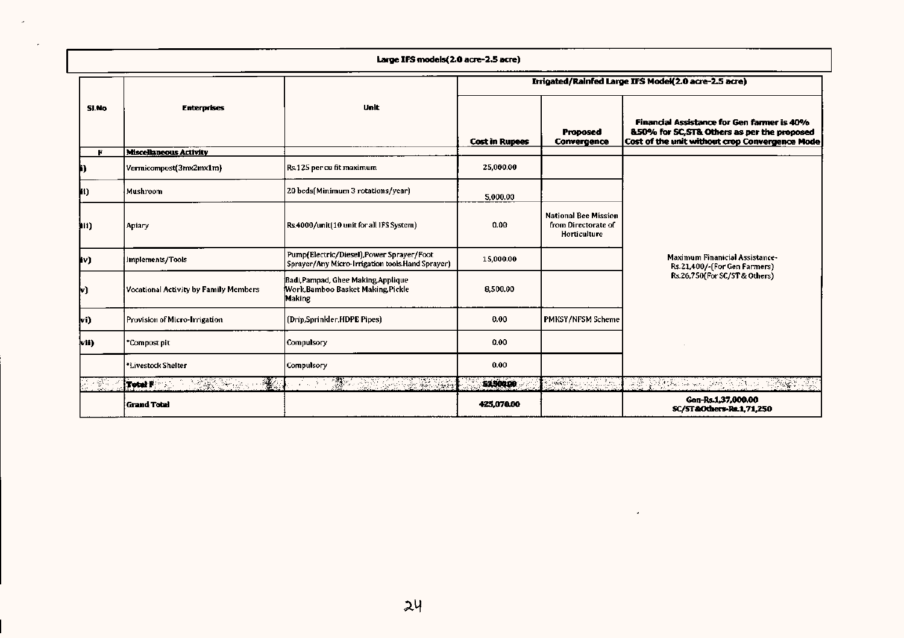Large IFS models(2.0 acre-2.5 acre)

| Sl.No | Enterprises | Unit | Irrigated/Rainfed Large IFS Model(2.0 acre-2.5 acre) | | |
|---|---|---|---|---|---|
| | | | Cost in Rupees | Proposed Convergence | Financial Assistance for Gen farmer is 40% &50% for SC,ST& Others as per the proposed Cost of the unit without crop Convergence Mode |
| F | Miscellaneous Activity | | | | |
| i) | Vermicompost(3mx2mx1m) | Rs.125 per cu fit maximum | 25,000.00 | | Maximum Finanicial Assistance- Rs.21,400/-(For Gen Farmers) Rs.26,750(For SC/ST & Others) |
| ii) | Mushroom | 20 beds(Minimum 3 rotations/year) | 5,000.00 | | |
| iii) | Apiary | Rs.4000/unit(10 unit for all IFS System) | 0.00 | National Bee Mission from Directorate of Horticulture | |
| iv) | Implements/Tools | Pump(Electric/Diesel),Power Sprayer/Foot Sprayer/Any Micro-Irrigation tools.Hand Sprayer) | 15,000.00 | | |
| v) | Vocational Activity by Family Members | Badi,Pampad, Ghee Making,Applique Work,Bamboo Basket Making,Pickle Making | 8,500.00 | | |
| vi) | Provision of Micro-Irrigation | (Drip,Sprinkler,HDPE Pipes) | 0.00 | PMKSY/NFSM Scheme | |
| vii) | *Compost pit | Compulsory | 0.00 | | |
| | *Livestock Shelter | Compulsory | 0.00 | | |
| | Total F | | 53,500.00 | | |
| | Grand Total | | 425,070.00 | | Gen-Rs.1,37,000.00 SC/ST&Others-Rs.1,71,250 |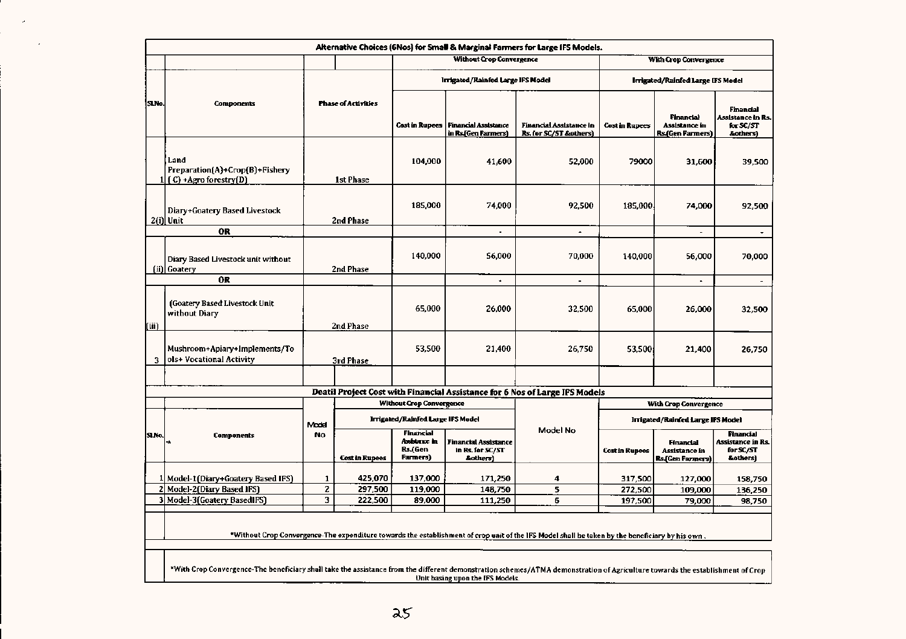**Alternative Choices (6Nos) for Small & Marginal Farmers for Large IFS Models.**

| Sl.No. | Components | Phase of Activities | Without Crop Convergence | | | With Crop Convergence | | |
|---|---|---|---|---|---|---|---|---|
| | | | Irrigated/Rainfed Large IFS Model | | | Irrigated/Rainfed Large IFS Model | | |
| | | | Cost in Rupees | Financial Assistance in Rs.(Gen Farmers) | Financial Assistance in Rs. for SC/ST &others) | Cost in Rupees | Financial Assistance in Rs.(Gen Farmers) | Financial Assistance in Rs. for SC/ST &others) |
| 1 | Land Preparation(A)+Crop(B)+Fishery ( C) +Agro forestry(D) | 1st Phase | 104,000 | 41,600 | 52,000 | 79000 | 31,600 | 39,500 |
| 2(i) | Diary+Goatery Based Livestock Unit | 2nd Phase | 185,000 | 74,000 | 92,500 | 185,000 | 74,000 | 92,500 |
| | OR | | | - | - | | - | - |
| (ii) | Diary Based Livestock unit without Goatery | 2nd Phase | 140,000 | 56,000 | 70,000 | 140,000 | 56,000 | 70,000 |
| | OR | | | - | - | | - | - |
| (iii) | (Goatery Based Livestock Unit without Diary | 2nd Phase | 65,000 | 26,000 | 32,500 | 65,000 | 26,000 | 32,500 |
| 3 | Mushroom+Apiary+Implements/Tools+ Vocational Activity | 3rd Phase | 53,500 | 21,400 | 26,750 | 53,500 | 21,400 | 26,750 |

**Deatil Project Cost with Financial Assistance for 6 Nos of Large IFS Models**

| Sl.No. | Components | Model No | Without Crop Convergence | | | Model No | With Crop Convergence | | |
|---|---|---|---|---|---|---|---|---|---|
| | | | Irrigated/Rainfed Large IFS Model | | | | Irrigated/Rainfed Large IFS Model | | |
| | | | Cost in Rupees | Financial Assistance in Rs.(Gen Farmers) | Financial Assistance in Rs. for SC/ST &others) | | Cost in Rupees | Financial Assistance in Rs.(Gen Farmers) | Financial Assistance in Rs. for SC/ST &others) |
| 1 | Model-1(Diary+Goatery Based IFS) | 1 | 425,070 | 137,000 | 171,250 | 4 | 317,500 | 127,000 | 158,750 |
| 2 | Model-2(Diary Based IFS) | 2 | 297,500 | 119,000 | 148,750 | 5 | 272,500 | 109,000 | 136,250 |
| 3 | Model-3(Goatery BasedIFS) | 3 | 222,500 | 89,000 | 111,250 | 6 | 197,500 | 79,000 | 98,750 |

*Without Crop Convergence-The expenditure towards the establishment of crop unit of the IFS Model shall be taken by the beneficiary by his own .

*With Crop Convergence-The beneficiary shall take the assistance from the different demonstration schemes/ATMA demonstration of Agriculture towards the establishment of Crop Unit basing upon the IFS Models.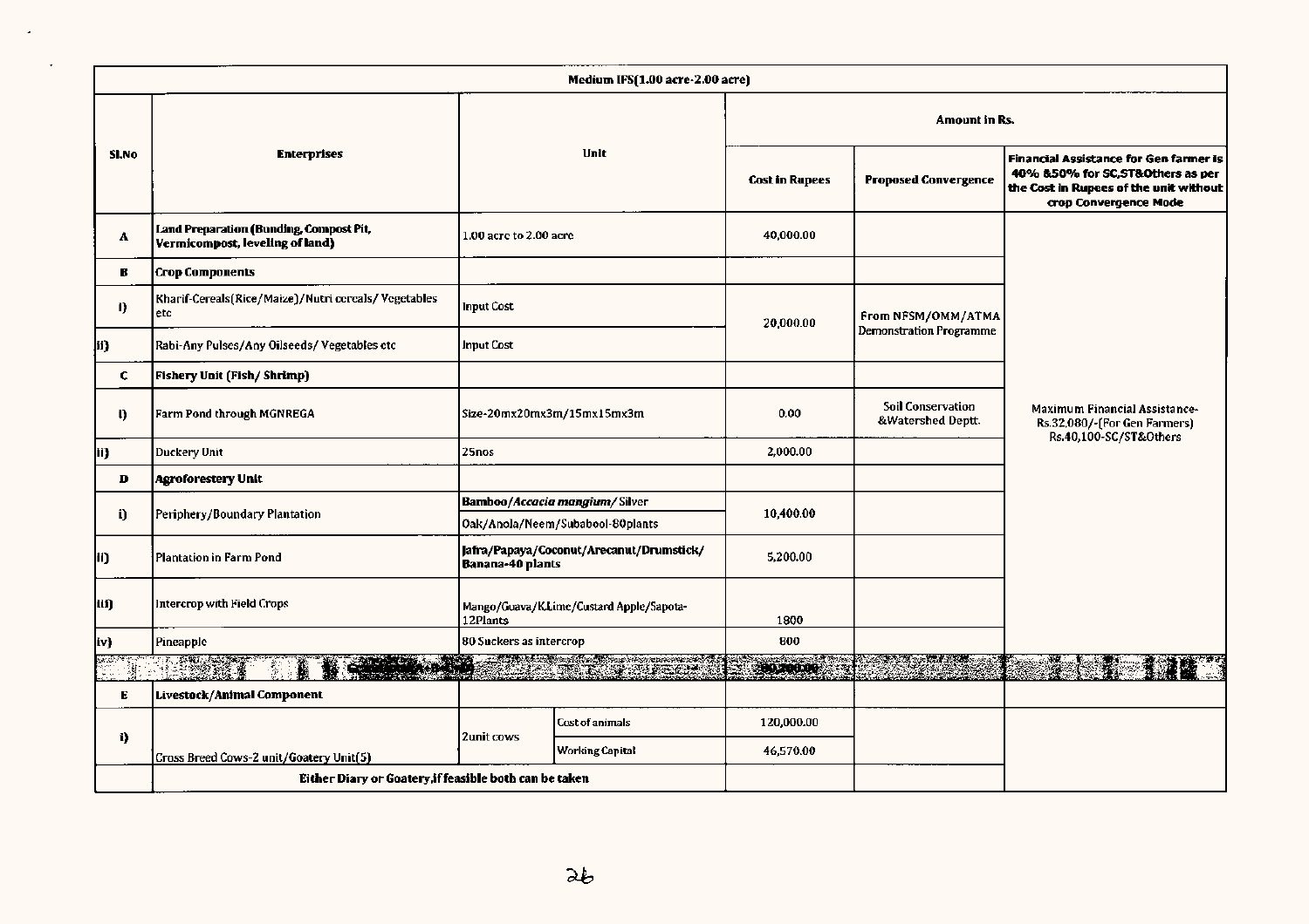| Medium IFS(1.00 acre-2.00 acre) | | | | | | |
|---|---|---|---|---|---|---|
| Sl.No | Enterprises | Unit | | Amount in Rs. | | |
| | | | | Cost in Rupees | Proposed Convergence | Financial Assistance for Gen farmer is 40% &50% for SC,ST&Others as per the Cost in Rupees of the unit without crop Convergence Mode |
| A | Land Preparation (Bunding, Compost Pit, Vermicompost, leveling of land) | 1.00 acre to 2.00 acre | | 40,000.00 | | Maximum Financial Assistance-Rs.32,080/-(For Gen Farmers) Rs.40,100-SC/ST&Others |
| B | Crop Components | | | | | |
| i) | Kharif-Cereals(Rice/Maize)/Nutri cereals/ Vegetables etc | Input Cost | | 20,000.00 | From NFSM/OMM/ATMA Demonstration Programme | |
| ii) | Rabi-Any Pulses/Any Oilseeds/ Vegetables etc | Input Cost | | | | |
| C | Fishery Unit (Fish/ Shrimp) | | | | | |
| i) | Farm Pond through MGNREGA | Size-20mx20mx3m/15mx15mx3m | | 0.00 | Soil Conservation &Watershed Deptt. | |
| ii) | Duckery Unit | 25nos | | 2,000.00 | | |
| D | Agroforestery Unit | | | | | |
| i) | Periphery/Boundary Plantation | Bamboo/*Accacia mangium*/ Silver Oak/Anola/Neem/Subabool-80plants | | 10,400.00 | | |
| ii) | Plantation in Farm Pond | Jafra/Papaya/Coconut/Arecanut/Drumstick/ Banana-40 plants | | 5,200.00 | | |
| iii) | Intercrop with Field Crops | Mango/Guava/K.Lime/Custard Apple/Sapota-12Plants | | 1800 | | |
| iv) | Pineapple | 80 Suckers as intercrop | | 800 | | |
| | | | | 80,200.00 | | |
| E | Livestock/Animal Component | | | | | |
| i) | Cross Breed Cows-2 unit/Goatery Unit(5) | 2unit cows | Cost of animals | 120,000.00 | | |
| | | | Working Capital | 46,570.00 | | |
| | Either Diary or Goatery,if feasible both can be taken | | | | | |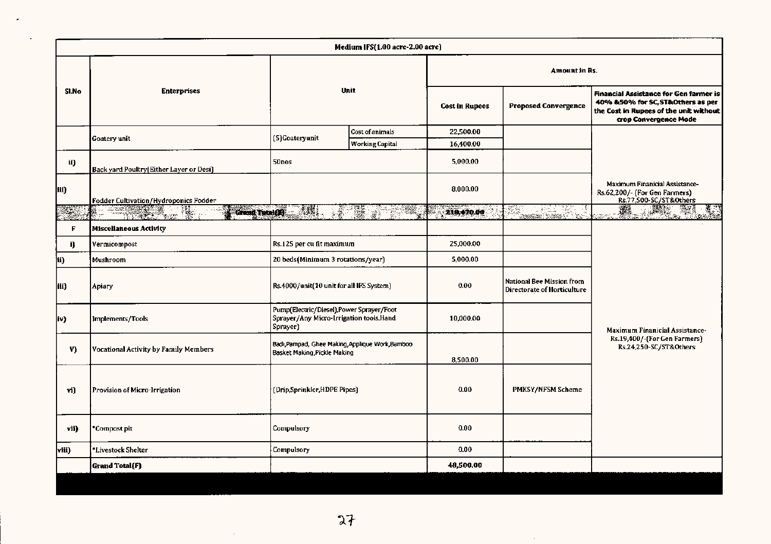| Medium IFS(1.00 acre-2.00 acre) | | | | | | |
|---|---|---|---|---|---|---|
| Sl.No | Enterprises | Unit | | Amount in Rs. | | |
| | | | | Cost in Rupees | Proposed Convergence | Financial Assistance for Gen farmer is 40% &50% for SC,ST&Others as per the Cost in Rupees of the unit without crop Convergence Mode |
| | Goatery unit | (5)Goateryunit | Cost of animals | 22,500.00 | | Maximum Finanicial Assistance-Rs.62,200/- (For Gen Farmers) Rs.77,500-SC/ST&Others |
| | | | Working Capital | 16,400.00 | | |
| ii) | Back yard Poultry(Either Layer or Desi) | 50nos | | 5,000.00 | | |
| iii) | Fodder Cultivation/Hydroponics Fodder | | | 8,000.00 | | |
| | Grand Total(E) | | | 210,470.00 | | |
| F | **Miscellaneous Activity** | | | | | |
| i) | Vermicompost | Rs.125 per cu fit maximum | | 25,000.00 | | Maximum Finanicial Assistance-Rs.19,400/-(For Gen Farmers) Rs.24,250-SC/ST&Others |
| ii) | Mushroom | 20 beds(Minimum 3 rotations/year) | | 5,000.00 | | |
| iii) | Apiary | Rs.4000/unit(10 unit for all IFS System) | | 0.00 | National Bee Mission from Directorate of Horticulture | |
| iv) | Implements/Tools | Pump(Electric/Diesel),Power Sprayer/Foot Sprayer/Any Micro-Irrigation tools.Hand Sprayer) | | 10,000.00 | | |
| V) | Vocational Activity by Family Members | Badi,Pampad, Ghee Making,Applique Work,Bamboo Basket Making,Pickle Making | | 8,500.00 | | |
| vi) | Provision of Micro-Irrigation | (Drip,Sprinkler,HDPE Pipes) | | 0.00 | PMKSY/NFSM Scheme | |
| vii) | *Compost pit | Compulsory | | 0.00 | | |
| viii) | *Livestock Shelter | Compulsory | | 0.00 | | |
| | **Grand Total(F)** | | | **48,500.00** | | |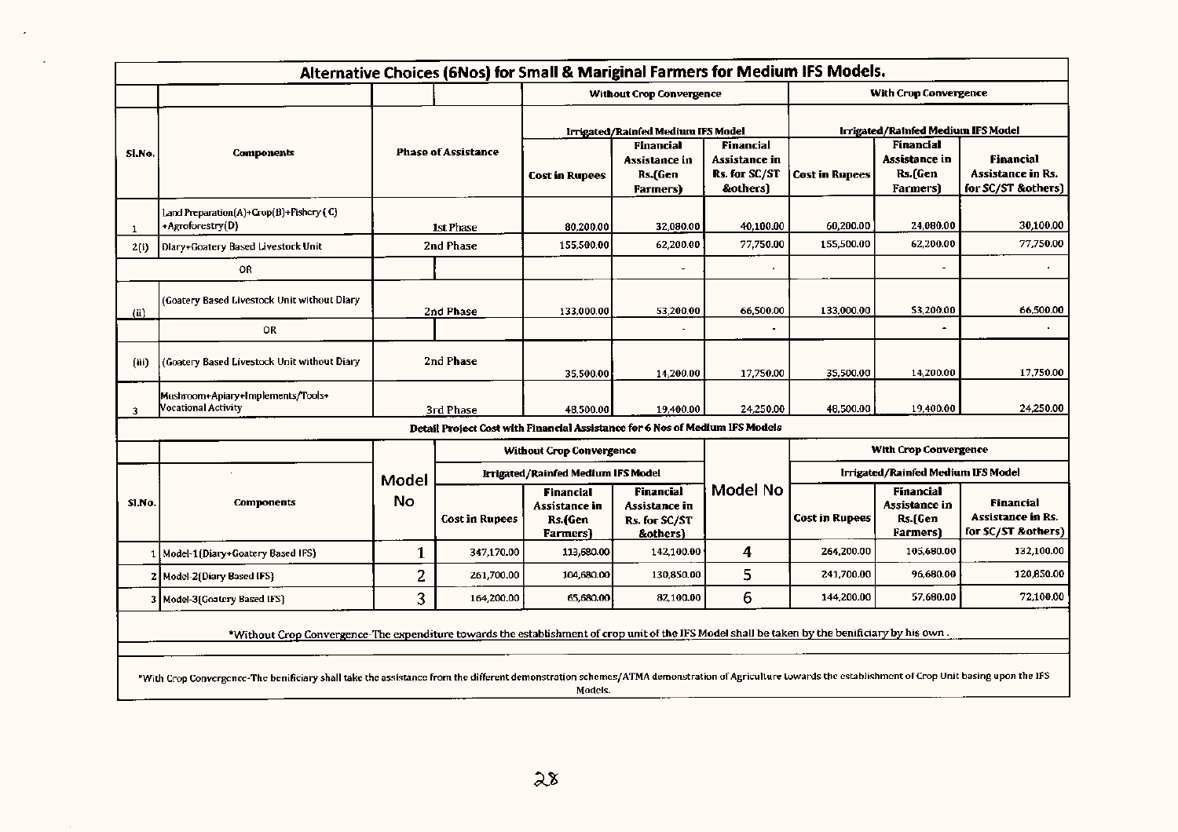## Alternative Choices (6Nos) for Small & Mariginal Farmers for Medium IFS Models.

| Sl.No. | Components | Phase of Assistance | Without Crop Convergence | | | With Crop Convergence | | |
|---|---|---|---|---|---|---|---|---|
| | | | Irrigated/Rainfed Medium IFS Model | | | Irrigated/Rainfed Medium IFS Model | | |
| | | | Cost in Rupees | Financial Assistance in Rs.(Gen Farmers) | Financial Assistance in Rs. for SC/ST &others) | Cost in Rupees | Financial Assistance in Rs.(Gen Farmers) | Financial Assistance in Rs. for SC/ST &others) |
| 1 | Land Preparation(A)+Crop(B)+Fishery (C) +Agroforestry(D) | 1st Phase | 80,200.00 | 32,080.00 | 40,100.00 | 60,200.00 | 24,080.00 | 30,100.00 |
| 2(i) | Diary+Goatery Based Livestock Unit | 2nd Phase | 155,500.00 | 62,200.00 | 77,750.00 | 155,500.00 | 62,200.00 | 77,750.00 |
| | OR | | | - | - | | - | - |
| (ii) | (Goatery Based Livestock Unit without Diary | 2nd Phase | 133,000.00 | 53,200.00 | 66,500.00 | 133,000.00 | 53,200.00 | 66,500.00 |
| | OR | | | - | - | | - | - |
| (iii) | (Goatery Based Livestock Unit without Diary | 2nd Phase | 35,500.00 | 14,200.00 | 17,750.00 | 35,500.00 | 14,200.00 | 17,750.00 |
| 3 | Mushroom+Apiary+Implements/Tools+ Vocational Activity | 3rd Phase | 48,500.00 | 19,400.00 | 24,250.00 | 48,500.00 | 19,400.00 | 24,250.00 |

### Detail Project Cost with Financial Assistance for 6 Nos of Medium IFS Models

| Sl.No. | Components | Model No | Without Crop Convergence | | | Model No | With Crop Convergence | | |
|---|---|---|---|---|---|---|---|---|---|
| | | | Irrigated/Rainfed Medium IFS Model | | | | Irrigated/Rainfed Medium IFS Model | | |
| | | | Cost in Rupees | Financial Assistance in Rs.(Gen Farmers) | Financial Assistance in Rs. for SC/ST &others) | | Cost in Rupees | Financial Assistance in Rs.(Gen Farmers) | Financial Assistance in Rs. for SC/ST &others) |
| 1 | Model-1(Diary+Goatery Based IFS) | 1 | 347,170.00 | 113,680.00 | 142,100.00 | 4 | 264,200.00 | 105,680.00 | 132,100.00 |
| 2 | Model-2(Diary Based IFS) | 2 | 261,700.00 | 104,680.00 | 130,850.00 | 5 | 241,700.00 | 96,680.00 | 120,850.00 |
| 3 | Model-3(Goatery Based IFS) | 3 | 164,200.00 | 65,680.00 | 82,100.00 | 6 | 144,200.00 | 57,680.00 | 72,100.00 |

*Without Crop Convergence-The expenditure towards the establishment of crop unit of the IFS Model shall be taken by the benificiary by his own .

*With Crop Convergence-The benificiary shall take the assistance from the different demonstration schemes/ATMA demonstration of Agriculture towards the establishment of Crop Unit basing upon the IFS Models.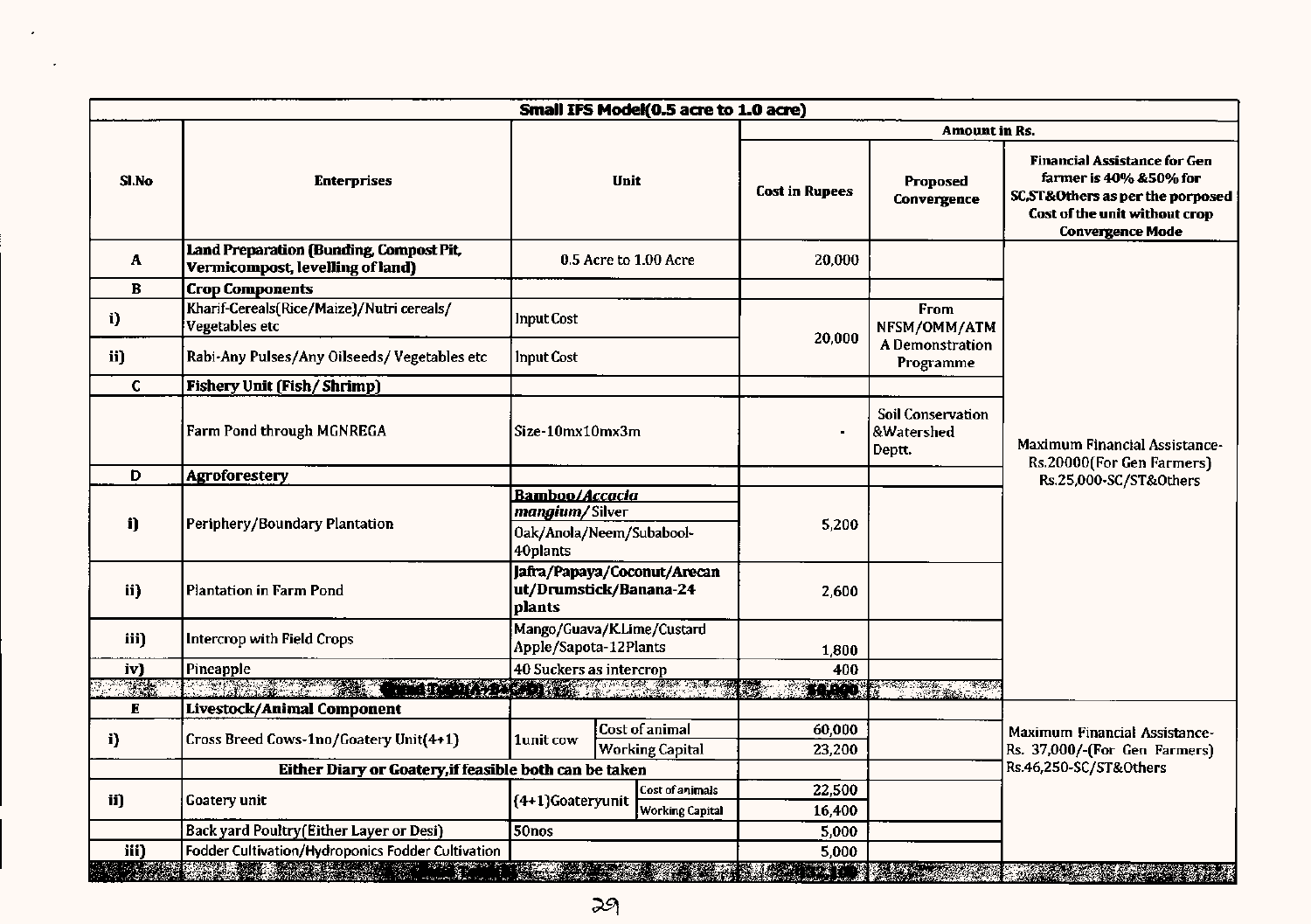| Small IFS Model(0.5 acre to 1.0 acre) | | | | | | |
|---|---|---|---|---|---|---|
| | | | | Amount in Rs. | | |
| Sl.No | Enterprises | Unit | | Cost in Rupees | Proposed Convergence | Financial Assistance for Gen farmer is 40% &50% for SC,ST&Others as per the porposed Cost of the unit without crop Convergence Mode |
| A | **Land Preparation (Bunding, Compost Pit, Vermicompost, levelling of land)** | 0.5 Acre to 1.00 Acre | | 20,000 | | Maximum Financial Assistance-Rs.20000(For Gen Farmers) Rs.25,000-SC/ST&Others |
| B | **Crop Components** | | | | | |
| i) | Kharif-Cereals(Rice/Maize)/Nutri cereals/ Vegetables etc | Input Cost | | 20,000 | From NFSM/OMM/ATMA Demonstration Programme | |
| ii) | Rabi-Any Pulses/Any Oilseeds/ Vegetables etc | Input Cost | | | | |
| C | **Fishery Unit (Fish/ Shrimp)** | | | | | |
| | Farm Pond through MGNREGA | Size-10mx10mx3m | | - | Soil Conservation &Watershed Deptt. | |
| D | **Agroforestery** | | | | | |
| i) | Periphery/Boundary Plantation | **Bamboo/*Accacia mangium*/**Silver Oak/Anola/Neem/Subabool-40plants | | 5,200 | | |
| ii) | Plantation in Farm Pond | **Jafra/Papaya/Coconut/Arecanut/Drumstick/Banana-24 plants** | | 2,600 | | |
| iii) | Intercrop with Field Crops | Mango/Guava/K.Lime/Custard Apple/Sapota-12Plants | | 1,800 | | |
| iv) | Pineapple | 40 Suckers as intercrop | | 400 | | |
| | **Grand Total(A+B+C+D)** | | | **50,000** | | |
| E | **Livestock/Animal Component** | | | | | Maximum Financial Assistance-Rs. 37,000/-(For Gen Farmers) Rs.46,250-SC/ST&Others |
| i) | Cross Breed Cows-1no/Goatery Unit(4+1) | 1unit cow | Cost of animal | 60,000 | | |
| | | | Working Capital | 23,200 | | |
| | **Either Diary or Goatery,if feasible both can be taken** | | | | | |
| ii) | Goatery unit | (4+1)Goateryunit | Cost of animals | 22,500 | | |
| | | | Working Capital | 16,400 | | |
| | Back yard Poultry(Either Layer or Desi) | 50nos | | 5,000 | | |
| iii) | Fodder Cultivation/Hydroponics Fodder Cultivation | | | 5,000 | | |
| | **Grand Total** | | | | | |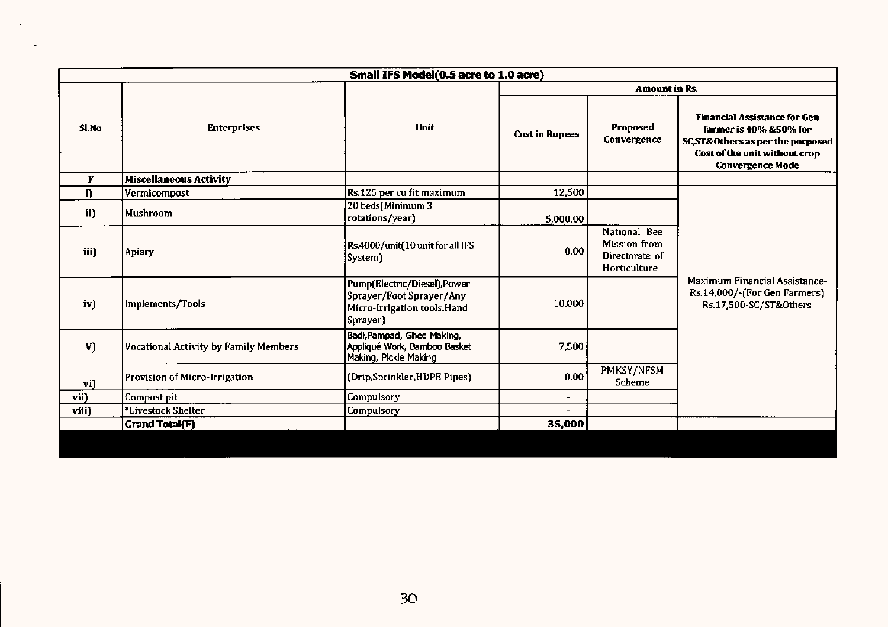| Small IFS Model(0.5 acre to 1.0 acre) | | | | | |
|---|---|---|---|---|---|
| Sl.No | Enterprises | Unit | Amount in Rs. | | |
| | | | Cost in Rupees | Proposed Convergence | Financial Assistance for Gen farmer is 40% &50% for SC,ST&Others as per the porposed Cost of the unit without crop Convergence Mode |
| F | **Miscellaneous Activity** | | | | |
| i) | Vermicompost | Rs.125 per cu fit maximum | 12,500 | | Maximum Financial Assistance-Rs.14,000/-(For Gen Farmers) Rs.17,500-SC/ST&Others |
| ii) | Mushroom | 20 beds(Minimum 3 rotations/year) | 5,000.00 | | |
| iii) | Apiary | Rs.4000/unit(10 unit for all IFS System) | 0.00 | National Bee Mission from Directorate of Horticulture | |
| iv) | Implements/Tools | Pump(Electric/Diesel),Power Sprayer/Foot Sprayer/Any Micro-Irrigation tools.Hand Sprayer) | 10,000 | | |
| V) | Vocational Activity by Family Members | Badi,Pampad, Ghee Making, Appliqué Work, Bamboo Basket Making, Pickle Making | 7,500 | | |
| vi) | Provision of Micro-Irrigation | (Drip,Sprinkler,HDPE Pipes) | 0.00 | PMKSY/NFSM Scheme | |
| vii) | Compost pit | Compulsory | - | | |
| viii) | *Livestock Shelter | Compulsory | - | | |
| | **Grand Total(F)** | | **35,000** | | |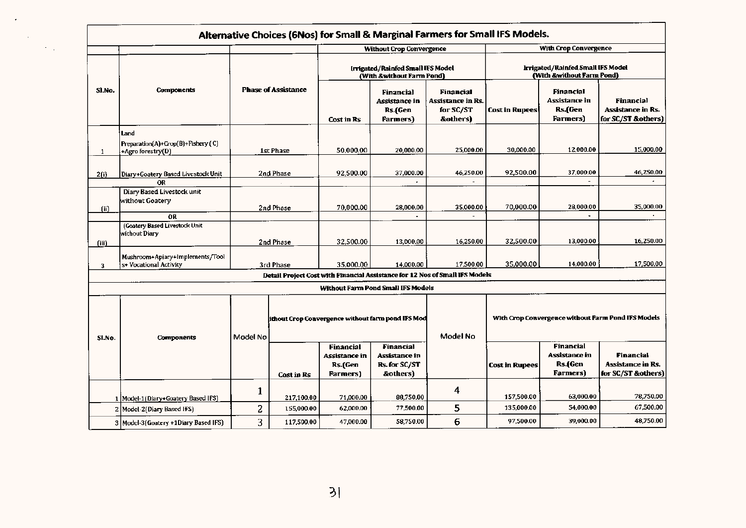## Alternative Choices (6Nos) for Small & Marginal Farmers for Small IFS Models.

| Sl.No. | Components | Phase of Assistance | Without Crop Convergence | | | With Crop Convergence | | |
|---|---|---|---|---|---|---|---|---|
| | | | Irrigated/Rainfed Small IFS Model (With &without Farm Pond) | | | Irrigated/Rainfed Small IFS Model (With &without Farm Pond) | | |
| | | | Cost in Rs | Financial Assistance in Rs.(Gen Farmers) | Financial Assistance in Rs. for SC/ST &others) | Cost in Rupees | Financial Assistance in Rs.(Gen Farmers) | Financial Assistance in Rs. for SC/ST &others) |
| 1 | Land Preparation(A)+Crop(B)+Fishery ( C) +Agro forestry(D) | 1st Phase | 50,000.00 | 20,000.00 | 25,000.00 | 30,000.00 | 12,000.00 | 15,000.00 |
| 2(i) | Diary+Goatery Based Livestock Unit | 2nd Phase | 92,500.00 | 37,000.00 | 46,250.00 | 92,500.00 | 37,000.00 | 46,250.00 |
| | OR | | | - | - | | - | - |
| (ii) | Diary Based Livestock unit without Goatery | 2nd Phase | 70,000.00 | 28,000.00 | 35,000.00 | 70,000.00 | 28,000.00 | 35,000.00 |
| | OR | | | - | - | | - | - |
| (iii) | (Goatery Based Livestock Unit without Diary | 2nd Phase | 32,500.00 | 13,000.00 | 16,250.00 | 32,500.00 | 13,000.00 | 16,250.00 |
| 3 | Mushroom+Apiary+Implements/Tools+ Vocational Activity | 3rd Phase | 35,000.00 | 14,000.00 | 17,500.00 | 35,000.00 | 14,000.00 | 17,500.00 |

### Detail Project Cost with Financial Assistance for 12 Nos of Small IFS Models

### Without Farm Pond Small IFS Models

| Sl.No. | Components | Model No | ithout Crop Convergence without farm pond IFS Mod | | | Model No | With Crop Convergence without Farm Pond IFS Models | | |
|---|---|---|---|---|---|---|---|---|---|
| | | | Cost in Rs | Financial Assistance in Rs.(Gen Farmers) | Financial Assistance in Rs. for SC/ST &others) | | Cost in Rupees | Financial Assistance in Rs.(Gen Farmers) | Financial Assistance in Rs. for SC/ST &others) |
| 1 | Model-1(Diary+Goatery Based IFS) | 1 | 217,100.00 | 71,000.00 | 88,750.00 | 4 | 157,500.00 | 63,000.00 | 78,750.00 |
| 2 | Model-2(Diary Based IFS) | 2 | 155,000.00 | 62,000.00 | 77,500.00 | 5 | 135,000.00 | 54,000.00 | 67,500.00 |
| 3 | Model-3(Goatery +1Diary Based IFS) | 3 | 117,500.00 | 47,000.00 | 58,750.00 | 6 | 97,500.00 | 39,000.00 | 48,750.00 |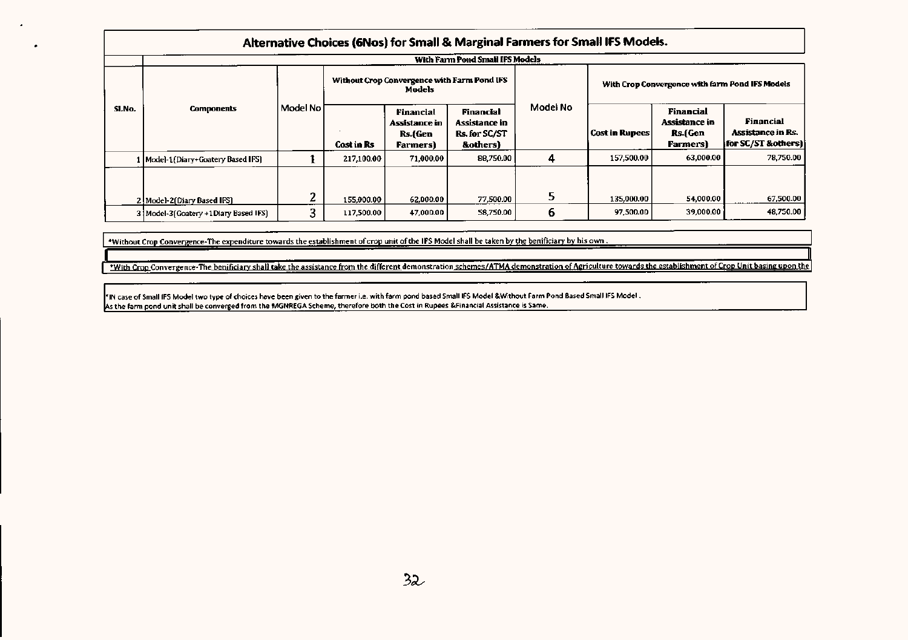## Alternative Choices (6Nos) for Small & Marginal Farmers for Small IFS Models.

| Sl.No. | Components | With Farm Pond Small IFS Models | | | | | | | |
|---|---|---|---|---|---|---|---|---|---|
| | | Model No | Without Crop Convergence with Farm Pond IFS Models | | | Model No | With Crop Convergence with farm Pond IFS Models | | |
| | | | Cost in Rs | Financial Assistance in Rs.(Gen Farmers) | Financial Assistance in Rs. for SC/ST &others) | | Cost in Rupees | Financial Assistance in Rs.(Gen Farmers) | Financial Assistance in Rs. for SC/ST &others) |
| 1 | Model-1(Diary+Goatery Based IFS) | 1 | 217,100.00 | 71,000.00 | 88,750.00 | 4 | 157,500.00 | 63,000.00 | 78,750.00 |
| 2 | Model-2(Diary Based IFS) | 2 | 155,000.00 | 62,000.00 | 77,500.00 | 5 | 135,000.00 | 54,000.00 | 67,500.00 |
| 3 | Model-3(Goatery +1Diary Based IFS) | 3 | 117,500.00 | 47,000.00 | 58,750.00 | 6 | 97,500.00 | 39,000.00 | 48,750.00 |

*Without Crop Convergence-The expenditure towards the establishment of crop unit of the IFS Model shall be taken by the benificiary by his own .

*With Crop Convergence-The benificiary shall take the assistance from the different demonstration schemes/ATMA demonstration of Agriculture towards the establishment of Crop Unit basing upon the

*IN case of Small IFS Model two type of choices have been given to the farmer i.e. with farm pond based Small IFS Model &Without Farm Pond Based Small IFS Model .
As the farm pond unit shall be converged from the MGNREGA Scheme, therefore both the Cost in Rupees &Financial Assistance is Same.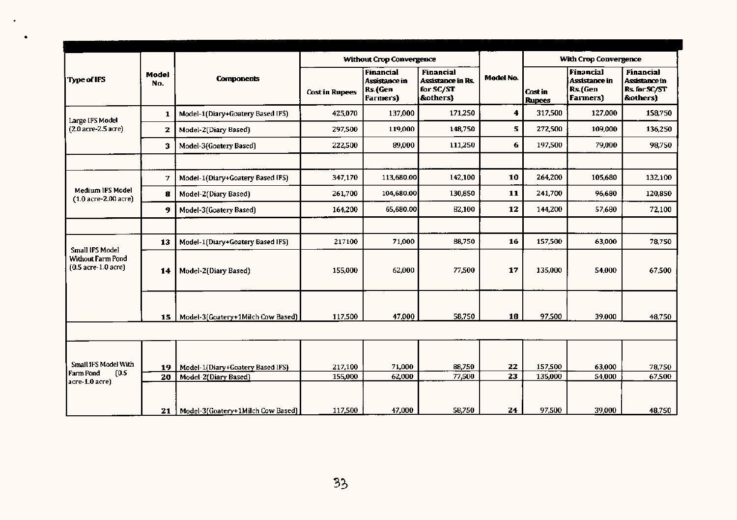| Type of IFS | Model No. | Components | Without Crop Convergence | | | Model No. | With Crop Convergence | | |
|---|---|---|---|---|---|---|---|---|---|
| | | | Cost in Rupees | Financial Assistance in Rs.(Gen Farmers) | Financial Assistance in Rs. for SC/ST &others) | | Cost in Rupees | Financial Assistance in Rs.(Gen Farmers) | Financial Assistance in Rs. for SC/ST &others) |
| Large IFS Model (2.0 acre-2.5 acre) | 1 | Model-1(Diary+Goatery Based IFS) | 425,070 | 137,000 | 171,250 | 4 | 317,500 | 127,000 | 158,750 |
| | 2 | Model-2(Diary Based) | 297,500 | 119,000 | 148,750 | 5 | 272,500 | 109,000 | 136,250 |
| | 3 | Model-3(Goatery Based) | 222,500 | 89,000 | 111,250 | 6 | 197,500 | 79,000 | 98,750 |
| | | | | | | | | | |
| Medium IFS Model (1.0 acre-2.00 acre) | 7 | Model-1(Diary+Goatery Based IFS) | 347,170 | 113,680.00 | 142,100 | 10 | 264,200 | 105,680 | 132,100 |
| | 8 | Model-2(Diary Based) | 261,700 | 104,680.00 | 130,850 | 11 | 241,700 | 96,680 | 120,850 |
| | 9 | Model-3(Goatery Based) | 164,200 | 65,680.00 | 82,100 | 12 | 144,200 | 57,680 | 72,100 |
| | | | | | | | | | |
| Small IFS Model Without Farm Pond (0.5 acre-1.0 acre) | 13 | Model-1(Diary+Goatery Based IFS) | 217100 | 71,000 | 88,750 | 16 | 157,500 | 63,000 | 78,750 |
| | 14 | Model-2(Diary Based) | 155,000 | 62,000 | 77,500 | 17 | 135,000 | 54,000 | 67,500 |
| | 15 | Model-3(Goatery+1Milch Cow Based) | 117,500 | 47,000 | 58,750 | 18 | 97,500 | 39,000 | 48,750 |
| | | | | | | | | | |
| Small IFS Model With Farm Pond (0.5 acre-1.0 acre) | 19 | Model-1(Diary+Goatery Based IFS) | 217,100 | 71,000 | 88,750 | 22 | 157,500 | 63,000 | 78,750 |
| | 20 | Model-2(Diary Based) | 155,000 | 62,000 | 77,500 | 23 | 135,000 | 54,000 | 67,500 |
| | 21 | Model-3(Goatery+1Milch Cow Based) | 117,500 | 47,000 | 58,750 | 24 | 97,500 | 39,000 | 48,750 |